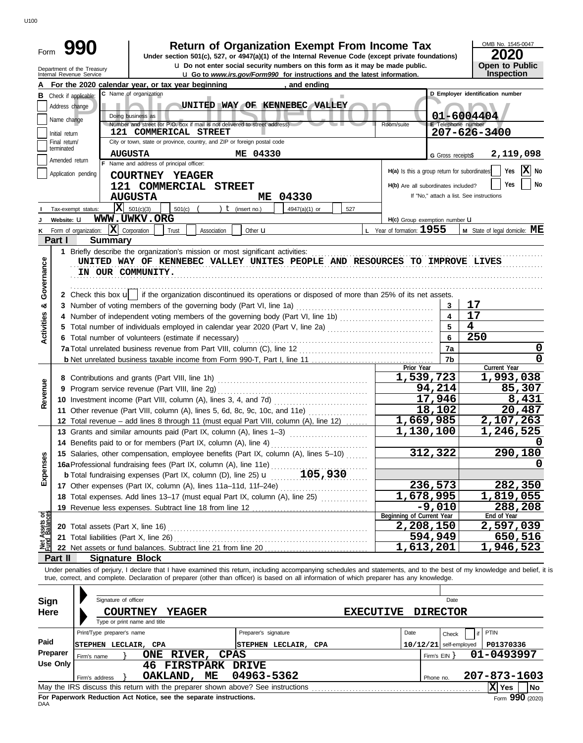# Form 990 — Return of Organization Exempt From Income Tax

**Under section 501(c), 527, or 4947(a)(1) of the Internal Revenue Code (except private foundations)**

u Do not enter social security numbers on this form as it may be made public.

u Go to *www.irs.gov/Form990* for instructions and the latest information.

Department of the Treasury
Internal Revenue Service

OMB No. 1545-0047

**2020**

**Open to Public Inspection**

**A** For the 2020 calendar year, or tax year beginning , and ending

**B** Check if applicable: Address change / Name change / Initial return / Final return/terminated / Amended return / Application pending

**C** Name of organization: UNITED WAY OF KENNEBEC VALLEY

Doing business as

Number and street (or P.O. box if mail is not delivered to street address): 121 COMMERICAL STREET — Room/suite

City or town, state or province, country, and ZIP or foreign postal code: AUGUSTA ME 04330

**D** Employer identification number: 01-6004404

**E** Telephone number: 207-626-3400

**G** Gross receipts$ 2,119,098

**F** Name and address of principal officer:
COURTNEY YEAGER
121 COMMERCIAL STREET
AUGUSTA ME 04330

**H(a)** Is this a group return for subordinates? Yes [ ] No [X]

**H(b)** Are all subordinates included? Yes [ ] No [ ]
If "No," attach a list. See instructions

**I** Tax-exempt status: [X] 501(c)(3) [ ] 501(c) ( ) t (insert no.) [ ] 4947(a)(1) or [ ] 527

**J** Website: u WWW.UWKV.ORG

**H(c)** Group exemption number u

**K** Form of organization: [X] Corporation [ ] Trust [ ] Association [ ] Other u

**L** Year of formation: 1955

**M** State of legal domicile: ME

## Part I Summary

**Activities & Governance**

1 Briefly describe the organization's mission or most significant activities:
UNITED WAY OF KENNEBEC VALLEY UNITES PEOPLE AND RESOURCES TO IMPROVE LIVES IN OUR COMMUNITY.

2 Check this box u [ ] if the organization discontinued its operations or disposed of more than 25% of its net assets.

| | | | |
|---|---|---|---|
| 3 | Number of voting members of the governing body (Part VI, line 1a) | 3 | 17 |
| 4 | Number of independent voting members of the governing body (Part VI, line 1b) | 4 | 17 |
| 5 | Total number of individuals employed in calendar year 2020 (Part V, line 2a) | 5 | 4 |
| 6 | Total number of volunteers (estimate if necessary) | 6 | 250 |
| 7a | Total unrelated business revenue from Part VIII, column (C), line 12 | 7a | 0 |
| b | Net unrelated business taxable income from Form 990-T, Part I, line 11 | 7b | 0 |

| | | Prior Year | Current Year |
|---|---|---|---|
| **Revenue** | | | |
| 8 | Contributions and grants (Part VIII, line 1h) | 1,539,723 | 1,993,038 |
| 9 | Program service revenue (Part VIII, line 2g) | 94,214 | 85,307 |
| 10 | Investment income (Part VIII, column (A), lines 3, 4, and 7d) | 17,946 | 8,431 |
| 11 | Other revenue (Part VIII, column (A), lines 5, 6d, 8c, 9c, 10c, and 11e) | 18,102 | 20,487 |
| 12 | Total revenue – add lines 8 through 11 (must equal Part VIII, column (A), line 12) | 1,669,985 | 2,107,263 |
| **Expenses** | | | |
| 13 | Grants and similar amounts paid (Part IX, column (A), lines 1–3) | 1,130,100 | 1,246,525 |
| 14 | Benefits paid to or for members (Part IX, column (A), line 4) | | 0 |
| 15 | Salaries, other compensation, employee benefits (Part IX, column (A), lines 5–10) | 312,322 | 290,180 |
| 16a | Professional fundraising fees (Part IX, column (A), line 11e) | | 0 |
| b | Total fundraising expenses (Part IX, column (D), line 25) u 105,930 | | |
| 17 | Other expenses (Part IX, column (A), lines 11a–11d, 11f–24e) | 236,573 | 282,350 |
| 18 | Total expenses. Add lines 13–17 (must equal Part IX, column (A), line 25) | 1,678,995 | 1,819,055 |
| 19 | Revenue less expenses. Subtract line 18 from line 12 | -9,010 | 288,208 |
| **Net Assets or Fund Balances** | | **Beginning of Current Year** | **End of Year** |
| 20 | Total assets (Part X, line 16) | 2,208,150 | 2,597,039 |
| 21 | Total liabilities (Part X, line 26) | 594,949 | 650,516 |
| 22 | Net assets or fund balances. Subtract line 21 from line 20 | 1,613,201 | 1,946,523 |

## Part II Signature Block

Under penalties of perjury, I declare that I have examined this return, including accompanying schedules and statements, and to the best of my knowledge and belief, it is true, correct, and complete. Declaration of preparer (other than officer) is based on all information of which preparer has any knowledge.

**Sign Here**

Signature of officer — Date

COURTNEY YEAGER — EXECUTIVE DIRECTOR
Type or print name and title

**Paid Preparer Use Only**

| Print/Type preparer's name | Preparer's signature | Date | Check if self-employed | PTIN |
|---|---|---|---|---|
| STEPHEN LECLAIR, CPA | STEPHEN LECLAIR, CPA | 10/12/21 | | P01370336 |

Firm's name } ONE RIVER, CPAS — Firm's EIN } 01-0493997

Firm's address } 46 FIRSTPARK DRIVE, OAKLAND, ME 04963-5362 — Phone no. 207-873-1603

May the IRS discuss this return with the preparer shown above? See instructions [X] Yes [ ] No

**For Paperwork Reduction Act Notice, see the separate instructions.**

Form **990** (2020)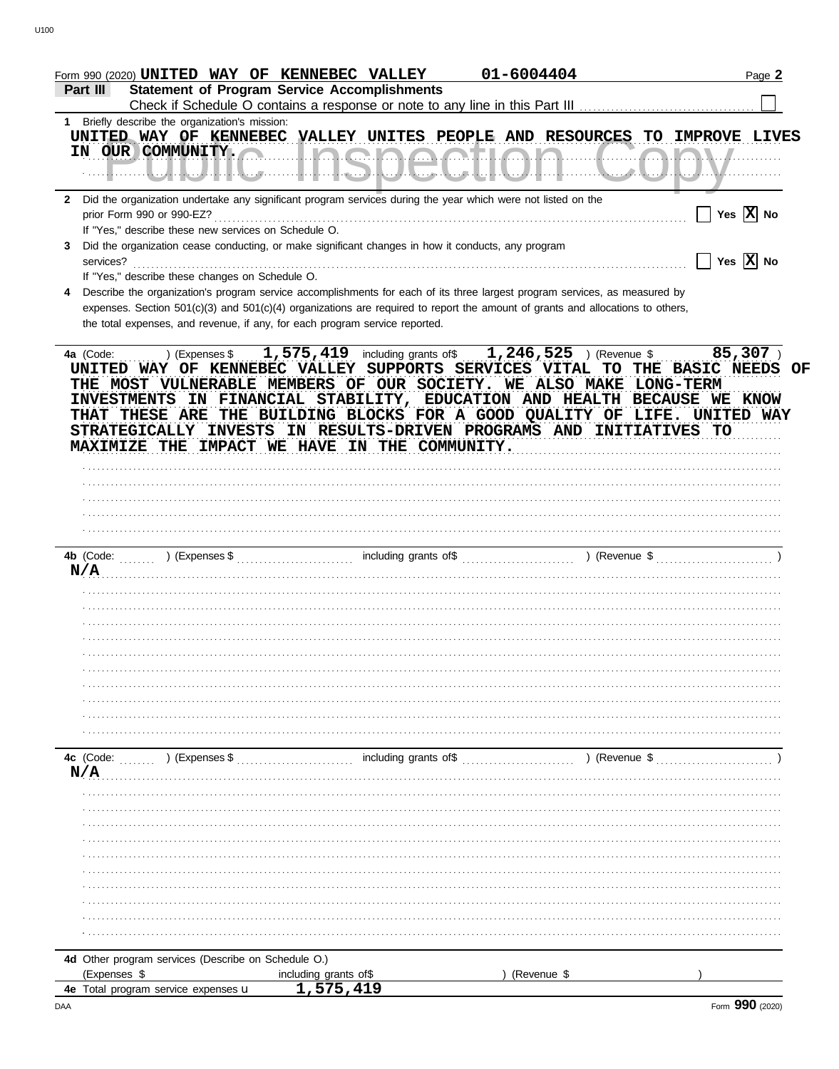Form 990 (2020) UNITED WAY OF KENNEBEC VALLEY 01-6004404

## Part III Statement of Program Service Accomplishments

Check if Schedule O contains a response or note to any line in this Part III ☐

**1** Briefly describe the organization's mission:

UNITED WAY OF KENNEBEC VALLEY UNITES PEOPLE AND RESOURCES TO IMPROVE LIVES IN OUR COMMUNITY.

**2** Did the organization undertake any significant program services during the year which were not listed on the prior Form 990 or 990-EZ? ☐ Yes ☒ No

If "Yes," describe these new services on Schedule O.

**3** Did the organization cease conducting, or make significant changes in how it conducts, any program services? ☐ Yes ☒ No

If "Yes," describe these changes on Schedule O.

**4** Describe the organization's program service accomplishments for each of its three largest program services, as measured by expenses. Section 501(c)(3) and 501(c)(4) organizations are required to report the amount of grants and allocations to others, the total expenses, and revenue, if any, for each program service reported.

**4a** (Code: ) (Expenses $ 1,575,419 including grants of$ 1,246,525 ) (Revenue $ 85,307 )

UNITED WAY OF KENNEBEC VALLEY SUPPORTS SERVICES VITAL TO THE BASIC NEEDS OF THE MOST VULNERABLE MEMBERS OF OUR SOCIETY. WE ALSO MAKE LONG-TERM INVESTMENTS IN FINANCIAL STABILITY, EDUCATION AND HEALTH BECAUSE WE KNOW THAT THESE ARE THE BUILDING BLOCKS FOR A GOOD QUALITY OF LIFE. UNITED WAY STRATEGICALLY INVESTS IN RESULTS-DRIVEN PROGRAMS AND INITIATIVES TO MAXIMIZE THE IMPACT WE HAVE IN THE COMMUNITY.

**4b** (Code: ) (Expenses $ including grants of$ ) (Revenue $ )

N/A

**4c** (Code: ) (Expenses $ including grants of$ ) (Revenue $ )

N/A

**4d** Other program services (Describe on Schedule O.)

(Expenses $ including grants of$ ) (Revenue $ )

**4e** Total program service expenses 1,575,419

Form **990** (2020)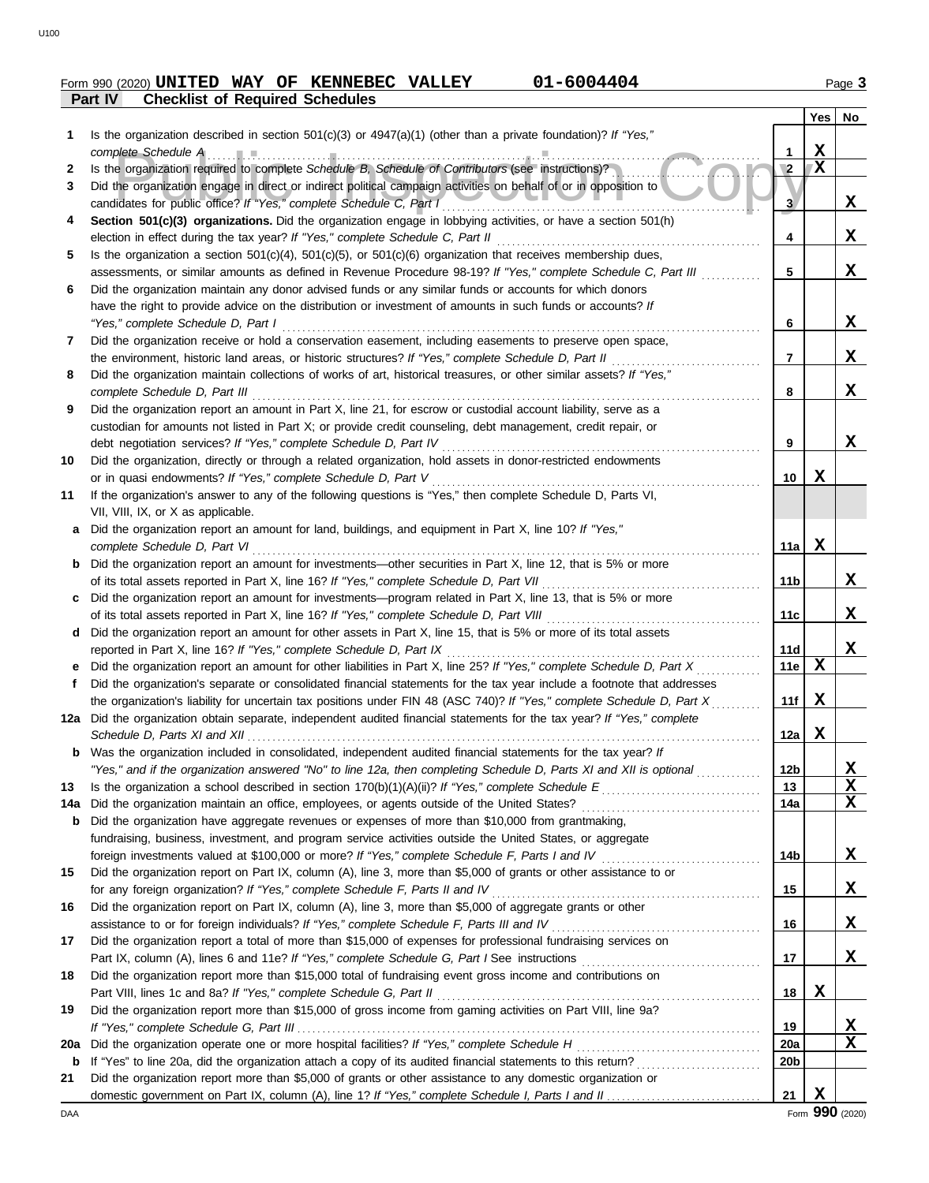Form 990 (2020) **UNITED WAY OF KENNEBEC VALLEY** **01-6004404**

## Part IV Checklist of Required Schedules

| | | | Yes | No |
|---|---|---|---|---|
| 1 | Is the organization described in section 501(c)(3) or 4947(a)(1) (other than a private foundation)? *If "Yes," complete Schedule A* | 1 | X | |
| 2 | Is the organization required to complete *Schedule B, Schedule of Contributors* (see instructions)? | 2 | X | |
| 3 | Did the organization engage in direct or indirect political campaign activities on behalf of or in opposition to candidates for public office? *If "Yes," complete Schedule C, Part I* | 3 | | X |
| 4 | **Section 501(c)(3) organizations.** Did the organization engage in lobbying activities, or have a section 501(h) election in effect during the tax year? *If "Yes," complete Schedule C, Part II* | 4 | | X |
| 5 | Is the organization a section 501(c)(4), 501(c)(5), or 501(c)(6) organization that receives membership dues, assessments, or similar amounts as defined in Revenue Procedure 98-19? *If "Yes," complete Schedule C, Part III* | 5 | | X |
| 6 | Did the organization maintain any donor advised funds or any similar funds or accounts for which donors have the right to provide advice on the distribution or investment of amounts in such funds or accounts? *If "Yes," complete Schedule D, Part I* | 6 | | X |
| 7 | Did the organization receive or hold a conservation easement, including easements to preserve open space, the environment, historic land areas, or historic structures? *If "Yes," complete Schedule D, Part II* | 7 | | X |
| 8 | Did the organization maintain collections of works of art, historical treasures, or other similar assets? *If "Yes," complete Schedule D, Part III* | 8 | | X |
| 9 | Did the organization report an amount in Part X, line 21, for escrow or custodial account liability, serve as a custodian for amounts not listed in Part X; or provide credit counseling, debt management, credit repair, or debt negotiation services? *If "Yes," complete Schedule D, Part IV* | 9 | | X |
| 10 | Did the organization, directly or through a related organization, hold assets in donor-restricted endowments or in quasi endowments? *If "Yes," complete Schedule D, Part V* | 10 | X | |
| 11 | If the organization's answer to any of the following questions is "Yes," then complete Schedule D, Parts VI, VII, VIII, IX, or X as applicable. | | | |
| a | Did the organization report an amount for land, buildings, and equipment in Part X, line 10? *If "Yes," complete Schedule D, Part VI* | 11a | X | |
| b | Did the organization report an amount for investments—other securities in Part X, line 12, that is 5% or more of its total assets reported in Part X, line 16? *If "Yes," complete Schedule D, Part VII* | 11b | | X |
| c | Did the organization report an amount for investments—program related in Part X, line 13, that is 5% or more of its total assets reported in Part X, line 16? *If "Yes," complete Schedule D, Part VIII* | 11c | | X |
| d | Did the organization report an amount for other assets in Part X, line 15, that is 5% or more of its total assets reported in Part X, line 16? *If "Yes," complete Schedule D, Part IX* | 11d | | X |
| e | Did the organization report an amount for other liabilities in Part X, line 25? *If "Yes," complete Schedule D, Part X* | 11e | X | |
| f | Did the organization's separate or consolidated financial statements for the tax year include a footnote that addresses the organization's liability for uncertain tax positions under FIN 48 (ASC 740)? *If "Yes," complete Schedule D, Part X* | 11f | X | |
| 12a | Did the organization obtain separate, independent audited financial statements for the tax year? *If "Yes," complete Schedule D, Parts XI and XII* | 12a | X | |
| b | Was the organization included in consolidated, independent audited financial statements for the tax year? *If "Yes," and if the organization answered "No" to line 12a, then completing Schedule D, Parts XI and XII is optional* | 12b | | X |
| 13 | Is the organization a school described in section 170(b)(1)(A)(ii)? *If "Yes," complete Schedule E* | 13 | | X |
| 14a | Did the organization maintain an office, employees, or agents outside of the United States? | 14a | | X |
| b | Did the organization have aggregate revenues or expenses of more than $10,000 from grantmaking, fundraising, business, investment, and program service activities outside the United States, or aggregate foreign investments valued at $100,000 or more? *If "Yes," complete Schedule F, Parts I and IV* | 14b | | X |
| 15 | Did the organization report on Part IX, column (A), line 3, more than $5,000 of grants or other assistance to or for any foreign organization? *If "Yes," complete Schedule F, Parts II and IV* | 15 | | X |
| 16 | Did the organization report on Part IX, column (A), line 3, more than $5,000 of aggregate grants or other assistance to or for foreign individuals? *If "Yes," complete Schedule F, Parts III and IV* | 16 | | X |
| 17 | Did the organization report a total of more than $15,000 of expenses for professional fundraising services on Part IX, column (A), lines 6 and 11e? *If "Yes," complete Schedule G, Part I* See instructions | 17 | | X |
| 18 | Did the organization report more than $15,000 total of fundraising event gross income and contributions on Part VIII, lines 1c and 8a? *If "Yes," complete Schedule G, Part II* | 18 | X | |
| 19 | Did the organization report more than $15,000 of gross income from gaming activities on Part VIII, line 9a? *If "Yes," complete Schedule G, Part III* | 19 | | X |
| 20a | Did the organization operate one or more hospital facilities? *If "Yes," complete Schedule H* | 20a | | X |
| b | If "Yes" to line 20a, did the organization attach a copy of its audited financial statements to this return? | 20b | | |
| 21 | Did the organization report more than $5,000 of grants or other assistance to any domestic organization or domestic government on Part IX, column (A), line 1? *If "Yes," complete Schedule I, Parts I and II* | 21 | X | |

Form **990** (2020)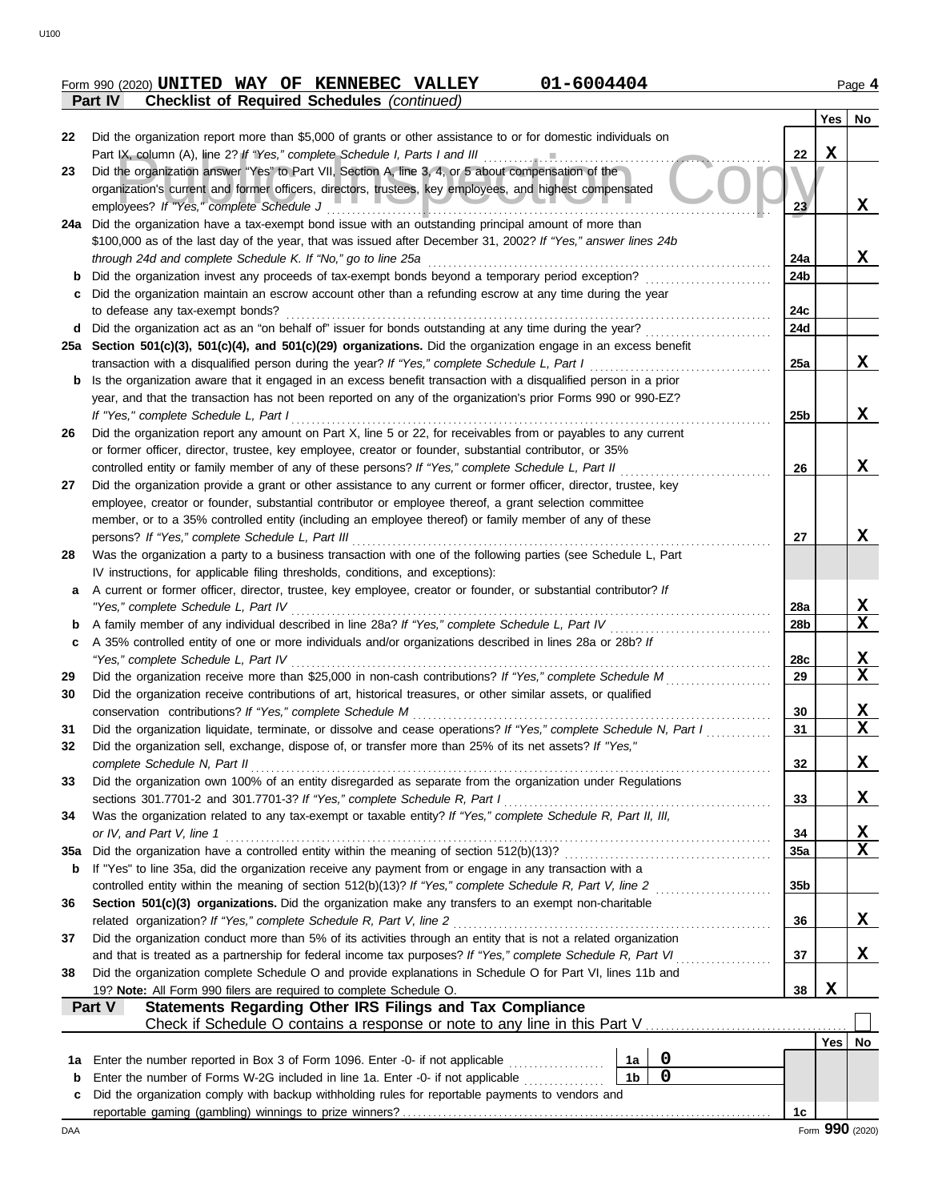Form 990 (2020) **UNITED WAY OF KENNEBEC VALLEY** **01-6004404** Page **4**

**Part IV** **Checklist of Required Schedules** *(continued)*

| | | | Yes | No |
|---|---|---|---|---|
| 22 | Did the organization report more than $5,000 of grants or other assistance to or for domestic individuals on Part IX, column (A), line 2? *If "Yes," complete Schedule I, Parts I and III* | 22 | X | |
| 23 | Did the organization answer "Yes" to Part VII, Section A, line 3, 4, or 5 about compensation of the organization's current and former officers, directors, trustees, key employees, and highest compensated employees? *If "Yes," complete Schedule J* | 23 | | X |
| 24a | Did the organization have a tax-exempt bond issue with an outstanding principal amount of more than $100,000 as of the last day of the year, that was issued after December 31, 2002? *If "Yes," answer lines 24b through 24d and complete Schedule K. If "No," go to line 25a* | 24a | | X |
| b | Did the organization invest any proceeds of tax-exempt bonds beyond a temporary period exception? | 24b | | |
| c | Did the organization maintain an escrow account other than a refunding escrow at any time during the year to defease any tax-exempt bonds? | 24c | | |
| d | Did the organization act as an "on behalf of" issuer for bonds outstanding at any time during the year? | 24d | | |
| 25a | **Section 501(c)(3), 501(c)(4), and 501(c)(29) organizations.** Did the organization engage in an excess benefit transaction with a disqualified person during the year? *If "Yes," complete Schedule L, Part I* | 25a | | X |
| b | Is the organization aware that it engaged in an excess benefit transaction with a disqualified person in a prior year, and that the transaction has not been reported on any of the organization's prior Forms 990 or 990-EZ? *If "Yes," complete Schedule L, Part I* | 25b | | X |
| 26 | Did the organization report any amount on Part X, line 5 or 22, for receivables from or payables to any current or former officer, director, trustee, key employee, creator or founder, substantial contributor, or 35% controlled entity or family member of any of these persons? *If "Yes," complete Schedule L, Part II* | 26 | | X |
| 27 | Did the organization provide a grant or other assistance to any current or former officer, director, trustee, key employee, creator or founder, substantial contributor or employee thereof, a grant selection committee member, or to a 35% controlled entity (including an employee thereof) or family member of any of these persons? *If "Yes," complete Schedule L, Part III* | 27 | | X |
| 28 | Was the organization a party to a business transaction with one of the following parties (see Schedule L, Part IV instructions, for applicable filing thresholds, conditions, and exceptions): | | | |
| a | A current or former officer, director, trustee, key employee, creator or founder, or substantial contributor? *If "Yes," complete Schedule L, Part IV* | 28a | | X |
| b | A family member of any individual described in line 28a? *If "Yes," complete Schedule L, Part IV* | 28b | | X |
| c | A 35% controlled entity of one or more individuals and/or organizations described in lines 28a or 28b? *If "Yes," complete Schedule L, Part IV* | 28c | | X |
| 29 | Did the organization receive more than $25,000 in non-cash contributions? *If "Yes," complete Schedule M* | 29 | | X |
| 30 | Did the organization receive contributions of art, historical treasures, or other similar assets, or qualified conservation contributions? *If "Yes," complete Schedule M* | 30 | | X |
| 31 | Did the organization liquidate, terminate, or dissolve and cease operations? *If "Yes," complete Schedule N, Part I* | 31 | | X |
| 32 | Did the organization sell, exchange, dispose of, or transfer more than 25% of its net assets? *If "Yes," complete Schedule N, Part II* | 32 | | X |
| 33 | Did the organization own 100% of an entity disregarded as separate from the organization under Regulations sections 301.7701-2 and 301.7701-3? *If "Yes," complete Schedule R, Part I* | 33 | | X |
| 34 | Was the organization related to any tax-exempt or taxable entity? *If "Yes," complete Schedule R, Part II, III, or IV, and Part V, line 1* | 34 | | X |
| 35a | Did the organization have a controlled entity within the meaning of section 512(b)(13)? | 35a | | X |
| b | If "Yes" to line 35a, did the organization receive any payment from or engage in any transaction with a controlled entity within the meaning of section 512(b)(13)? *If "Yes," complete Schedule R, Part V, line 2* | 35b | | |
| 36 | **Section 501(c)(3) organizations.** Did the organization make any transfers to an exempt non-charitable related organization? *If "Yes," complete Schedule R, Part V, line 2* | 36 | | X |
| 37 | Did the organization conduct more than 5% of its activities through an entity that is not a related organization and that is treated as a partnership for federal income tax purposes? *If "Yes," complete Schedule R, Part VI* | 37 | | X |
| 38 | Did the organization complete Schedule O and provide explanations in Schedule O for Part VI, lines 11b and 19? **Note:** All Form 990 filers are required to complete Schedule O. | 38 | X | |

**Part V** **Statements Regarding Other IRS Filings and Tax Compliance**

Check if Schedule O contains a response or note to any line in this Part V ☐

| | | | | | Yes | No |
|---|---|---|---|---|---|---|
| 1a | Enter the number reported in Box 3 of Form 1096. Enter -0- if not applicable | 1a | 0 | | | |
| b | Enter the number of Forms W-2G included in line 1a. Enter -0- if not applicable | 1b | 0 | | | |
| c | Did the organization comply with backup withholding rules for reportable payments to vendors and reportable gaming (gambling) winnings to prize winners? | | | 1c | | |

Form **990** (2020)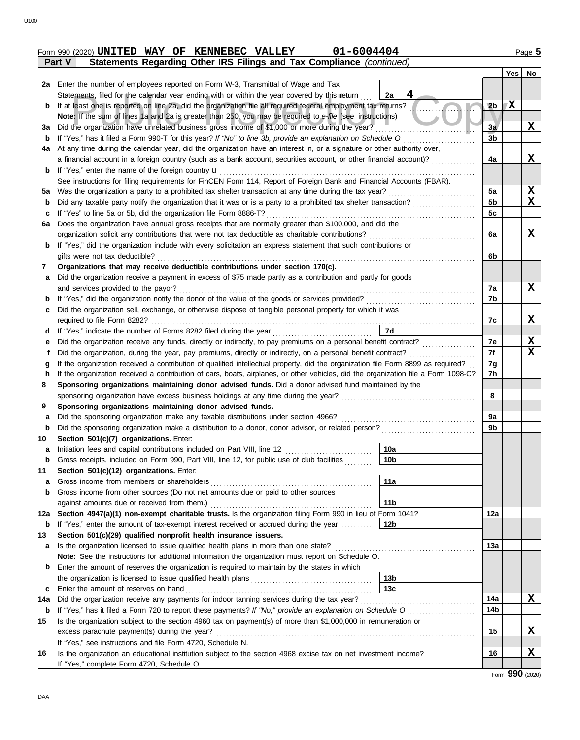Form 990 (2020) **UNITED WAY OF KENNEBEC VALLEY** **01-6004404** Page 5

**Part V** **Statements Regarding Other IRS Filings and Tax Compliance** *(continued)*

| | | | | | Yes | No |
|---|---|---|---|---|---|---|
| 2a | Enter the number of employees reported on Form W-3, Transmittal of Wage and Tax Statements, filed for the calendar year ending with or within the year covered by this return | 2a | 4 | | | |
| b | If at least one is reported on line 2a, did the organization file all required federal employment tax returns? | | | 2b | X | |
| | **Note:** If the sum of lines 1a and 2a is greater than 250, you may be required to *e-file* (see instructions) | | | | | |
| 3a | Did the organization have unrelated business gross income of $1,000 or more during the year? | | | 3a | | X |
| b | If "Yes," has it filed a Form 990-T for this year? *If "No" to line 3b, provide an explanation on Schedule O* | | | 3b | | |
| 4a | At any time during the calendar year, did the organization have an interest in, or a signature or other authority over, a financial account in a foreign country (such as a bank account, securities account, or other financial account)? | | | 4a | | X |
| b | If "Yes," enter the name of the foreign country u | | | | | |
| | See instructions for filing requirements for FinCEN Form 114, Report of Foreign Bank and Financial Accounts (FBAR). | | | | | |
| 5a | Was the organization a party to a prohibited tax shelter transaction at any time during the tax year? | | | 5a | | X |
| b | Did any taxable party notify the organization that it was or is a party to a prohibited tax shelter transaction? | | | 5b | | X |
| c | If "Yes" to line 5a or 5b, did the organization file Form 8886-T? | | | 5c | | |
| 6a | Does the organization have annual gross receipts that are normally greater than $100,000, and did the organization solicit any contributions that were not tax deductible as charitable contributions? | | | 6a | | X |
| b | If "Yes," did the organization include with every solicitation an express statement that such contributions or gifts were not tax deductible? | | | 6b | | |
| 7 | **Organizations that may receive deductible contributions under section 170(c).** | | | | | |
| a | Did the organization receive a payment in excess of $75 made partly as a contribution and partly for goods and services provided to the payor? | | | 7a | | X |
| b | If "Yes," did the organization notify the donor of the value of the goods or services provided? | | | 7b | | |
| c | Did the organization sell, exchange, or otherwise dispose of tangible personal property for which it was required to file Form 8282? | | | 7c | | X |
| d | If "Yes," indicate the number of Forms 8282 filed during the year | 7d | | | | |
| e | Did the organization receive any funds, directly or indirectly, to pay premiums on a personal benefit contract? | | | 7e | | X |
| f | Did the organization, during the year, pay premiums, directly or indirectly, on a personal benefit contract? | | | 7f | | X |
| g | If the organization received a contribution of qualified intellectual property, did the organization file Form 8899 as required? | | | 7g | | |
| h | If the organization received a contribution of cars, boats, airplanes, or other vehicles, did the organization file a Form 1098-C? | | | 7h | | |
| 8 | **Sponsoring organizations maintaining donor advised funds.** Did a donor advised fund maintained by the sponsoring organization have excess business holdings at any time during the year? | | | 8 | | |
| 9 | **Sponsoring organizations maintaining donor advised funds.** | | | | | |
| a | Did the sponsoring organization make any taxable distributions under section 4966? | | | 9a | | |
| b | Did the sponsoring organization make a distribution to a donor, donor advisor, or related person? | | | 9b | | |
| 10 | **Section 501(c)(7) organizations.** Enter: | | | | | |
| a | Initiation fees and capital contributions included on Part VIII, line 12 | 10a | | | | |
| b | Gross receipts, included on Form 990, Part VIII, line 12, for public use of club facilities | 10b | | | | |
| 11 | **Section 501(c)(12) organizations.** Enter: | | | | | |
| a | Gross income from members or shareholders | 11a | | | | |
| b | Gross income from other sources (Do not net amounts due or paid to other sources against amounts due or received from them.) | 11b | | | | |
| 12a | **Section 4947(a)(1) non-exempt charitable trusts.** Is the organization filing Form 990 in lieu of Form 1041? | | | 12a | | |
| b | If "Yes," enter the amount of tax-exempt interest received or accrued during the year | 12b | | | | |
| 13 | **Section 501(c)(29) qualified nonprofit health insurance issuers.** | | | | | |
| a | Is the organization licensed to issue qualified health plans in more than one state? | | | 13a | | |
| | **Note:** See the instructions for additional information the organization must report on Schedule O. | | | | | |
| b | Enter the amount of reserves the organization is required to maintain by the states in which the organization is licensed to issue qualified health plans | 13b | | | | |
| c | Enter the amount of reserves on hand | 13c | | | | |
| 14a | Did the organization receive any payments for indoor tanning services during the tax year? | | | 14a | | X |
| b | If "Yes," has it filed a Form 720 to report these payments? *If "No," provide an explanation on Schedule O* | | | 14b | | |
| 15 | Is the organization subject to the section 4960 tax on payment(s) of more than $1,000,000 in remuneration or excess parachute payment(s) during the year? | | | 15 | | X |
| | If "Yes," see instructions and file Form 4720, Schedule N. | | | | | |
| 16 | Is the organization an educational institution subject to the section 4968 excise tax on net investment income? | | | 16 | | X |
| | If "Yes," complete Form 4720, Schedule O. | | | | | |

Form **990** (2020)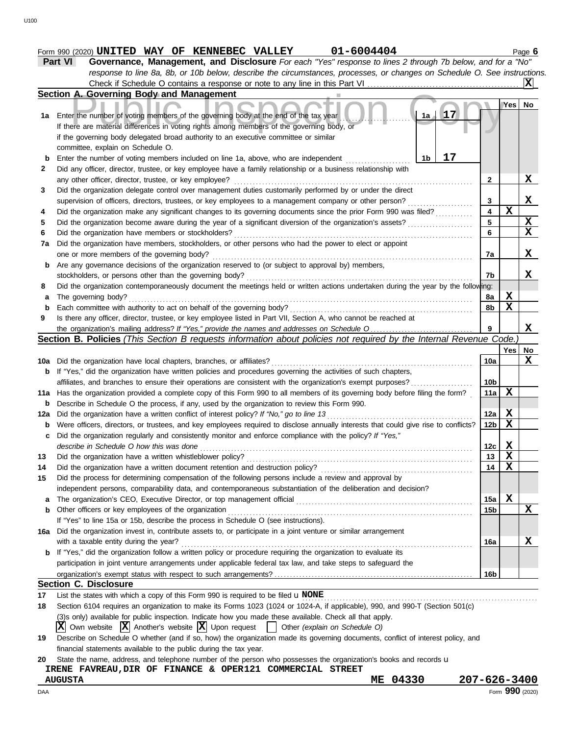Form 990 (2020) **UNITED WAY OF KENNEBEC VALLEY** **01-6004404**

## Part VI Governance, Management, and Disclosure

*For each "Yes" response to lines 2 through 7b below, and for a "No" response to line 8a, 8b, or 10b below, describe the circumstances, processes, or changes on Schedule O. See instructions.*

Check if Schedule O contains a response or note to any line in this Part VI . . . . . [X]

### Section A. Governing Body and Management

| | | | Yes | No |
|---|---|---|---|---|
| **1a** | Enter the number of voting members of the governing body at the end of the tax year . . . **1a** 17 If there are material differences in voting rights among members of the governing body, or if the governing body delegated broad authority to an executive committee or similar committee, explain on Schedule O. | | | |
| **b** | Enter the number of voting members included on line 1a, above, who are independent . . . **1b** 17 | | | |
| **2** | Did any officer, director, trustee, or key employee have a family relationship or a business relationship with any other officer, director, trustee, or key employee? | 2 | | X |
| **3** | Did the organization delegate control over management duties customarily performed by or under the direct supervision of officers, directors, trustees, or key employees to a management company or other person? | 3 | | X |
| **4** | Did the organization make any significant changes to its governing documents since the prior Form 990 was filed? | 4 | X | |
| **5** | Did the organization become aware during the year of a significant diversion of the organization's assets? | 5 | | X |
| **6** | Did the organization have members or stockholders? | 6 | | X |
| **7a** | Did the organization have members, stockholders, or other persons who had the power to elect or appoint one or more members of the governing body? | 7a | | X |
| **b** | Are any governance decisions of the organization reserved to (or subject to approval by) members, stockholders, or persons other than the governing body? | 7b | | X |
| **8** | Did the organization contemporaneously document the meetings held or written actions undertaken during the year by the following: | | | |
| **a** | The governing body? | 8a | X | |
| **b** | Each committee with authority to act on behalf of the governing body? | 8b | X | |
| **9** | Is there any officer, director, trustee, or key employee listed in Part VII, Section A, who cannot be reached at the organization's mailing address? *If "Yes," provide the names and addresses on Schedule O* | 9 | | X |

### Section B. Policies *(This Section B requests information about policies not required by the Internal Revenue Code.)*

| | | | Yes | No |
|---|---|---|---|---|
| **10a** | Did the organization have local chapters, branches, or affiliates? | 10a | | X |
| **b** | If "Yes," did the organization have written policies and procedures governing the activities of such chapters, affiliates, and branches to ensure their operations are consistent with the organization's exempt purposes? | 10b | | |
| **11a** | Has the organization provided a complete copy of this Form 990 to all members of its governing body before filing the form? | 11a | X | |
| **b** | Describe in Schedule O the process, if any, used by the organization to review this Form 990. | | | |
| **12a** | Did the organization have a written conflict of interest policy? *If "No," go to line 13* | 12a | X | |
| **b** | Were officers, directors, or trustees, and key employees required to disclose annually interests that could give rise to conflicts? | 12b | X | |
| **c** | Did the organization regularly and consistently monitor and enforce compliance with the policy? *If "Yes," describe in Schedule O how this was done* | 12c | X | |
| **13** | Did the organization have a written whistleblower policy? | 13 | X | |
| **14** | Did the organization have a written document retention and destruction policy? | 14 | X | |
| **15** | Did the process for determining compensation of the following persons include a review and approval by independent persons, comparability data, and contemporaneous substantiation of the deliberation and decision? | | | |
| **a** | The organization's CEO, Executive Director, or top management official | 15a | X | |
| **b** | Other officers or key employees of the organization | 15b | | X |
| | If "Yes" to line 15a or 15b, describe the process in Schedule O (see instructions). | | | |
| **16a** | Did the organization invest in, contribute assets to, or participate in a joint venture or similar arrangement with a taxable entity during the year? | 16a | | X |
| **b** | If "Yes," did the organization follow a written policy or procedure requiring the organization to evaluate its participation in joint venture arrangements under applicable federal tax law, and take steps to safeguard the organization's exempt status with respect to such arrangements? | 16b | | |

### Section C. Disclosure

**17** List the states with which a copy of this Form 990 is required to be filed **NONE**

**18** Section 6104 requires an organization to make its Forms 1023 (1024 or 1024-A, if applicable), 990, and 990-T (Section 501(c)(3)s only) available for public inspection. Indicate how you made these available. Check all that apply.

[X] Own website [X] Another's website [X] Upon request [ ] Other *(explain on Schedule O)*

**19** Describe on Schedule O whether (and if so, how) the organization made its governing documents, conflict of interest policy, and financial statements available to the public during the tax year.

**20** State the name, address, and telephone number of the person who possesses the organization's books and records

**IRENE FAVREAU,DIR OF FINANCE & OPER121 COMMERCIAL STREET**
**AUGUSTA ME 04330 207-626-3400**

Form **990** (2020)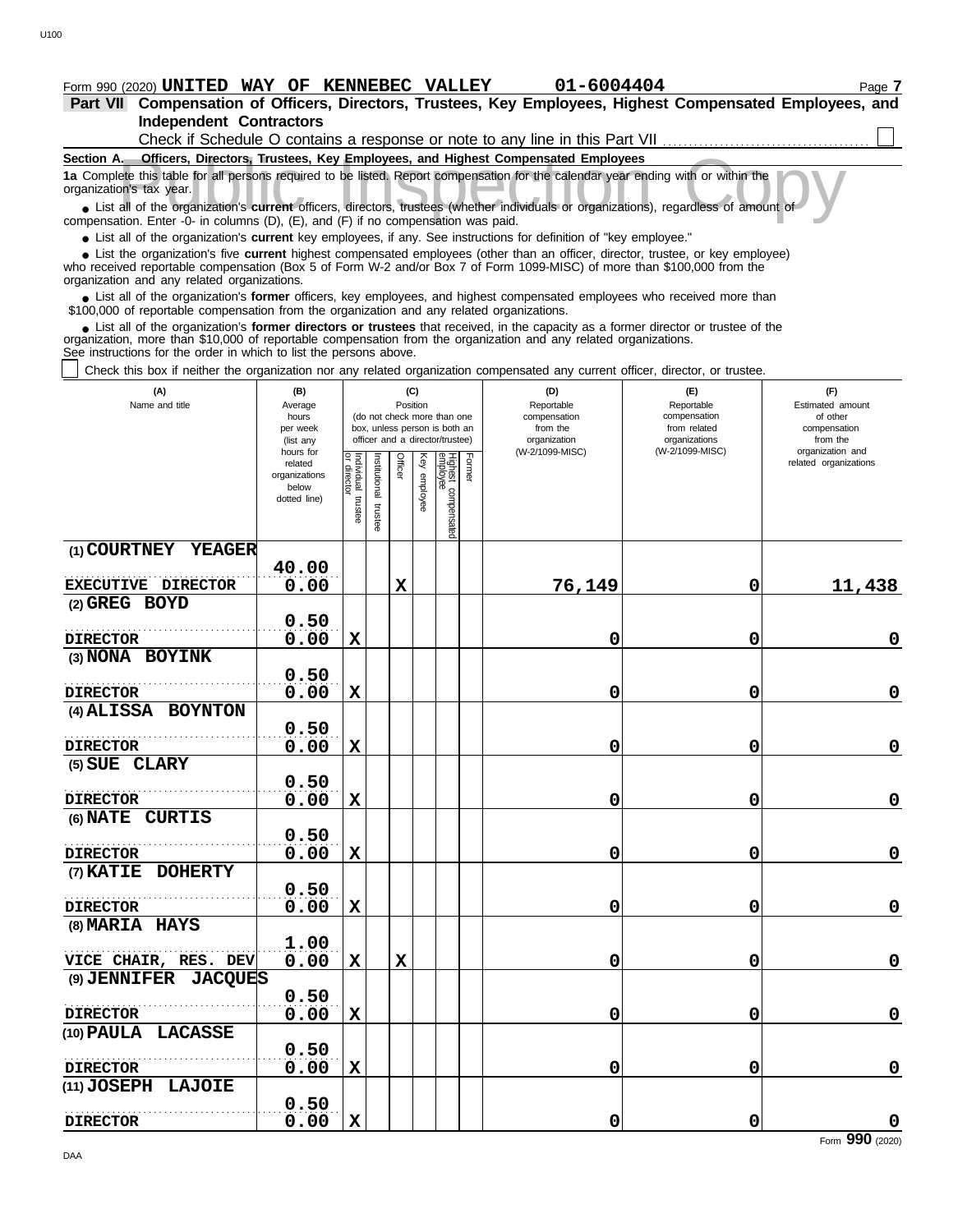Form 990 (2020) **UNITED WAY OF KENNEBEC VALLEY** **01-6004404** Page **7**

## Part VII Compensation of Officers, Directors, Trustees, Key Employees, Highest Compensated Employees, and Independent Contractors

Check if Schedule O contains a response or note to any line in this Part VII ☐

### Section A. Officers, Directors, Trustees, Key Employees, and Highest Compensated Employees

**1a** Complete this table for all persons required to be listed. Report compensation for the calendar year ending with or within the organization's tax year.

- List all of the organization's **current** officers, directors, trustees (whether individuals or organizations), regardless of amount of compensation. Enter -0- in columns (D), (E), and (F) if no compensation was paid.
- List all of the organization's **current** key employees, if any. See instructions for definition of "key employee."
- List the organization's five **current** highest compensated employees (other than an officer, director, trustee, or key employee) who received reportable compensation (Box 5 of Form W-2 and/or Box 7 of Form 1099-MISC) of more than $100,000 from the organization and any related organizations.
- List all of the organization's **former** officers, key employees, and highest compensated employees who received more than $100,000 of reportable compensation from the organization and any related organizations.
- List all of the organization's **former directors or trustees** that received, in the capacity as a former director or trustee of the organization, more than $10,000 of reportable compensation from the organization and any related organizations.

See instructions for the order in which to list the persons above.

☐ Check this box if neither the organization nor any related organization compensated any current officer, director, or trustee.

| (A) Name and title | (B) Average hours per week (list any hours for related organizations below dotted line) | (C) Position (do not check more than one box, unless person is both an officer and a director/trustee) | | | | | | (D) Reportable compensation from the organization (W-2/1099-MISC) | (E) Reportable compensation from related organizations (W-2/1099-MISC) | (F) Estimated amount of other compensation from the organization and related organizations |
|---|---|---|---|---|---|---|---|---|---|---|
| | | Individual trustee or director | Institutional trustee | Officer | Key employee | Highest compensated employee | Former | | | |
| (1) COURTNEY YEAGER<br>EXECUTIVE DIRECTOR | 40.00<br>0.00 | | | X | | | | 76,149 | 0 | 11,438 |
| (2) GREG BOYD<br>DIRECTOR | 0.50<br>0.00 | X | | | | | | 0 | 0 | 0 |
| (3) NONA BOYINK<br>DIRECTOR | 0.50<br>0.00 | X | | | | | | 0 | 0 | 0 |
| (4) ALISSA BOYNTON<br>DIRECTOR | 0.50<br>0.00 | X | | | | | | 0 | 0 | 0 |
| (5) SUE CLARY<br>DIRECTOR | 0.50<br>0.00 | X | | | | | | 0 | 0 | 0 |
| (6) NATE CURTIS<br>DIRECTOR | 0.50<br>0.00 | X | | | | | | 0 | 0 | 0 |
| (7) KATIE DOHERTY<br>DIRECTOR | 0.50<br>0.00 | X | | | | | | 0 | 0 | 0 |
| (8) MARIA HAYS<br>VICE CHAIR, RES. DEV | 1.00<br>0.00 | X | | X | | | | 0 | 0 | 0 |
| (9) JENNIFER JACQUES<br>DIRECTOR | 0.50<br>0.00 | X | | | | | | 0 | 0 | 0 |
| (10) PAULA LACASSE<br>DIRECTOR | 0.50<br>0.00 | X | | | | | | 0 | 0 | 0 |
| (11) JOSEPH LAJOIE<br>DIRECTOR | 0.50<br>0.00 | X | | | | | | 0 | 0 | 0 |

Form **990** (2020)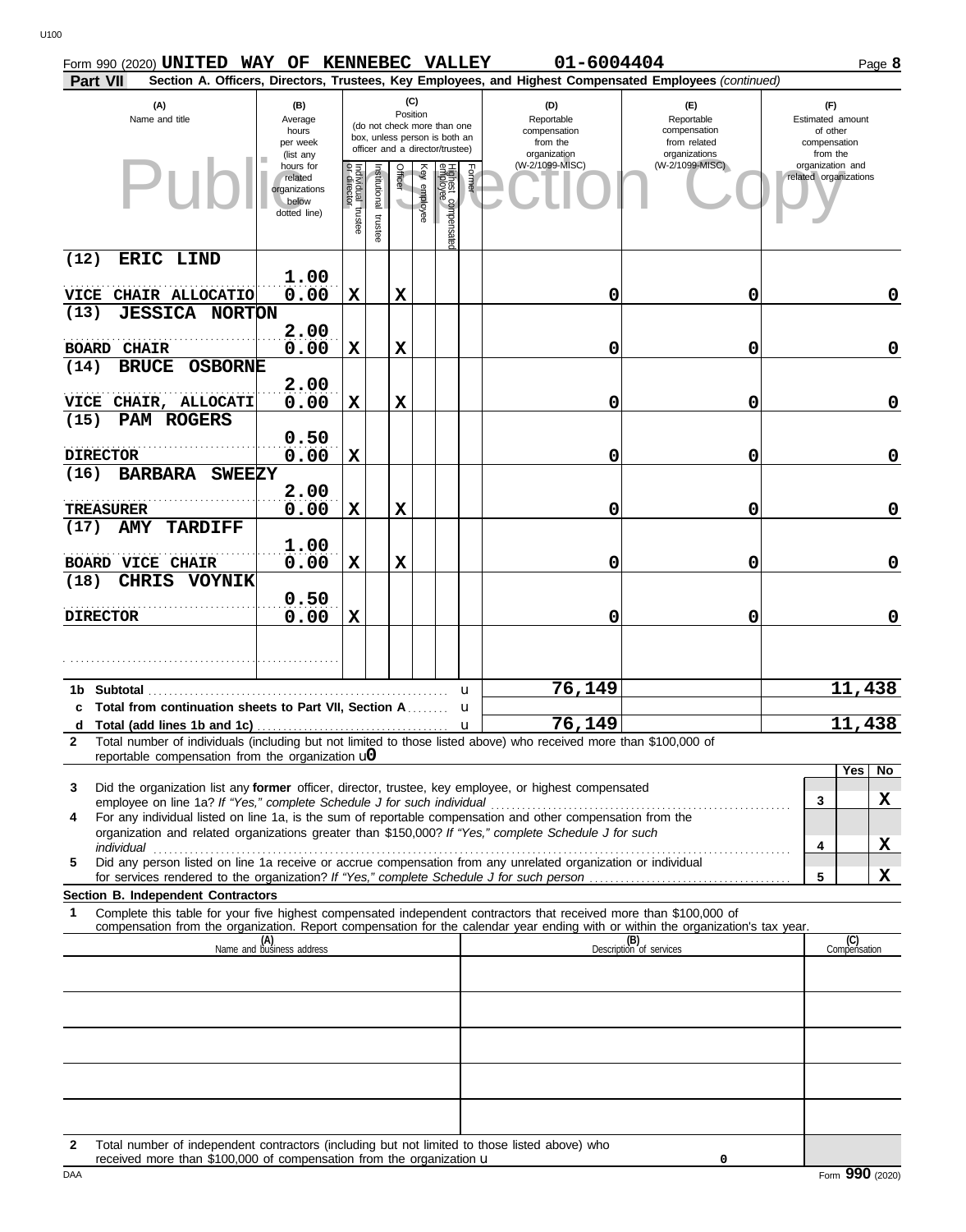Form 990 (2020) **UNITED WAY OF KENNEBEC VALLEY** **01-6004404** Page **8**

**Part VII** **Section A. Officers, Directors, Trustees, Key Employees, and Highest Compensated Employees** *(continued)*

| (A) Name and title | (B) Average hours per week (list any hours for related organizations below dotted line) | (C) Position: Individual trustee or director | Institutional trustee | Officer | Key employee | Highest compensated employee | Former | (D) Reportable compensation from the organization (W-2/1099-MISC) | (E) Reportable compensation from related organizations (W-2/1099-MISC) | (F) Estimated amount of other compensation from the organization and related organizations |
|---|---|---|---|---|---|---|---|---|---|---|
| (12) ERIC LIND<br>VICE CHAIR ALLOCATIO | 1.00<br>0.00 | X | | X | | | | 0 | 0 | 0 |
| (13) JESSICA NORTON<br>BOARD CHAIR | 2.00<br>0.00 | X | | X | | | | 0 | 0 | 0 |
| (14) BRUCE OSBORNE<br>VICE CHAIR, ALLOCATI | 2.00<br>0.00 | X | | X | | | | 0 | 0 | 0 |
| (15) PAM ROGERS<br>DIRECTOR | 0.50<br>0.00 | X | | | | | | 0 | 0 | 0 |
| (16) BARBARA SWEEZY<br>TREASURER | 2.00<br>0.00 | X | | X | | | | 0 | 0 | 0 |
| (17) AMY TARDIFF<br>BOARD VICE CHAIR | 1.00<br>0.00 | X | | X | | | | 0 | 0 | 0 |
| (18) CHRIS VOYNIK<br>DIRECTOR | 0.50<br>0.00 | X | | | | | | 0 | 0 | 0 |
| | | | | | | | | | | |
| **1b Subtotal** | | | | | | | | 76,149 | | 11,438 |
| **c Total from continuation sheets to Part VII, Section A** | | | | | | | | | | |
| **d Total (add lines 1b and 1c)** | | | | | | | | 76,149 | | 11,438 |

**2** Total number of individuals (including but not limited to those listed above) who received more than $100,000 of reportable compensation from the organization u 0

| | | Yes | No |
|---|---|---|---|
| **3** Did the organization list any **former** officer, director, trustee, key employee, or highest compensated employee on line 1a? *If "Yes," complete Schedule J for such individual* | 3 | | X |
| **4** For any individual listed on line 1a, is the sum of reportable compensation and other compensation from the organization and related organizations greater than $150,000? *If "Yes," complete Schedule J for such individual* | 4 | | X |
| **5** Did any person listed on line 1a receive or accrue compensation from any unrelated organization or individual for services rendered to the organization? *If "Yes," complete Schedule J for such person* | 5 | | X |

**Section B. Independent Contractors**

**1** Complete this table for your five highest compensated independent contractors that received more than $100,000 of compensation from the organization. Report compensation for the calendar year ending with or within the organization's tax year.

| (A) Name and business address | (B) Description of services | (C) Compensation |
|---|---|---|
| | | |
| | | |
| | | |
| | | |
| | | |

**2** Total number of independent contractors (including but not limited to those listed above) who received more than $100,000 of compensation from the organization u 0

DAA Form **990** (2020)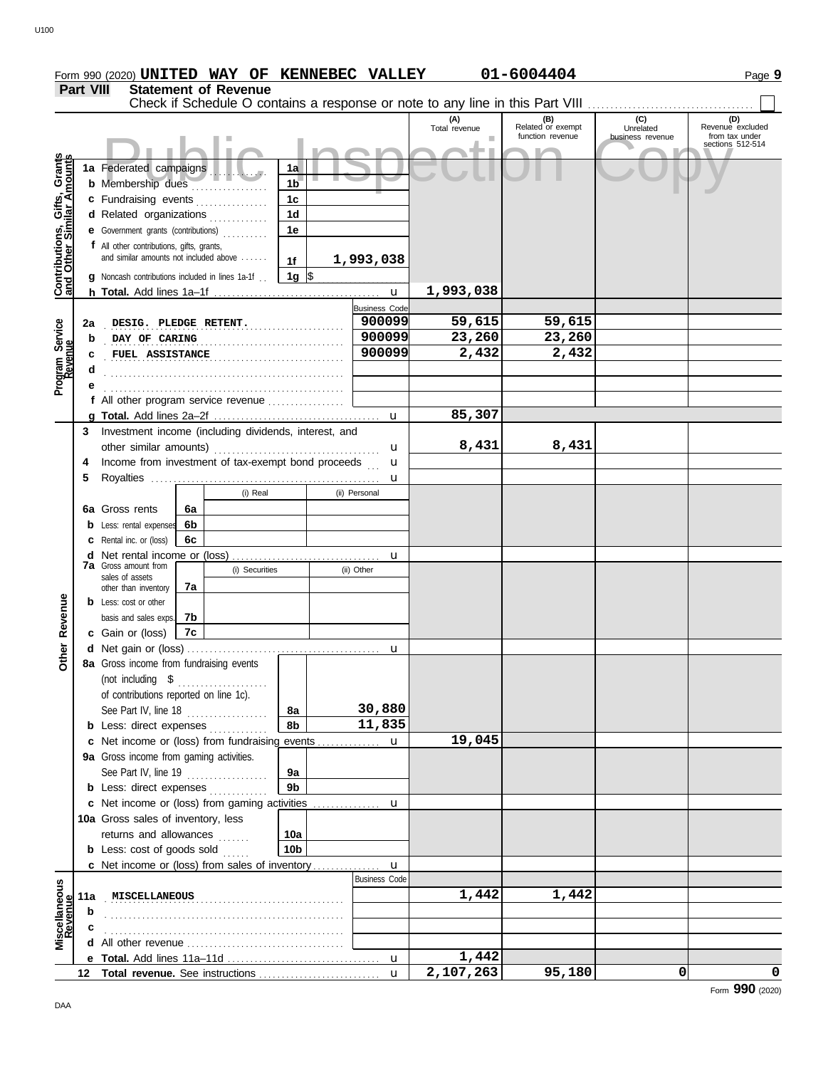Form 990 (2020) **UNITED WAY OF KENNEBEC VALLEY** **01-6004404** Page **9**

## Part VIII Statement of Revenue

Check if Schedule O contains a response or note to any line in this Part VIII ☐

Public Inspection Copy

| | | | | (A) Total revenue | (B) Related or exempt function revenue | (C) Unrelated business revenue | (D) Revenue excluded from tax under sections 512-514 |
|---|---|---|---|---|---|---|---|
| **Contributions, Gifts, Grants and Other Similar Amounts** | 1a Federated campaigns | 1a | | | | | |
| | b Membership dues | 1b | | | | | |
| | c Fundraising events | 1c | | | | | |
| | d Related organizations | 1d | | | | | |
| | e Government grants (contributions) | 1e | | | | | |
| | f All other contributions, gifts, grants, and similar amounts not included above | 1f | 1,993,038 | | | | |
| | g Noncash contributions included in lines 1a-1f | 1g | $ | | | | |
| | h **Total.** Add lines 1a–1f | | | 1,993,038 | | | |
| **Program Service Revenue** | | | Business Code | | | | |
| | 2a DESIG. PLEDGE RETENT. | | 900099 | 59,615 | 59,615 | | |
| | b DAY OF CARING | | 900099 | 23,260 | 23,260 | | |
| | c FUEL ASSISTANCE | | 900099 | 2,432 | 2,432 | | |
| | d | | | | | | |
| | e | | | | | | |
| | f All other program service revenue | | | | | | |
| | g **Total.** Add lines 2a–2f | | | 85,307 | | | |
| **Other Revenue** | 3 Investment income (including dividends, interest, and other similar amounts) | | | 8,431 | 8,431 | | |
| | 4 Income from investment of tax-exempt bond proceeds | | | | | | |
| | 5 Royalties | | | | | | |
| | | | (i) Real / (ii) Personal | | | | |
| | 6a Gross rents | 6a | | | | | |
| | b Less: rental expenses | 6b | | | | | |
| | c Rental inc. or (loss) | 6c | | | | | |
| | d Net rental income or (loss) | | | | | | |
| | | | (i) Securities / (ii) Other | | | | |
| | 7a Gross amount from sales of assets other than inventory | 7a | | | | | |
| | b Less: cost or other basis and sales exps. | 7b | | | | | |
| | c Gain or (loss) | 7c | | | | | |
| | d Net gain or (loss) | | | | | | |
| | 8a Gross income from fundraising events (not including $ of contributions reported on line 1c). See Part IV, line 18 | 8a | 30,880 | | | | |
| | b Less: direct expenses | 8b | 11,835 | | | | |
| | c Net income or (loss) from fundraising events | | | 19,045 | | | |
| | 9a Gross income from gaming activities. See Part IV, line 19 | 9a | | | | | |
| | b Less: direct expenses | 9b | | | | | |
| | c Net income or (loss) from gaming activities | | | | | | |
| | 10a Gross sales of inventory, less returns and allowances | 10a | | | | | |
| | b Less: cost of goods sold | 10b | | | | | |
| | c Net income or (loss) from sales of inventory | | | | | | |
| **Miscellaneous Revenue** | | | Business Code | | | | |
| | 11a MISCELLANEOUS | | | 1,442 | 1,442 | | |
| | b | | | | | | |
| | c | | | | | | |
| | d All other revenue | | | | | | |
| | e **Total.** Add lines 11a–11d | | | 1,442 | | | |
| | 12 **Total revenue.** See instructions | | | 2,107,263 | 95,180 | 0 | 0 |

Form **990** (2020)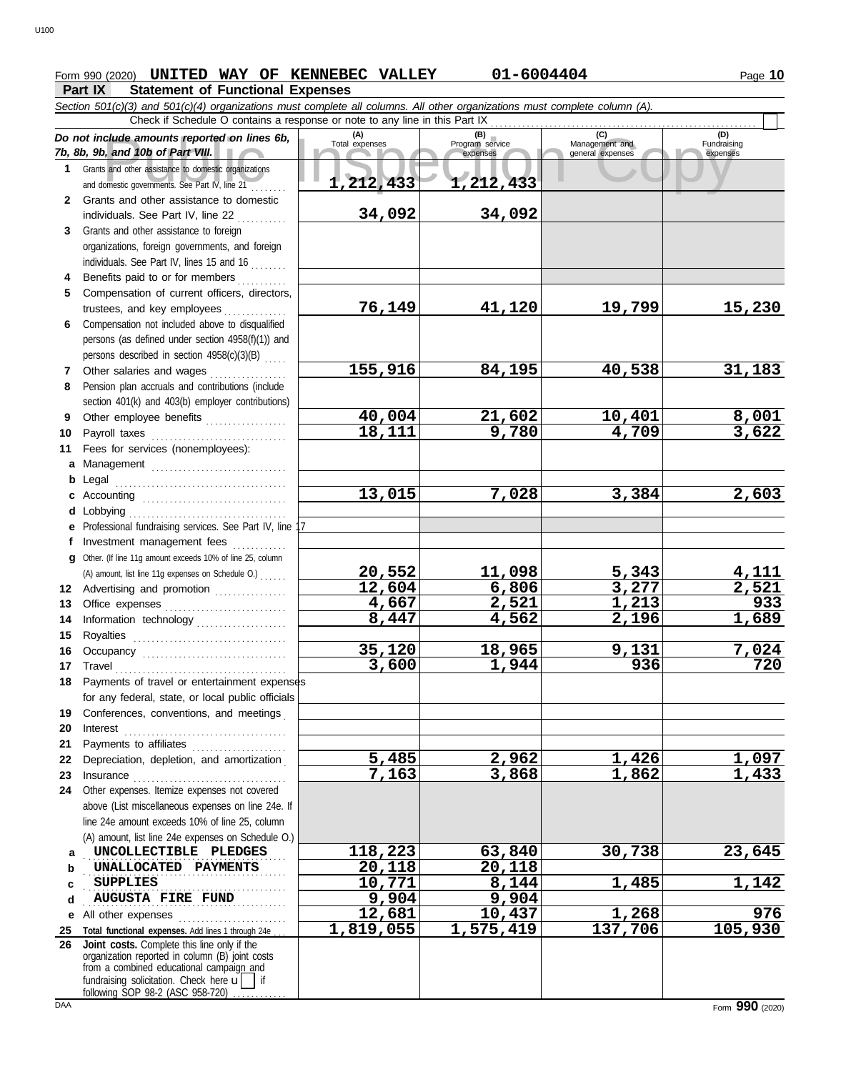Form 990 (2020) **UNITED WAY OF KENNEBEC VALLEY** **01-6004404**

## Part IX Statement of Functional Expenses

*Section 501(c)(3) and 501(c)(4) organizations must complete all columns. All other organizations must complete column (A).*

Check if Schedule O contains a response or note to any line in this Part IX

| *Do not include amounts reported on lines 6b, 7b, 8b, 9b, and 10b of Part VIII.* | (A) Total expenses | (B) Program service expenses | (C) Management and general expenses | (D) Fundraising expenses |
|---|---|---|---|---|
| **1** Grants and other assistance to domestic organizations and domestic governments. See Part IV, line 21 | 1,212,433 | 1,212,433 | | |
| **2** Grants and other assistance to domestic individuals. See Part IV, line 22 | 34,092 | 34,092 | | |
| **3** Grants and other assistance to foreign organizations, foreign governments, and foreign individuals. See Part IV, lines 15 and 16 | | | | |
| **4** Benefits paid to or for members | | | | |
| **5** Compensation of current officers, directors, trustees, and key employees | 76,149 | 41,120 | 19,799 | 15,230 |
| **6** Compensation not included above to disqualified persons (as defined under section 4958(f)(1)) and persons described in section 4958(c)(3)(B) | | | | |
| **7** Other salaries and wages | 155,916 | 84,195 | 40,538 | 31,183 |
| **8** Pension plan accruals and contributions (include section 401(k) and 403(b) employer contributions) | | | | |
| **9** Other employee benefits | 40,004 | 21,602 | 10,401 | 8,001 |
| **10** Payroll taxes | 18,111 | 9,780 | 4,709 | 3,622 |
| **11** Fees for services (nonemployees): | | | | |
| **a** Management | | | | |
| **b** Legal | | | | |
| **c** Accounting | 13,015 | 7,028 | 3,384 | 2,603 |
| **d** Lobbying | | | | |
| **e** Professional fundraising services. See Part IV, line 17 | | | | |
| **f** Investment management fees | | | | |
| **g** Other. (If line 11g amount exceeds 10% of line 25, column (A) amount, list line 11g expenses on Schedule O.) | 20,552 | 11,098 | 5,343 | 4,111 |
| **12** Advertising and promotion | 12,604 | 6,806 | 3,277 | 2,521 |
| **13** Office expenses | 4,667 | 2,521 | 1,213 | 933 |
| **14** Information technology | 8,447 | 4,562 | 2,196 | 1,689 |
| **15** Royalties | | | | |
| **16** Occupancy | 35,120 | 18,965 | 9,131 | 7,024 |
| **17** Travel | 3,600 | 1,944 | 936 | 720 |
| **18** Payments of travel or entertainment expenses for any federal, state, or local public officials | | | | |
| **19** Conferences, conventions, and meetings | | | | |
| **20** Interest | | | | |
| **21** Payments to affiliates | | | | |
| **22** Depreciation, depletion, and amortization | 5,485 | 2,962 | 1,426 | 1,097 |
| **23** Insurance | 7,163 | 3,868 | 1,862 | 1,433 |
| **24** Other expenses. Itemize expenses not covered above (List miscellaneous expenses on line 24e. If line 24e amount exceeds 10% of line 25, column (A) amount, list line 24e expenses on Schedule O.) | | | | |
| **a** UNCOLLECTIBLE PLEDGES | 118,223 | 63,840 | 30,738 | 23,645 |
| **b** UNALLOCATED PAYMENTS | 20,118 | 20,118 | | |
| **c** SUPPLIES | 10,771 | 8,144 | 1,485 | 1,142 |
| **d** AUGUSTA FIRE FUND | 9,904 | 9,904 | | |
| **e** All other expenses | 12,681 | 10,437 | 1,268 | 976 |
| **25 Total functional expenses.** Add lines 1 through 24e | 1,819,055 | 1,575,419 | 137,706 | 105,930 |
| **26 Joint costs.** Complete this line only if the organization reported in column (B) joint costs from a combined educational campaign and fundraising solicitation. Check here ☐ if following SOP 98-2 (ASC 958-720) | | | | |

Form **990** (2020)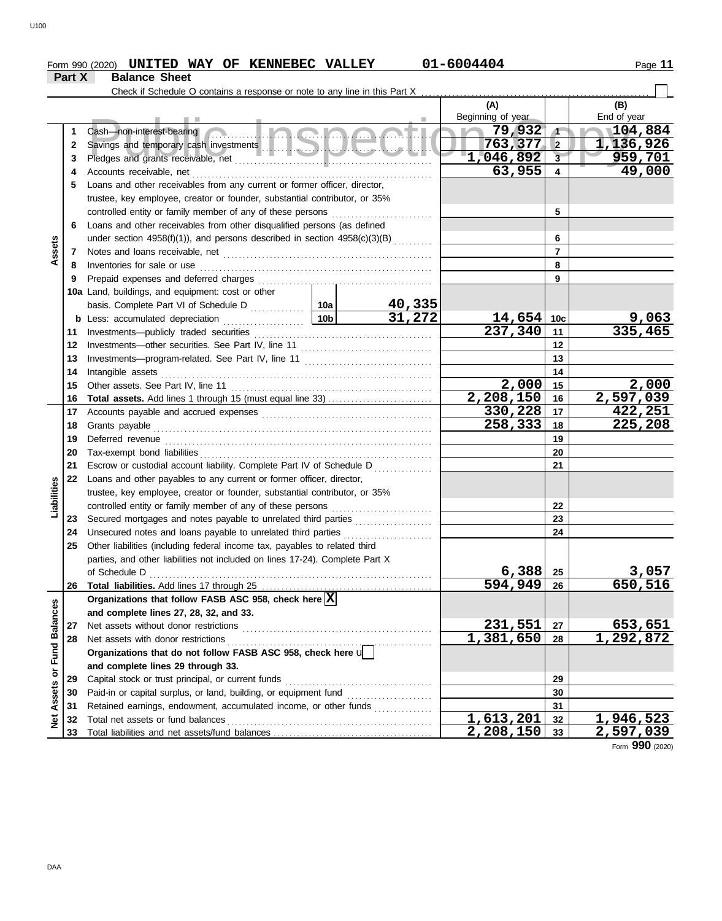Form 990 (2020) **UNITED WAY OF KENNEBEC VALLEY** **01-6004404**

## Part X Balance Sheet

Check if Schedule O contains a response or note to any line in this Part X

| | | | | (A) Beginning of year | | (B) End of year |
|---|---|---|---|---|---|---|
| **Assets** | 1 | Cash—non-interest-bearing | | 79,932 | 1 | 104,884 |
| | 2 | Savings and temporary cash investments | | 763,377 | 2 | 1,136,926 |
| | 3 | Pledges and grants receivable, net | | 1,046,892 | 3 | 959,701 |
| | 4 | Accounts receivable, net | | 63,955 | 4 | 49,000 |
| | 5 | Loans and other receivables from any current or former officer, director, trustee, key employee, creator or founder, substantial contributor, or 35% controlled entity or family member of any of these persons | | | 5 | |
| | 6 | Loans and other receivables from other disqualified persons (as defined under section 4958(f)(1)), and persons described in section 4958(c)(3)(B) | | | 6 | |
| | 7 | Notes and loans receivable, net | | | 7 | |
| | 8 | Inventories for sale or use | | | 8 | |
| | 9 | Prepaid expenses and deferred charges | | | 9 | |
| | 10a | Land, buildings, and equipment: cost or other basis. Complete Part VI of Schedule D | 10a 40,335 | | | |
| | b | Less: accumulated depreciation | 10b 31,272 | 14,654 | 10c | 9,063 |
| | 11 | Investments—publicly traded securities | | 237,340 | 11 | 335,465 |
| | 12 | Investments—other securities. See Part IV, line 11 | | | 12 | |
| | 13 | Investments—program-related. See Part IV, line 11 | | | 13 | |
| | 14 | Intangible assets | | | 14 | |
| | 15 | Other assets. See Part IV, line 11 | | 2,000 | 15 | 2,000 |
| | 16 | **Total assets.** Add lines 1 through 15 (must equal line 33) | | 2,208,150 | 16 | 2,597,039 |
| **Liabilities** | 17 | Accounts payable and accrued expenses | | 330,228 | 17 | 422,251 |
| | 18 | Grants payable | | 258,333 | 18 | 225,208 |
| | 19 | Deferred revenue | | | 19 | |
| | 20 | Tax-exempt bond liabilities | | | 20 | |
| | 21 | Escrow or custodial account liability. Complete Part IV of Schedule D | | | 21 | |
| | 22 | Loans and other payables to any current or former officer, director, trustee, key employee, creator or founder, substantial contributor, or 35% controlled entity or family member of any of these persons | | | 22 | |
| | 23 | Secured mortgages and notes payable to unrelated third parties | | | 23 | |
| | 24 | Unsecured notes and loans payable to unrelated third parties | | | 24 | |
| | 25 | Other liabilities (including federal income tax, payables to related third parties, and other liabilities not included on lines 17-24). Complete Part X of Schedule D | | 6,388 | 25 | 3,057 |
| | 26 | **Total liabilities.** Add lines 17 through 25 | | 594,949 | 26 | 650,516 |
| **Net Assets or Fund Balances** | | **Organizations that follow FASB ASC 958, check here** [X] **and complete lines 27, 28, 32, and 33.** | | | | |
| | 27 | Net assets without donor restrictions | | 231,551 | 27 | 653,651 |
| | 28 | Net assets with donor restrictions | | 1,381,650 | 28 | 1,292,872 |
| | | **Organizations that do not follow FASB ASC 958, check here** [ ] **and complete lines 29 through 33.** | | | | |
| | 29 | Capital stock or trust principal, or current funds | | | 29 | |
| | 30 | Paid-in or capital surplus, or land, building, or equipment fund | | | 30 | |
| | 31 | Retained earnings, endowment, accumulated income, or other funds | | | 31 | |
| | 32 | Total net assets or fund balances | | 1,613,201 | 32 | 1,946,523 |
| | 33 | Total liabilities and net assets/fund balances | | 2,208,150 | 33 | 2,597,039 |

Form **990** (2020)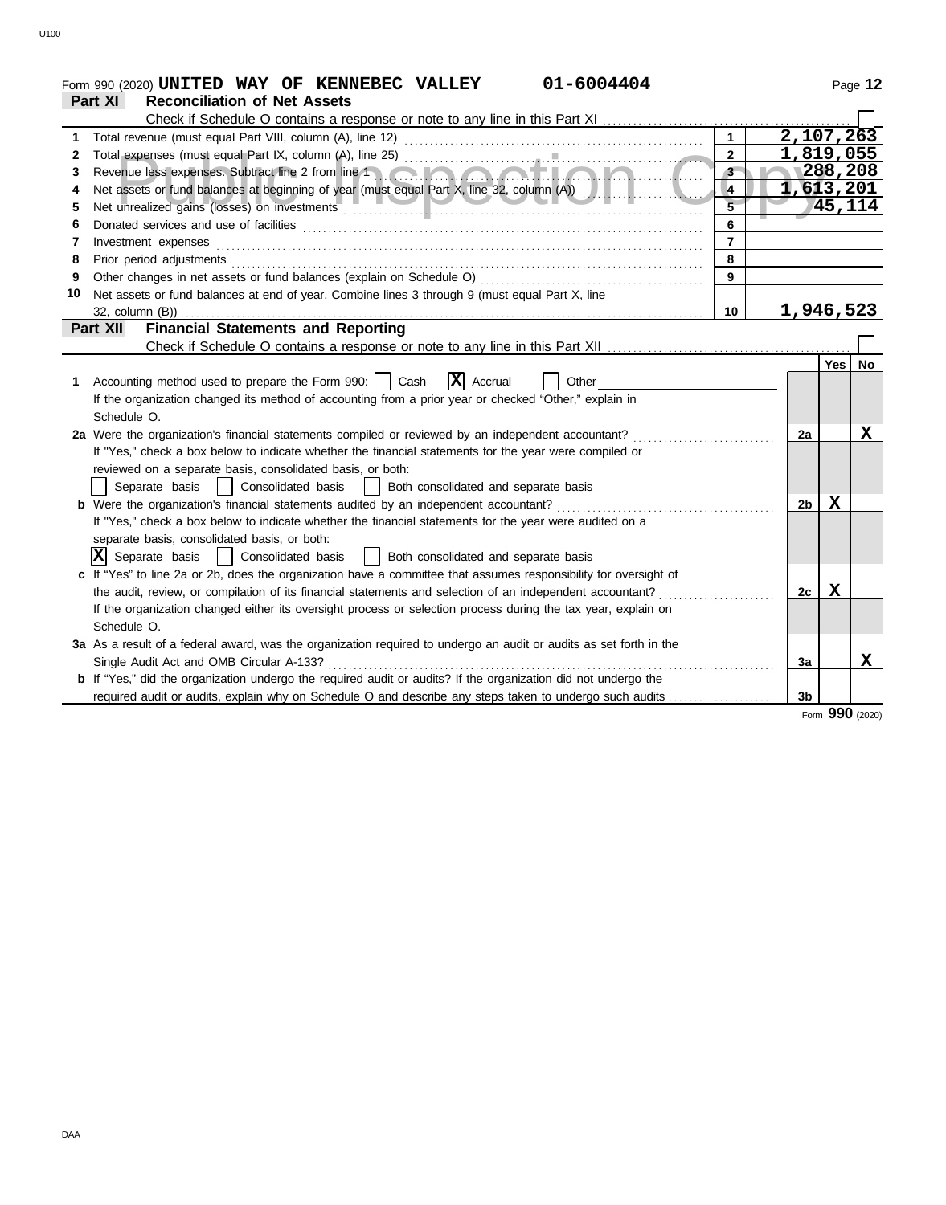Form 990 (2020) **UNITED WAY OF KENNEBEC VALLEY** **01-6004404**

## Part XI Reconciliation of Net Assets

Check if Schedule O contains a response or note to any line in this Part XI ☐

| | | | |
|---|---|---|---|
| 1 | Total revenue (must equal Part VIII, column (A), line 12) | 1 | 2,107,263 |
| 2 | Total expenses (must equal Part IX, column (A), line 25) | 2 | 1,819,055 |
| 3 | Revenue less expenses. Subtract line 2 from line 1 | 3 | 288,208 |
| 4 | Net assets or fund balances at beginning of year (must equal Part X, line 32, column (A)) | 4 | 1,613,201 |
| 5 | Net unrealized gains (losses) on investments | 5 | 45,114 |
| 6 | Donated services and use of facilities | 6 | |
| 7 | Investment expenses | 7 | |
| 8 | Prior period adjustments | 8 | |
| 9 | Other changes in net assets or fund balances (explain on Schedule O) | 9 | |
| 10 | Net assets or fund balances at end of year. Combine lines 3 through 9 (must equal Part X, line 32, column (B)) | 10 | 1,946,523 |

## Part XII Financial Statements and Reporting

Check if Schedule O contains a response or note to any line in this Part XII ☐

| | | | Yes | No |
|---|---|---|---|---|
| 1 | Accounting method used to prepare the Form 990: ☐ Cash ☒ Accrual ☐ Other<br>If the organization changed its method of accounting from a prior year or checked "Other," explain in Schedule O. | | | |
| 2a | Were the organization's financial statements compiled or reviewed by an independent accountant?<br>If "Yes," check a box below to indicate whether the financial statements for the year were compiled or reviewed on a separate basis, consolidated basis, or both:<br>☐ Separate basis ☐ Consolidated basis ☐ Both consolidated and separate basis | 2a | | X |
| b | Were the organization's financial statements audited by an independent accountant?<br>If "Yes," check a box below to indicate whether the financial statements for the year were audited on a separate basis, consolidated basis, or both:<br>☒ Separate basis ☐ Consolidated basis ☐ Both consolidated and separate basis | 2b | X | |
| c | If "Yes" to line 2a or 2b, does the organization have a committee that assumes responsibility for oversight of the audit, review, or compilation of its financial statements and selection of an independent accountant?<br>If the organization changed either its oversight process or selection process during the tax year, explain on Schedule O. | 2c | X | |
| 3a | As a result of a federal award, was the organization required to undergo an audit or audits as set forth in the Single Audit Act and OMB Circular A-133? | 3a | | X |
| b | If "Yes," did the organization undergo the required audit or audits? If the organization did not undergo the required audit or audits, explain why on Schedule O and describe any steps taken to undergo such audits | 3b | | |

Form **990** (2020)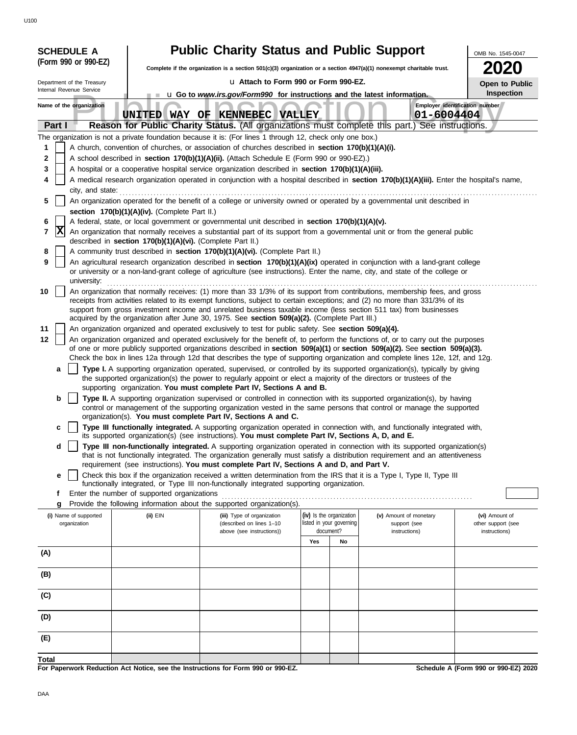**SCHEDULE A (Form 990 or 990-EZ)**

Department of the Treasury
Internal Revenue Service

# Public Charity Status and Public Support

**Complete if the organization is a section 501(c)(3) organization or a section 4947(a)(1) nonexempt charitable trust.**

u Attach to Form 990 or Form 990-EZ.

u Go to *www.irs.gov/Form990* for instructions and the latest information.

OMB No. 1545-0047

**2020**

**Open to Public Inspection**

Public Inspection Copy

**Name of the organization:** UNITED WAY OF KENNEBEC VALLEY

**Employer identification number:** 01-6004404

**Part I — Reason for Public Charity Status.** (All organizations must complete this part.) See instructions.

The organization is not a private foundation because it is: (For lines 1 through 12, check only one box.)

1. [ ] A church, convention of churches, or association of churches described in **section 170(b)(1)(A)(i).**
2. [ ] A school described in **section 170(b)(1)(A)(ii).** (Attach Schedule E (Form 990 or 990-EZ).)
3. [ ] A hospital or a cooperative hospital service organization described in **section 170(b)(1)(A)(iii).**
4. [ ] A medical research organization operated in conjunction with a hospital described in **section 170(b)(1)(A)(iii).** Enter the hospital's name, city, and state:
5. [ ] An organization operated for the benefit of a college or university owned or operated by a governmental unit described in **section 170(b)(1)(A)(iv).** (Complete Part II.)
6. [ ] A federal, state, or local government or governmental unit described in **section 170(b)(1)(A)(v).**
7. [X] An organization that normally receives a substantial part of its support from a governmental unit or from the general public described in **section 170(b)(1)(A)(vi).** (Complete Part II.)
8. [ ] A community trust described in **section 170(b)(1)(A)(vi).** (Complete Part II.)
9. [ ] An agricultural research organization described in **section 170(b)(1)(A)(ix)** operated in conjunction with a land-grant college or university or a non-land-grant college of agriculture (see instructions). Enter the name, city, and state of the college or university:
10. [ ] An organization that normally receives: (1) more than 33 1/3% of its support from contributions, membership fees, and gross receipts from activities related to its exempt functions, subject to certain exceptions; and (2) no more than 331/3% of its support from gross investment income and unrelated business taxable income (less section 511 tax) from businesses acquired by the organization after June 30, 1975. See **section 509(a)(2).** (Complete Part III.)
11. [ ] An organization organized and operated exclusively to test for public safety. See **section 509(a)(4).**
12. [ ] An organization organized and operated exclusively for the benefit of, to perform the functions of, or to carry out the purposes of one or more publicly supported organizations described in **section 509(a)(1)** or **section 509(a)(2).** See **section 509(a)(3).** Check the box in lines 12a through 12d that describes the type of supporting organization and complete lines 12e, 12f, and 12g.
   - **a** [ ] **Type I.** A supporting organization operated, supervised, or controlled by its supported organization(s), typically by giving the supported organization(s) the power to regularly appoint or elect a majority of the directors or trustees of the supporting organization. **You must complete Part IV, Sections A and B.**
   - **b** [ ] **Type II.** A supporting organization supervised or controlled in connection with its supported organization(s), by having control or management of the supporting organization vested in the same persons that control or manage the supported organization(s). **You must complete Part IV, Sections A and C.**
   - **c** [ ] **Type III functionally integrated.** A supporting organization operated in connection with, and functionally integrated with, its supported organization(s) (see instructions). **You must complete Part IV, Sections A, D, and E.**
   - **d** [ ] **Type III non-functionally integrated.** A supporting organization operated in connection with its supported organization(s) that is not functionally integrated. The organization generally must satisfy a distribution requirement and an attentiveness requirement (see instructions). **You must complete Part IV, Sections A and D, and Part V.**
   - **e** [ ] Check this box if the organization received a written determination from the IRS that it is a Type I, Type II, Type III functionally integrated, or Type III non-functionally integrated supporting organization.
   - **f** Enter the number of supported organizations
   - **g** Provide the following information about the supported organization(s).

| (i) Name of supported organization | (ii) EIN | (iii) Type of organization (described on lines 1–10 above (see instructions)) | (iv) Is the organization listed in your governing document? Yes | No | (v) Amount of monetary support (see instructions) | (vi) Amount of other support (see instructions) |
|---|---|---|---|---|---|---|
| (A) | | | | | | |
| (B) | | | | | | |
| (C) | | | | | | |
| (D) | | | | | | |
| (E) | | | | | | |
| Total | | | | | | |

**For Paperwork Reduction Act Notice, see the Instructions for Form 990 or 990-EZ.**

**Schedule A (Form 990 or 990-EZ) 2020**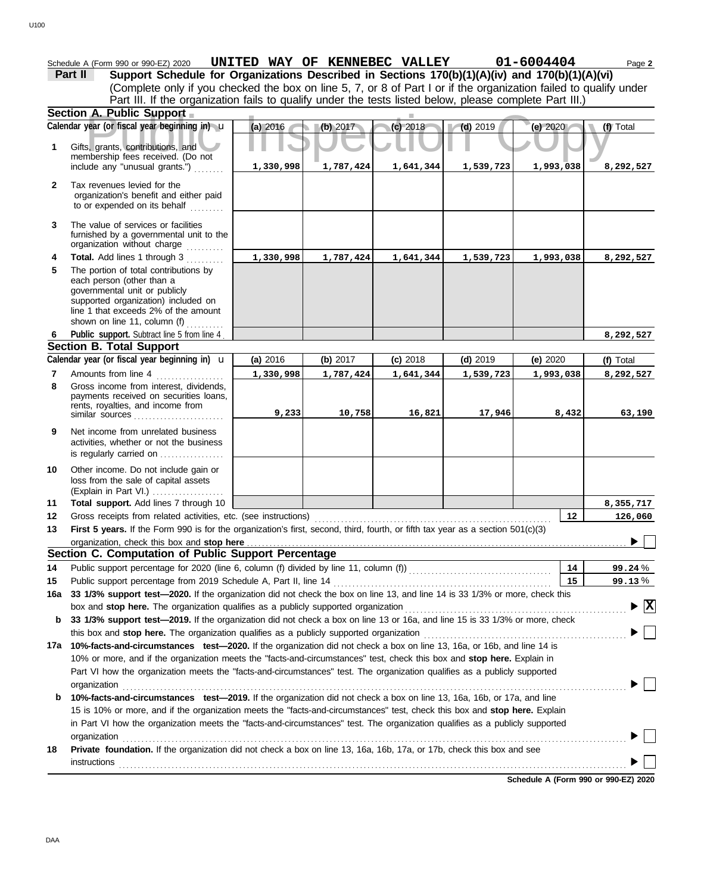Schedule A (Form 990 or 990-EZ) 2020 **UNITED WAY OF KENNEBEC VALLEY** **01-6004404** Page **2**

## Part II Support Schedule for Organizations Described in Sections 170(b)(1)(A)(iv) and 170(b)(1)(A)(vi)

(Complete only if you checked the box on line 5, 7, or 8 of Part I or if the organization failed to qualify under Part III. If the organization fails to qualify under the tests listed below, please complete Part III.)

### Section A. Public Support

| | Calendar year (or fiscal year beginning in) | (a) 2016 | (b) 2017 | (c) 2018 | (d) 2019 | (e) 2020 | (f) Total |
|---|---|---|---|---|---|---|---|
| 1 | Gifts, grants, contributions, and membership fees received. (Do not include any "unusual grants.") | 1,330,998 | 1,787,424 | 1,641,344 | 1,539,723 | 1,993,038 | 8,292,527 |
| 2 | Tax revenues levied for the organization's benefit and either paid to or expended on its behalf | | | | | | |
| 3 | The value of services or facilities furnished by a governmental unit to the organization without charge | | | | | | |
| 4 | **Total.** Add lines 1 through 3 | 1,330,998 | 1,787,424 | 1,641,344 | 1,539,723 | 1,993,038 | 8,292,527 |
| 5 | The portion of total contributions by each person (other than a governmental unit or publicly supported organization) included on line 1 that exceeds 2% of the amount shown on line 11, column (f) | | | | | | |
| 6 | **Public support.** Subtract line 5 from line 4 | | | | | | 8,292,527 |

### Section B. Total Support

| | Calendar year (or fiscal year beginning in) | (a) 2016 | (b) 2017 | (c) 2018 | (d) 2019 | (e) 2020 | (f) Total |
|---|---|---|---|---|---|---|---|
| 7 | Amounts from line 4 | 1,330,998 | 1,787,424 | 1,641,344 | 1,539,723 | 1,993,038 | 8,292,527 |
| 8 | Gross income from interest, dividends, payments received on securities loans, rents, royalties, and income from similar sources | 9,233 | 10,758 | 16,821 | 17,946 | 8,432 | 63,190 |
| 9 | Net income from unrelated business activities, whether or not the business is regularly carried on | | | | | | |
| 10 | Other income. Do not include gain or loss from the sale of capital assets (Explain in Part VI.) | | | | | | |
| 11 | **Total support.** Add lines 7 through 10 | | | | | | 8,355,717 |

| | | | |
|---|---|---|---|
| 12 | Gross receipts from related activities, etc. (see instructions) | 12 | 126,060 |
| 13 | **First 5 years.** If the Form 990 is for the organization's first, second, third, fourth, or fifth tax year as a section 501(c)(3) organization, check this box and **stop here** | | ☐ |

### Section C. Computation of Public Support Percentage

| | | | |
|---|---|---|---|
| 14 | Public support percentage for 2020 (line 6, column (f) divided by line 11, column (f)) | 14 | 99.24 % |
| 15 | Public support percentage from 2019 Schedule A, Part II, line 14 | 15 | 99.13 % |

**16a 33 1/3% support test—2020.** If the organization did not check the box on line 13, and line 14 is 33 1/3% or more, check this box and **stop here.** The organization qualifies as a publicly supported organization ☒

**b 33 1/3% support test—2019.** If the organization did not check a box on line 13 or 16a, and line 15 is 33 1/3% or more, check this box and **stop here.** The organization qualifies as a publicly supported organization ☐

**17a 10%-facts-and-circumstances test—2020.** If the organization did not check a box on line 13, 16a, or 16b, and line 14 is 10% or more, and if the organization meets the "facts-and-circumstances" test, check this box and **stop here.** Explain in Part VI how the organization meets the "facts-and-circumstances" test. The organization qualifies as a publicly supported organization ☐

**b 10%-facts-and-circumstances test—2019.** If the organization did not check a box on line 13, 16a, 16b, or 17a, and line 15 is 10% or more, and if the organization meets the "facts-and-circumstances" test, check this box and **stop here.** Explain in Part VI how the organization meets the "facts-and-circumstances" test. The organization qualifies as a publicly supported organization ☐

**18 Private foundation.** If the organization did not check a box on line 13, 16a, 16b, 17a, or 17b, check this box and see instructions ☐

**Schedule A (Form 990 or 990-EZ) 2020**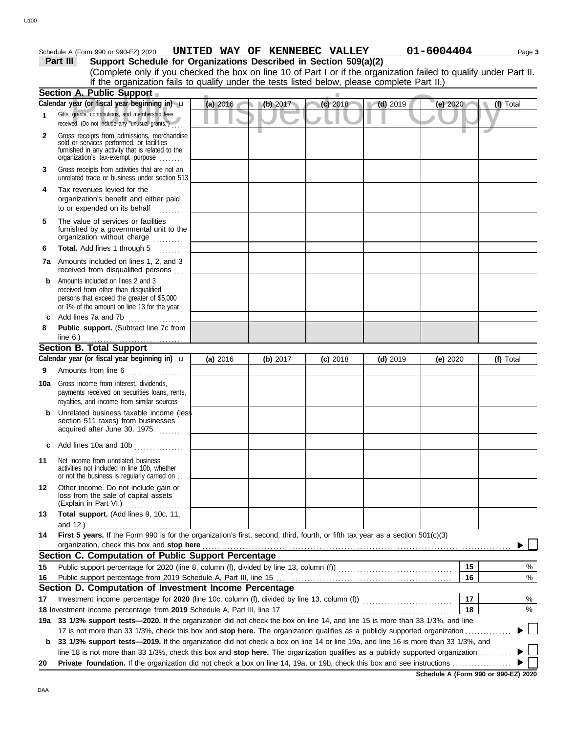Schedule A (Form 990 or 990-EZ) 2020 **UNITED WAY OF KENNEBEC VALLEY** **01-6004404** Page **3**

## Part III Support Schedule for Organizations Described in Section 509(a)(2)

(Complete only if you checked the box on line 10 of Part I or if the organization failed to qualify under Part II. If the organization fails to qualify under the tests listed below, please complete Part II.)

### Section A. Public Support

| Calendar year (or fiscal year beginning in) ▶ | (a) 2016 | (b) 2017 | (c) 2018 | (d) 2019 | (e) 2020 | (f) Total |
|---|---|---|---|---|---|---|
| **1** Gifts, grants, contributions, and membership fees received. (Do not include any "unusual grants.") | | | | | | |
| **2** Gross receipts from admissions, merchandise sold or services performed, or facilities furnished in any activity that is related to the organization's tax-exempt purpose | | | | | | |
| **3** Gross receipts from activities that are not an unrelated trade or business under section 513 | | | | | | |
| **4** Tax revenues levied for the organization's benefit and either paid to or expended on its behalf | | | | | | |
| **5** The value of services or facilities furnished by a governmental unit to the organization without charge | | | | | | |
| **6** **Total.** Add lines 1 through 5 | | | | | | |
| **7a** Amounts included on lines 1, 2, and 3 received from disqualified persons | | | | | | |
| **b** Amounts included on lines 2 and 3 received from other than disqualified persons that exceed the greater of $5,000 or 1% of the amount on line 13 for the year | | | | | | |
| **c** Add lines 7a and 7b | | | | | | |
| **8** **Public support.** (Subtract line 7c from line 6.) | | | | | | |

### Section B. Total Support

| Calendar year (or fiscal year beginning in) ▶ | (a) 2016 | (b) 2017 | (c) 2018 | (d) 2019 | (e) 2020 | (f) Total |
|---|---|---|---|---|---|---|
| **9** Amounts from line 6 | | | | | | |
| **10a** Gross income from interest, dividends, payments received on securities loans, rents, royalties, and income from similar sources | | | | | | |
| **b** Unrelated business taxable income (less section 511 taxes) from businesses acquired after June 30, 1975 | | | | | | |
| **c** Add lines 10a and 10b | | | | | | |
| **11** Net income from unrelated business activities not included in line 10b, whether or not the business is regularly carried on | | | | | | |
| **12** Other income. Do not include gain or loss from the sale of capital assets (Explain in Part VI.) | | | | | | |
| **13** **Total support.** (Add lines 9, 10c, 11, and 12.) | | | | | | |

**14** **First 5 years.** If the Form 990 is for the organization's first, second, third, fourth, or fifth tax year as a section 501(c)(3) organization, check this box and **stop here** ▶ ☐

### Section C. Computation of Public Support Percentage

| | | | |
|---|---|---|---|
| **15** | Public support percentage for 2020 (line 8, column (f), divided by line 13, column (f)) | 15 | % |
| **16** | Public support percentage from 2019 Schedule A, Part III, line 15 | 16 | % |

### Section D. Computation of Investment Income Percentage

| | | | |
|---|---|---|---|
| **17** | Investment income percentage for **2020** (line 10c, column (f), divided by line 13, column (f)) | 17 | % |
| **18** | Investment income percentage from **2019** Schedule A, Part III, line 17 | 18 | % |

**19a** **33 1/3% support tests—2020.** If the organization did not check the box on line 14, and line 15 is more than 33 1/3%, and line 17 is not more than 33 1/3%, check this box and **stop here.** The organization qualifies as a publicly supported organization ▶ ☐

**b** **33 1/3% support tests—2019.** If the organization did not check a box on line 14 or line 19a, and line 16 is more than 33 1/3%, and line 18 is not more than 33 1/3%, check this box and **stop here.** The organization qualifies as a publicly supported organization ▶ ☐

**20** **Private foundation.** If the organization did not check a box on line 14, 19a, or 19b, check this box and see instructions ▶ ☐

**Schedule A (Form 990 or 990-EZ) 2020**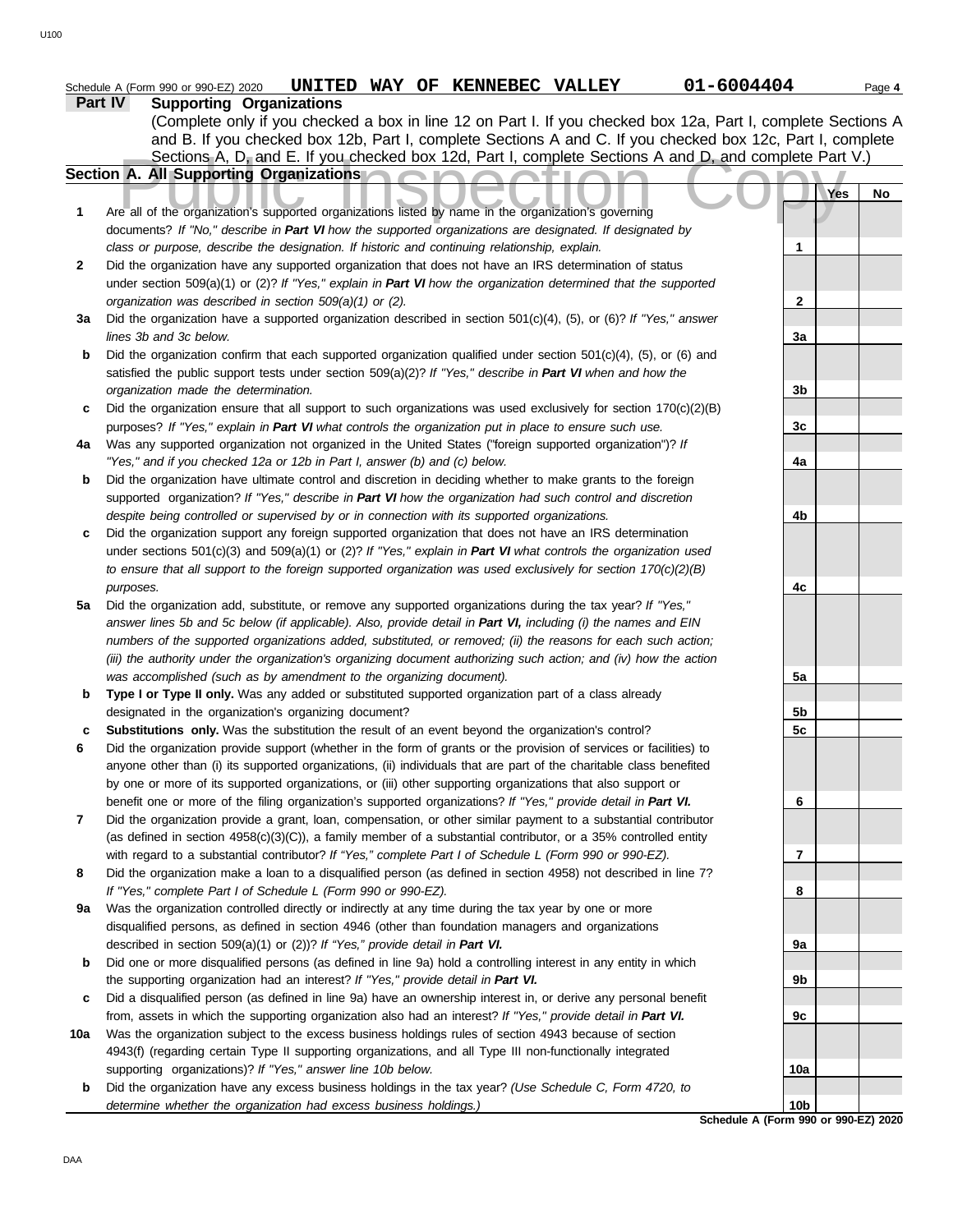Schedule A (Form 990 or 990-EZ) 2020 **UNITED WAY OF KENNEBEC VALLEY** **01-6004404**

**Part IV Supporting Organizations**

(Complete only if you checked a box in line 12 on Part I. If you checked box 12a, Part I, complete Sections A and B. If you checked box 12b, Part I, complete Sections A and C. If you checked box 12c, Part I, complete Sections A, D, and E. If you checked box 12d, Part I, complete Sections A and D, and complete Part V.)

**Section A. All Supporting Organizations**

Public Inspection Copy

| | | | Yes | No |
|---|---|---|---|---|
| **1** | Are all of the organization's supported organizations listed by name in the organization's governing documents? *If "No," describe in* ***Part VI*** *how the supported organizations are designated. If designated by class or purpose, describe the designation. If historic and continuing relationship, explain.* | **1** | | |
| **2** | Did the organization have any supported organization that does not have an IRS determination of status under section 509(a)(1) or (2)? *If "Yes," explain in* ***Part VI*** *how the organization determined that the supported organization was described in section 509(a)(1) or (2).* | **2** | | |
| **3a** | Did the organization have a supported organization described in section 501(c)(4), (5), or (6)? *If "Yes," answer lines 3b and 3c below.* | **3a** | | |
| **b** | Did the organization confirm that each supported organization qualified under section 501(c)(4), (5), or (6) and satisfied the public support tests under section 509(a)(2)? *If "Yes," describe in* ***Part VI*** *when and how the organization made the determination.* | **3b** | | |
| **c** | Did the organization ensure that all support to such organizations was used exclusively for section 170(c)(2)(B) purposes? *If "Yes," explain in* ***Part VI*** *what controls the organization put in place to ensure such use.* | **3c** | | |
| **4a** | Was any supported organization not organized in the United States ("foreign supported organization")? *If "Yes," and if you checked 12a or 12b in Part I, answer (b) and (c) below.* | **4a** | | |
| **b** | Did the organization have ultimate control and discretion in deciding whether to make grants to the foreign supported organization? *If "Yes," describe in* ***Part VI*** *how the organization had such control and discretion despite being controlled or supervised by or in connection with its supported organizations.* | **4b** | | |
| **c** | Did the organization support any foreign supported organization that does not have an IRS determination under sections 501(c)(3) and 509(a)(1) or (2)? *If "Yes," explain in* ***Part VI*** *what controls the organization used to ensure that all support to the foreign supported organization was used exclusively for section 170(c)(2)(B) purposes.* | **4c** | | |
| **5a** | Did the organization add, substitute, or remove any supported organizations during the tax year? *If "Yes," answer lines 5b and 5c below (if applicable). Also, provide detail in* ***Part VI,*** *including (i) the names and EIN numbers of the supported organizations added, substituted, or removed; (ii) the reasons for each such action; (iii) the authority under the organization's organizing document authorizing such action; and (iv) how the action was accomplished (such as by amendment to the organizing document).* | **5a** | | |
| **b** | **Type I or Type II only.** Was any added or substituted supported organization part of a class already designated in the organization's organizing document? | **5b** | | |
| **c** | **Substitutions only.** Was the substitution the result of an event beyond the organization's control? | **5c** | | |
| **6** | Did the organization provide support (whether in the form of grants or the provision of services or facilities) to anyone other than (i) its supported organizations, (ii) individuals that are part of the charitable class benefited by one or more of its supported organizations, or (iii) other supporting organizations that also support or benefit one or more of the filing organization's supported organizations? *If "Yes," provide detail in* ***Part VI.*** | **6** | | |
| **7** | Did the organization provide a grant, loan, compensation, or other similar payment to a substantial contributor (as defined in section 4958(c)(3)(C)), a family member of a substantial contributor, or a 35% controlled entity with regard to a substantial contributor? *If "Yes," complete Part I of Schedule L (Form 990 or 990-EZ).* | **7** | | |
| **8** | Did the organization make a loan to a disqualified person (as defined in section 4958) not described in line 7? *If "Yes," complete Part I of Schedule L (Form 990 or 990-EZ).* | **8** | | |
| **9a** | Was the organization controlled directly or indirectly at any time during the tax year by one or more disqualified persons, as defined in section 4946 (other than foundation managers and organizations described in section 509(a)(1) or (2))? *If "Yes," provide detail in* ***Part VI.*** | **9a** | | |
| **b** | Did one or more disqualified persons (as defined in line 9a) hold a controlling interest in any entity in which the supporting organization had an interest? *If "Yes," provide detail in* ***Part VI.*** | **9b** | | |
| **c** | Did a disqualified person (as defined in line 9a) have an ownership interest in, or derive any personal benefit from, assets in which the supporting organization also had an interest? *If "Yes," provide detail in* ***Part VI.*** | **9c** | | |
| **10a** | Was the organization subject to the excess business holdings rules of section 4943 because of section 4943(f) (regarding certain Type II supporting organizations, and all Type III non-functionally integrated supporting organizations)? *If "Yes," answer line 10b below.* | **10a** | | |
| **b** | Did the organization have any excess business holdings in the tax year? *(Use Schedule C, Form 4720, to determine whether the organization had excess business holdings.)* | **10b** | | |

**Schedule A (Form 990 or 990-EZ) 2020**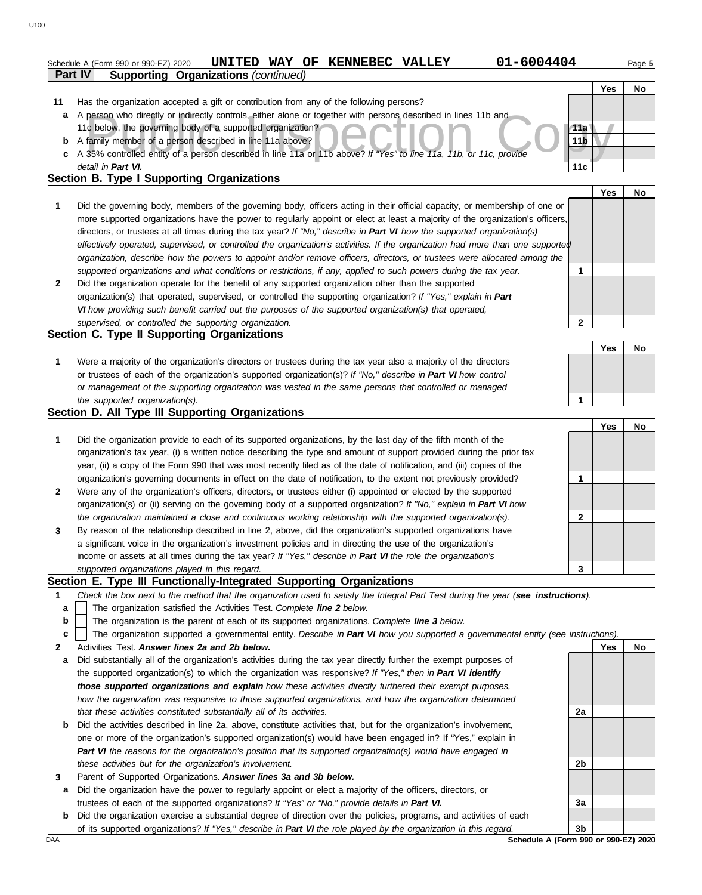Schedule A (Form 990 or 990-EZ) 2020 **UNITED WAY OF KENNEBEC VALLEY** **01-6004404** Page **5**

**Part IV Supporting Organizations** *(continued)*

| | | | Yes | No |
|---|---|---|---|---|
| **11** | Has the organization accepted a gift or contribution from any of the following persons? | | | |
| **a** | A person who directly or indirectly controls, either alone or together with persons described in lines 11b and 11c below, the governing body of a supported organization? | **11a** | | |
| **b** | A family member of a person described in line 11a above? | **11b** | | |
| **c** | A 35% controlled entity of a person described in line 11a or 11b above? *If "Yes" to line 11a, 11b, or 11c, provide detail in* ***Part VI.*** | **11c** | | |

## Section B. Type I Supporting Organizations

| | | | Yes | No |
|---|---|---|---|---|
| **1** | Did the governing body, members of the governing body, officers acting in their official capacity, or membership of one or more supported organizations have the power to regularly appoint or elect at least a majority of the organization's officers, directors, or trustees at all times during the tax year? *If "No," describe in* ***Part VI*** *how the supported organization(s) effectively operated, supervised, or controlled the organization's activities. If the organization had more than one supported organization, describe how the powers to appoint and/or remove officers, directors, or trustees were allocated among the supported organizations and what conditions or restrictions, if any, applied to such powers during the tax year.* | **1** | | |
| **2** | Did the organization operate for the benefit of any supported organization other than the supported organization(s) that operated, supervised, or controlled the supporting organization? *If "Yes," explain in* ***Part VI*** *how providing such benefit carried out the purposes of the supported organization(s) that operated, supervised, or controlled the supporting organization.* | **2** | | |

## Section C. Type II Supporting Organizations

| | | | Yes | No |
|---|---|---|---|---|
| **1** | Were a majority of the organization's directors or trustees during the tax year also a majority of the directors or trustees of each of the organization's supported organization(s)? *If "No," describe in* ***Part VI*** *how control or management of the supporting organization was vested in the same persons that controlled or managed the supported organization(s).* | **1** | | |

## Section D. All Type III Supporting Organizations

| | | | Yes | No |
|---|---|---|---|---|
| **1** | Did the organization provide to each of its supported organizations, by the last day of the fifth month of the organization's tax year, (i) a written notice describing the type and amount of support provided during the prior tax year, (ii) a copy of the Form 990 that was most recently filed as of the date of notification, and (iii) copies of the organization's governing documents in effect on the date of notification, to the extent not previously provided? | **1** | | |
| **2** | Were any of the organization's officers, directors, or trustees either (i) appointed or elected by the supported organization(s) or (ii) serving on the governing body of a supported organization? *If "No," explain in* ***Part VI*** *how the organization maintained a close and continuous working relationship with the supported organization(s).* | **2** | | |
| **3** | By reason of the relationship described in line 2, above, did the organization's supported organizations have a significant voice in the organization's investment policies and in directing the use of the organization's income or assets at all times during the tax year? *If "Yes," describe in* ***Part VI*** *the role the organization's supported organizations played in this regard.* | **3** | | |

## Section E. Type III Functionally-Integrated Supporting Organizations

**1** *Check the box next to the method that the organization used to satisfy the Integral Part Test during the year (**see instructions**).*

- **a** ☐ The organization satisfied the Activities Test. *Complete **line 2** below.*
- **b** ☐ The organization is the parent of each of its supported organizations. *Complete **line 3** below.*
- **c** ☐ The organization supported a governmental entity. *Describe in **Part VI** how you supported a governmental entity (see instructions).*

| | | | Yes | No |
|---|---|---|---|---|
| **2** | Activities Test. ***Answer lines 2a and 2b below.*** | | | |
| **a** | Did substantially all of the organization's activities during the tax year directly further the exempt purposes of the supported organization(s) to which the organization was responsive? *If "Yes," then in* ***Part VI identify those supported organizations and explain*** *how these activities directly furthered their exempt purposes, how the organization was responsive to those supported organizations, and how the organization determined that these activities constituted substantially all of its activities.* | **2a** | | |
| **b** | Did the activities described in line 2a, above, constitute activities that, but for the organization's involvement, one or more of the organization's supported organization(s) would have been engaged in? If "Yes," explain in ***Part VI*** *the reasons for the organization's position that its supported organization(s) would have engaged in these activities but for the organization's involvement.* | **2b** | | |
| **3** | Parent of Supported Organizations. ***Answer lines 3a and 3b below.*** | | | |
| **a** | Did the organization have the power to regularly appoint or elect a majority of the officers, directors, or trustees of each of the supported organizations? *If "Yes" or "No," provide details in* ***Part VI.*** | **3a** | | |
| **b** | Did the organization exercise a substantial degree of direction over the policies, programs, and activities of each of its supported organizations? *If "Yes," describe in* ***Part VI*** *the role played by the organization in this regard.* | **3b** | | |

**Schedule A (Form 990 or 990-EZ) 2020**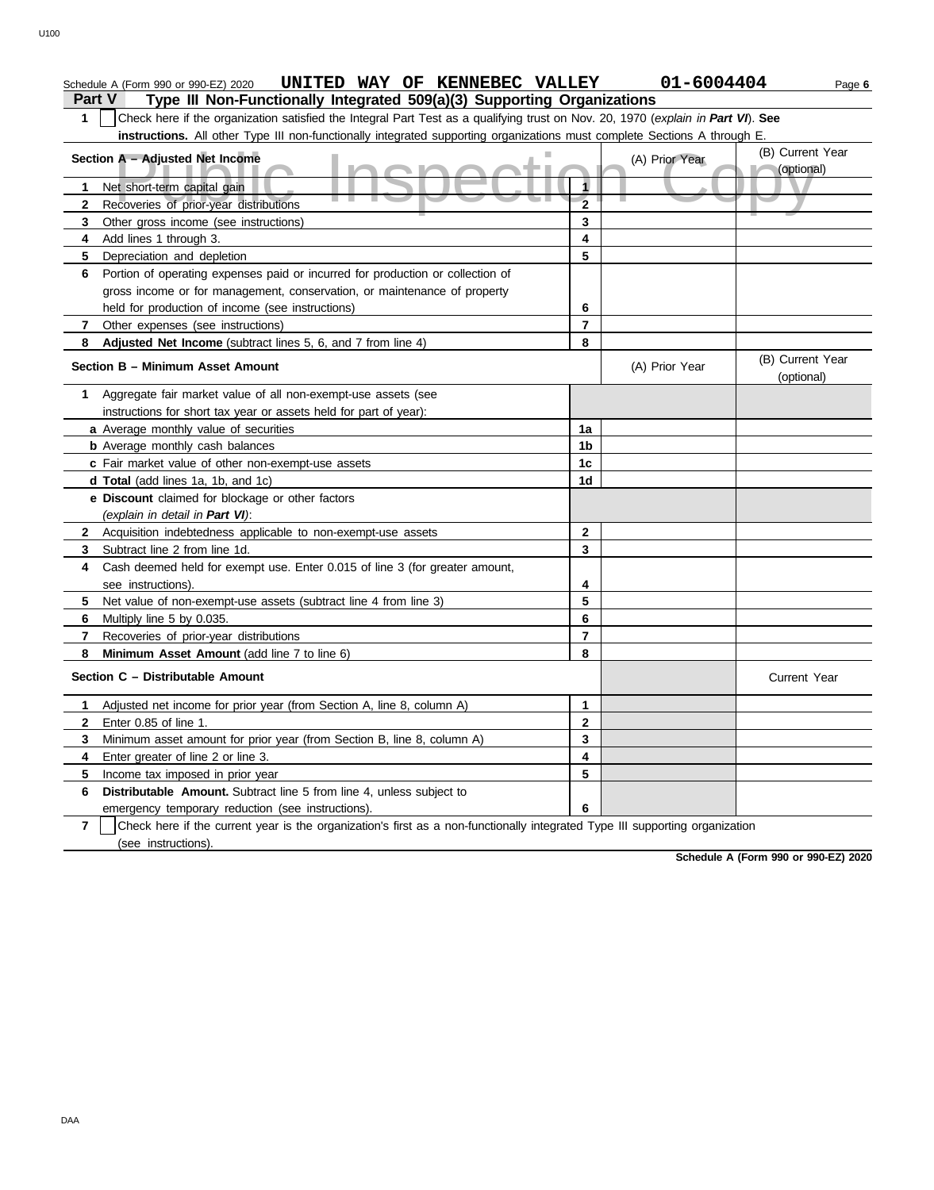Schedule A (Form 990 or 990-EZ) 2020 **UNITED WAY OF KENNEBEC VALLEY** **01-6004404** Page **6**

## Part V Type III Non-Functionally Integrated 509(a)(3) Supporting Organizations

**1** ☐ Check here if the organization satisfied the Integral Part Test as a qualifying trust on Nov. 20, 1970 (*explain in **Part VI***). **See instructions.** All other Type III non-functionally integrated supporting organizations must complete Sections A through E.

| **Section A – Adjusted Net Income** | | (A) Prior Year | (B) Current Year (optional) |
|---|---|---|---|
| **1** Net short-term capital gain | **1** | | |
| **2** Recoveries of prior-year distributions | **2** | | |
| **3** Other gross income (see instructions) | **3** | | |
| **4** Add lines 1 through 3. | **4** | | |
| **5** Depreciation and depletion | **5** | | |
| **6** Portion of operating expenses paid or incurred for production or collection of gross income or for management, conservation, or maintenance of property held for production of income (see instructions) | **6** | | |
| **7** Other expenses (see instructions) | **7** | | |
| **8** **Adjusted Net Income** (subtract lines 5, 6, and 7 from line 4) | **8** | | |

| **Section B – Minimum Asset Amount** | | (A) Prior Year | (B) Current Year (optional) |
|---|---|---|---|
| **1** Aggregate fair market value of all non-exempt-use assets (see instructions for short tax year or assets held for part of year): | | | |
| **a** Average monthly value of securities | **1a** | | |
| **b** Average monthly cash balances | **1b** | | |
| **c** Fair market value of other non-exempt-use assets | **1c** | | |
| **d** **Total** (add lines 1a, 1b, and 1c) | **1d** | | |
| **e** **Discount** claimed for blockage or other factors (*explain in detail in **Part VI***): | | | |
| **2** Acquisition indebtedness applicable to non-exempt-use assets | **2** | | |
| **3** Subtract line 2 from line 1d. | **3** | | |
| **4** Cash deemed held for exempt use. Enter 0.015 of line 3 (for greater amount, see instructions). | **4** | | |
| **5** Net value of non-exempt-use assets (subtract line 4 from line 3) | **5** | | |
| **6** Multiply line 5 by 0.035. | **6** | | |
| **7** Recoveries of prior-year distributions | **7** | | |
| **8** **Minimum Asset Amount** (add line 7 to line 6) | **8** | | |

| **Section C – Distributable Amount** | | | Current Year |
|---|---|---|---|
| **1** Adjusted net income for prior year (from Section A, line 8, column A) | **1** | | |
| **2** Enter 0.85 of line 1. | **2** | | |
| **3** Minimum asset amount for prior year (from Section B, line 8, column A) | **3** | | |
| **4** Enter greater of line 2 or line 3. | **4** | | |
| **5** Income tax imposed in prior year | **5** | | |
| **6** **Distributable Amount.** Subtract line 5 from line 4, unless subject to emergency temporary reduction (see instructions). | **6** | | |

**7** ☐ Check here if the current year is the organization's first as a non-functionally integrated Type III supporting organization (see instructions).

**Schedule A (Form 990 or 990-EZ) 2020**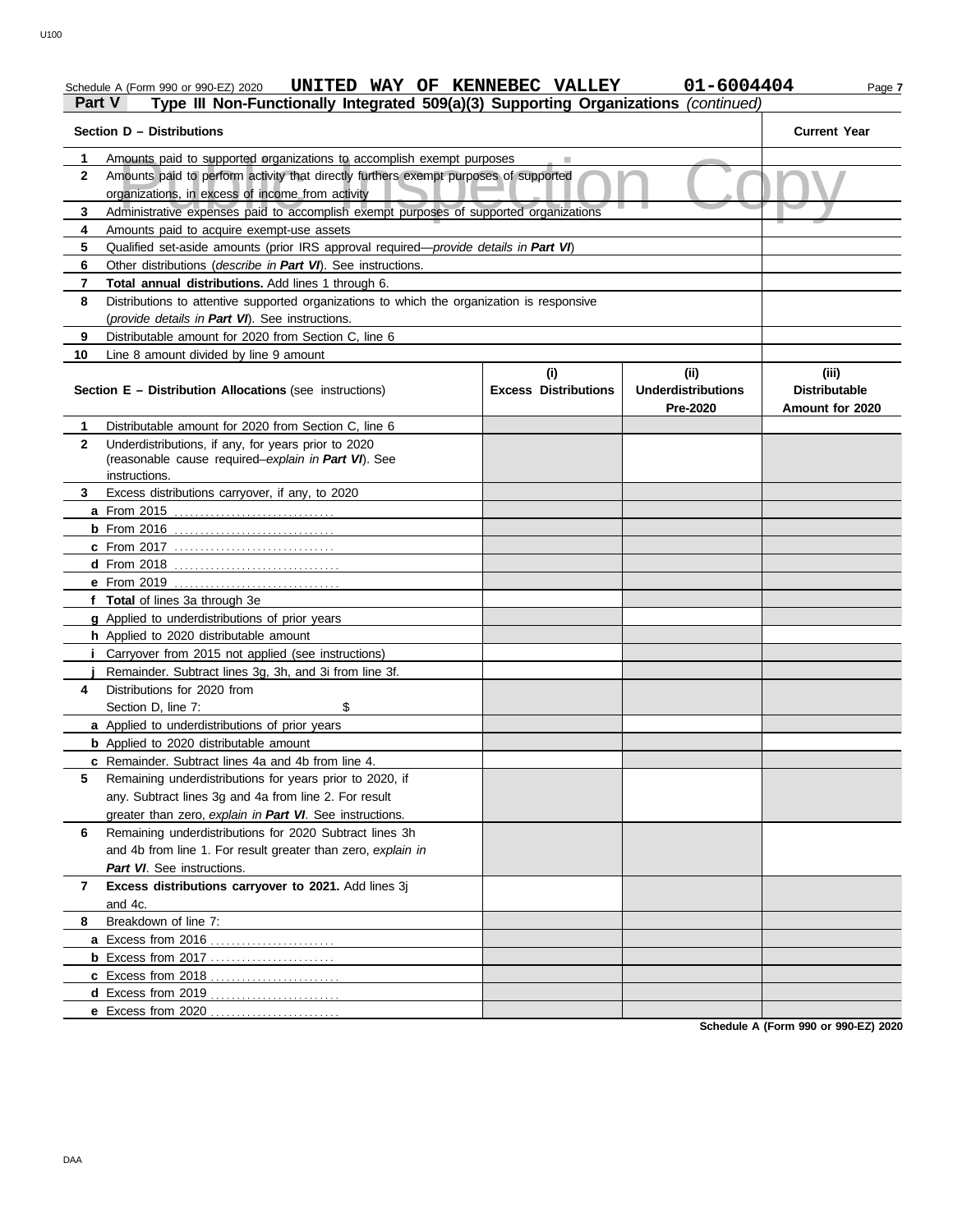Schedule A (Form 990 or 990-EZ) 2020 **UNITED WAY OF KENNEBEC VALLEY** **01-6004404**

## Part V Type III Non-Functionally Integrated 509(a)(3) Supporting Organizations *(continued)*

| Section D – Distributions | | Current Year |
|---|---|---|
| 1 | Amounts paid to supported organizations to accomplish exempt purposes | |
| 2 | Amounts paid to perform activity that directly furthers exempt purposes of supported organizations, in excess of income from activity | |
| 3 | Administrative expenses paid to accomplish exempt purposes of supported organizations | |
| 4 | Amounts paid to acquire exempt-use assets | |
| 5 | Qualified set-aside amounts (prior IRS approval required—*provide details in **Part VI***) | |
| 6 | Other distributions (*describe in **Part VI***). See instructions. | |
| 7 | **Total annual distributions.** Add lines 1 through 6. | |
| 8 | Distributions to attentive supported organizations to which the organization is responsive (*provide details in **Part VI***). See instructions. | |
| 9 | Distributable amount for 2020 from Section C, line 6 | |
| 10 | Line 8 amount divided by line 9 amount | |

| Section E – Distribution Allocations (see instructions) | | (i) Excess Distributions | (ii) Underdistributions Pre-2020 | (iii) Distributable Amount for 2020 |
|---|---|---|---|---|
| 1 | Distributable amount for 2020 from Section C, line 6 | | | |
| 2 | Underdistributions, if any, for years prior to 2020 (reasonable cause required–*explain in **Part VI***). See instructions. | | | |
| 3 | Excess distributions carryover, if any, to 2020 | | | |
| a | From 2015 | | | |
| b | From 2016 | | | |
| c | From 2017 | | | |
| d | From 2018 | | | |
| e | From 2019 | | | |
| f | **Total** of lines 3a through 3e | | | |
| g | Applied to underdistributions of prior years | | | |
| h | Applied to 2020 distributable amount | | | |
| i | Carryover from 2015 not applied (see instructions) | | | |
| j | Remainder. Subtract lines 3g, 3h, and 3i from line 3f. | | | |
| 4 | Distributions for 2020 from Section D, line 7: $ | | | |
| a | Applied to underdistributions of prior years | | | |
| b | Applied to 2020 distributable amount | | | |
| c | Remainder. Subtract lines 4a and 4b from line 4. | | | |
| 5 | Remaining underdistributions for years prior to 2020, if any. Subtract lines 3g and 4a from line 2. For result greater than zero, *explain in **Part VI***. See instructions. | | | |
| 6 | Remaining underdistributions for 2020 Subtract lines 3h and 4b from line 1. For result greater than zero, *explain in **Part VI***. See instructions. | | | |
| 7 | **Excess distributions carryover to 2021.** Add lines 3j and 4c. | | | |
| 8 | Breakdown of line 7: | | | |
| a | Excess from 2016 | | | |
| b | Excess from 2017 | | | |
| c | Excess from 2018 | | | |
| d | Excess from 2019 | | | |
| e | Excess from 2020 | | | |

**Schedule A (Form 990 or 990-EZ) 2020**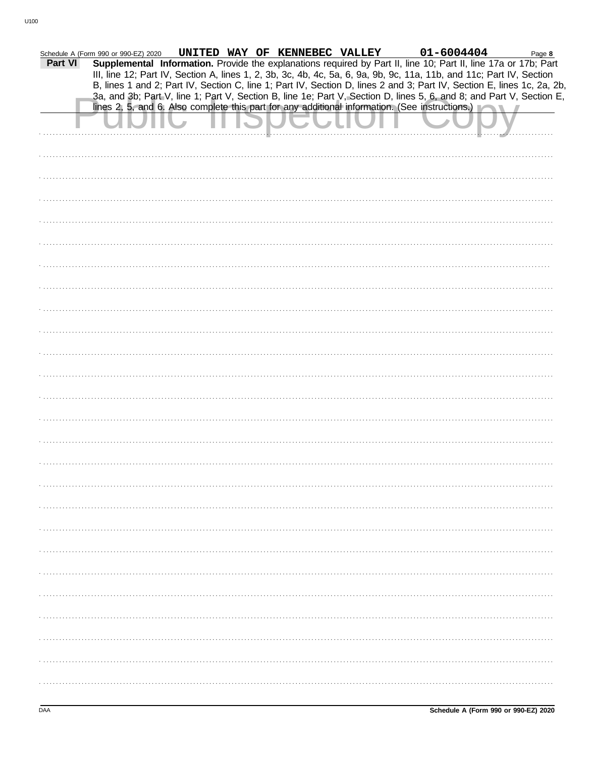Schedule A (Form 990 or 990-EZ) 2020 UNITED WAY OF KENNEBEC VALLEY 01-6004404

**Part VI** **Supplemental Information.** Provide the explanations required by Part II, line 10; Part II, line 17a or 17b; Part III, line 12; Part IV, Section A, lines 1, 2, 3b, 3c, 4b, 4c, 5a, 6, 9a, 9b, 9c, 11a, 11b, and 11c; Part IV, Section B, lines 1 and 2; Part IV, Section C, line 1; Part IV, Section D, lines 2 and 3; Part IV, Section E, lines 1c, 2a, 2b, 3a, and 3b; Part V, line 1; Part V, Section B, line 1e; Part V, Section D, lines 5, 6, and 8; and Part V, Section E, lines 2, 5, and 6. Also complete this part for any additional information. (See instructions.)

Public Inspection Copy

Schedule A (Form 990 or 990-EZ) 2020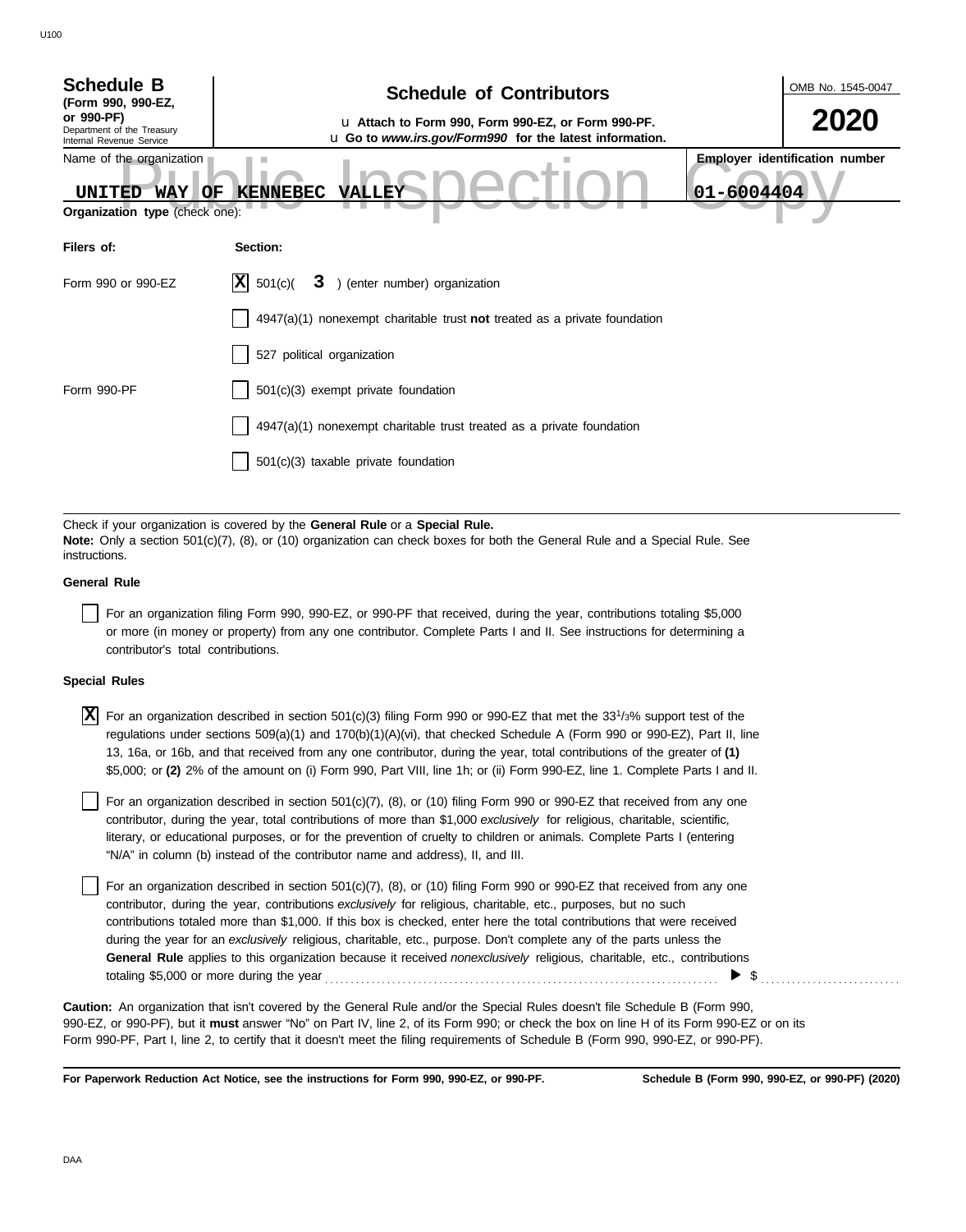# Schedule B

**(Form 990, 990-EZ, or 990-PF)**

Department of the Treasury
Internal Revenue Service

## Schedule of Contributors

u **Attach to Form 990, Form 990-EZ, or Form 990-PF.**
u **Go to *www.irs.gov/Form990* for the latest information.**

OMB No. 1545-0047

**2020**

Name of the organization: **UNITED WAY OF KENNEBEC VALLEY**

**Employer identification number:** 01-6004404

Public Inspection Copy

**Organization type** (check one):

| **Filers of:** | **Section:** |
|---|---|
| Form 990 or 990-EZ | [X] 501(c)( **3** ) (enter number) organization |
| | [ ] 4947(a)(1) nonexempt charitable trust **not** treated as a private foundation |
| | [ ] 527 political organization |
| Form 990-PF | [ ] 501(c)(3) exempt private foundation |
| | [ ] 4947(a)(1) nonexempt charitable trust treated as a private foundation |
| | [ ] 501(c)(3) taxable private foundation |

Check if your organization is covered by the **General Rule** or a **Special Rule.**
**Note:** Only a section 501(c)(7), (8), or (10) organization can check boxes for both the General Rule and a Special Rule. See instructions.

### General Rule

[ ] For an organization filing Form 990, 990-EZ, or 990-PF that received, during the year, contributions totaling $5,000 or more (in money or property) from any one contributor. Complete Parts I and II. See instructions for determining a contributor's total contributions.

### Special Rules

[X] For an organization described in section 501(c)(3) filing Form 990 or 990-EZ that met the $33\frac{1}{3}$% support test of the regulations under sections 509(a)(1) and 170(b)(1)(A)(vi), that checked Schedule A (Form 990 or 990-EZ), Part II, line 13, 16a, or 16b, and that received from any one contributor, during the year, total contributions of the greater of **(1)** $5,000; or **(2)** 2% of the amount on (i) Form 990, Part VIII, line 1h; or (ii) Form 990-EZ, line 1. Complete Parts I and II.

[ ] For an organization described in section 501(c)(7), (8), or (10) filing Form 990 or 990-EZ that received from any one contributor, during the year, total contributions of more than $1,000 *exclusively* for religious, charitable, scientific, literary, or educational purposes, or for the prevention of cruelty to children or animals. Complete Parts I (entering "N/A" in column (b) instead of the contributor name and address), II, and III.

[ ] For an organization described in section 501(c)(7), (8), or (10) filing Form 990 or 990-EZ that received from any one contributor, during the year, contributions *exclusively* for religious, charitable, etc., purposes, but no such contributions totaled more than $1,000. If this box is checked, enter here the total contributions that were received during the year for an *exclusively* religious, charitable, etc., purpose. Don't complete any of the parts unless the **General Rule** applies to this organization because it received *nonexclusively* religious, charitable, etc., contributions totaling $5,000 or more during the year . . . . . . . . . . ▶ $ . . . . . . . . . .

**Caution:** An organization that isn't covered by the General Rule and/or the Special Rules doesn't file Schedule B (Form 990, 990-EZ, or 990-PF), but it **must** answer "No" on Part IV, line 2, of its Form 990; or check the box on line H of its Form 990-EZ or on its Form 990-PF, Part I, line 2, to certify that it doesn't meet the filing requirements of Schedule B (Form 990, 990-EZ, or 990-PF).

**For Paperwork Reduction Act Notice, see the instructions for Form 990, 990-EZ, or 990-PF.** **Schedule B (Form 990, 990-EZ, or 990-PF) (2020)**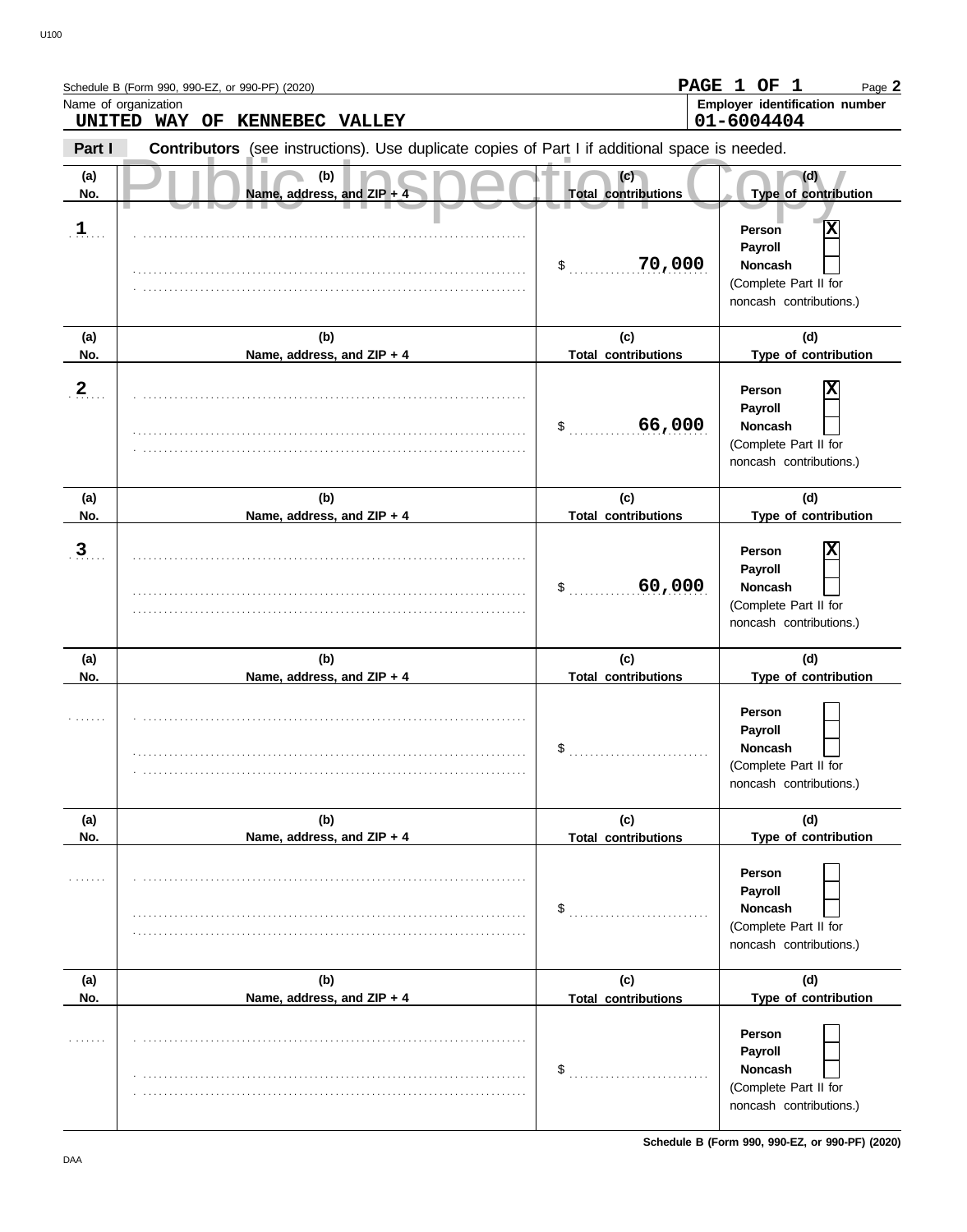Schedule B (Form 990, 990-EZ, or 990-PF) (2020) PAGE 1 OF 1 Page **2**

Name of organization: **UNITED WAY OF KENNEBEC VALLEY**

Employer identification number: **01-6004404**

**Part I** **Contributors** (see instructions). Use duplicate copies of Part I if additional space is needed.

Public Inspection Copy

| (a) No. | (b) Name, address, and ZIP + 4 | (c) Total contributions | (d) Type of contribution |
|---|---|---|---|
| 1 | | $ 70,000 | Person [X] Payroll [ ] Noncash [ ] (Complete Part II for noncash contributions.) |
| 2 | | $ 66,000 | Person [X] Payroll [ ] Noncash [ ] (Complete Part II for noncash contributions.) |
| 3 | | $ 60,000 | Person [X] Payroll [ ] Noncash [ ] (Complete Part II for noncash contributions.) |
| | | $ | Person [ ] Payroll [ ] Noncash [ ] (Complete Part II for noncash contributions.) |
| | | $ | Person [ ] Payroll [ ] Noncash [ ] (Complete Part II for noncash contributions.) |
| | | $ | Person [ ] Payroll [ ] Noncash [ ] (Complete Part II for noncash contributions.) |

Schedule B (Form 990, 990-EZ, or 990-PF) (2020)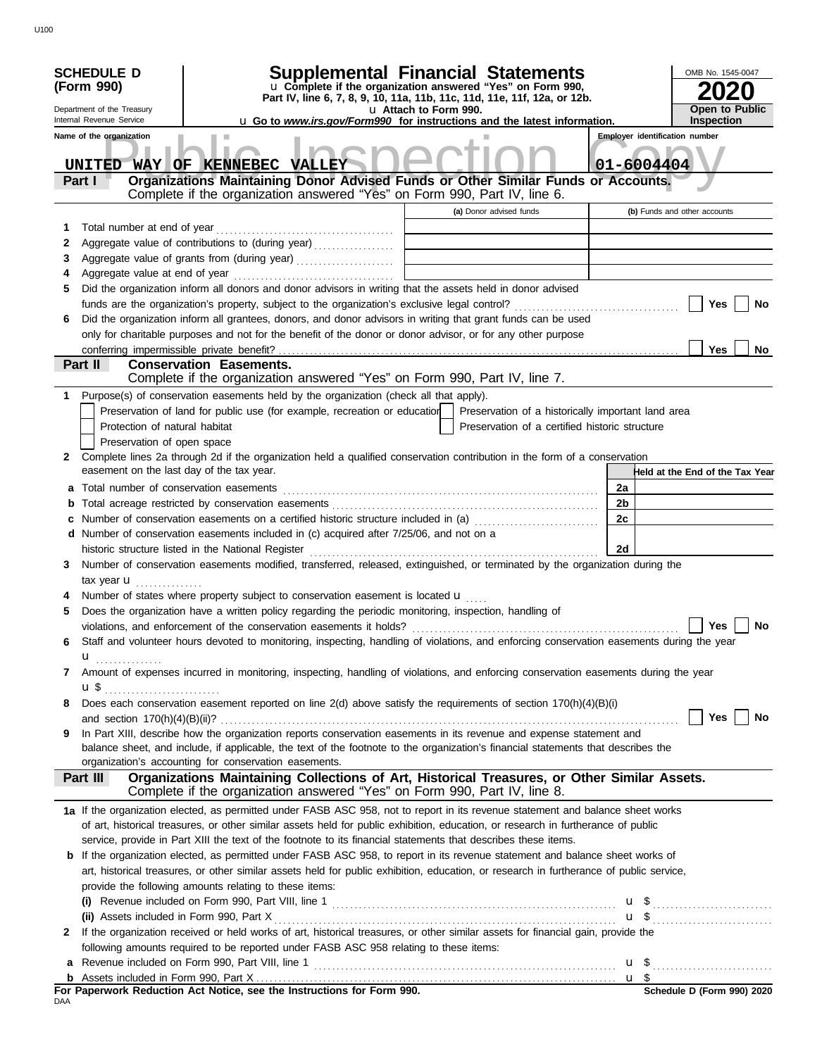**SCHEDULE D (Form 990)**

Department of the Treasury
Internal Revenue Service

# Supplemental Financial Statements

u Complete if the organization answered "Yes" on Form 990, Part IV, line 6, 7, 8, 9, 10, 11a, 11b, 11c, 11d, 11e, 11f, 12a, or 12b.

u Attach to Form 990.

u Go to *www.irs.gov/Form990* for instructions and the latest information.

OMB No. 1545-0047

**2020**

**Open to Public Inspection**

Name of the organization: UNITED WAY OF KENNEBEC VALLEY

Employer identification number: 01-6004404

## Part I Organizations Maintaining Donor Advised Funds or Other Similar Funds or Accounts.

Complete if the organization answered "Yes" on Form 990, Part IV, line 6.

| | | (a) Donor advised funds | (b) Funds and other accounts |
|---|---|---|---|
| 1 | Total number at end of year | | |
| 2 | Aggregate value of contributions to (during year) | | |
| 3 | Aggregate value of grants from (during year) | | |
| 4 | Aggregate value at end of year | | |

5 Did the organization inform all donors and donor advisors in writing that the assets held in donor advised funds are the organization's property, subject to the organization's exclusive legal control? ☐ Yes ☐ No

6 Did the organization inform all grantees, donors, and donor advisors in writing that grant funds can be used only for charitable purposes and not for the benefit of the donor or donor advisor, or for any other purpose conferring impermissible private benefit? ☐ Yes ☐ No

## Part II Conservation Easements.

Complete if the organization answered "Yes" on Form 990, Part IV, line 7.

1 Purpose(s) of conservation easements held by the organization (check all that apply).

- ☐ Preservation of land for public use (for example, recreation or education)
- ☐ Protection of natural habitat
- ☐ Preservation of open space
- ☐ Preservation of a historically important land area
- ☐ Preservation of a certified historic structure

2 Complete lines 2a through 2d if the organization held a qualified conservation contribution in the form of a conservation easement on the last day of the tax year.

| | | | Held at the End of the Tax Year |
|---|---|---|---|
| a | Total number of conservation easements | 2a | |
| b | Total acreage restricted by conservation easements | 2b | |
| c | Number of conservation easements on a certified historic structure included in (a) | 2c | |
| d | Number of conservation easements included in (c) acquired after 7/25/06, and not on a historic structure listed in the National Register | 2d | |

3 Number of conservation easements modified, transferred, released, extinguished, or terminated by the organization during the tax year u

4 Number of states where property subject to conservation easement is located u

5 Does the organization have a written policy regarding the periodic monitoring, inspection, handling of violations, and enforcement of the conservation easements it holds? ☐ Yes ☐ No

6 Staff and volunteer hours devoted to monitoring, inspecting, handling of violations, and enforcing conservation easements during the year u

7 Amount of expenses incurred in monitoring, inspecting, handling of violations, and enforcing conservation easements during the year u $

8 Does each conservation easement reported on line 2(d) above satisfy the requirements of section 170(h)(4)(B)(i) and section 170(h)(4)(B)(ii)? ☐ Yes ☐ No

9 In Part XIII, describe how the organization reports conservation easements in its revenue and expense statement and balance sheet, and include, if applicable, the text of the footnote to the organization's financial statements that describes the organization's accounting for conservation easements.

## Part III Organizations Maintaining Collections of Art, Historical Treasures, or Other Similar Assets.

Complete if the organization answered "Yes" on Form 990, Part IV, line 8.

1a If the organization elected, as permitted under FASB ASC 958, not to report in its revenue statement and balance sheet works of art, historical treasures, or other similar assets held for public exhibition, education, or research in furtherance of public service, provide in Part XIII the text of the footnote to its financial statements that describes these items.

b If the organization elected, as permitted under FASB ASC 958, to report in its revenue statement and balance sheet works of art, historical treasures, or other similar assets held for public exhibition, education, or research in furtherance of public service, provide the following amounts relating to these items:

(i) Revenue included on Form 990, Part VIII, line 1 u $

(ii) Assets included in Form 990, Part X u $

2 If the organization received or held works of art, historical treasures, or other similar assets for financial gain, provide the following amounts required to be reported under FASB ASC 958 relating to these items:

a Revenue included on Form 990, Part VIII, line 1 u $

b Assets included in Form 990, Part X u $

**For Paperwork Reduction Act Notice, see the Instructions for Form 990.**

**Schedule D (Form 990) 2020**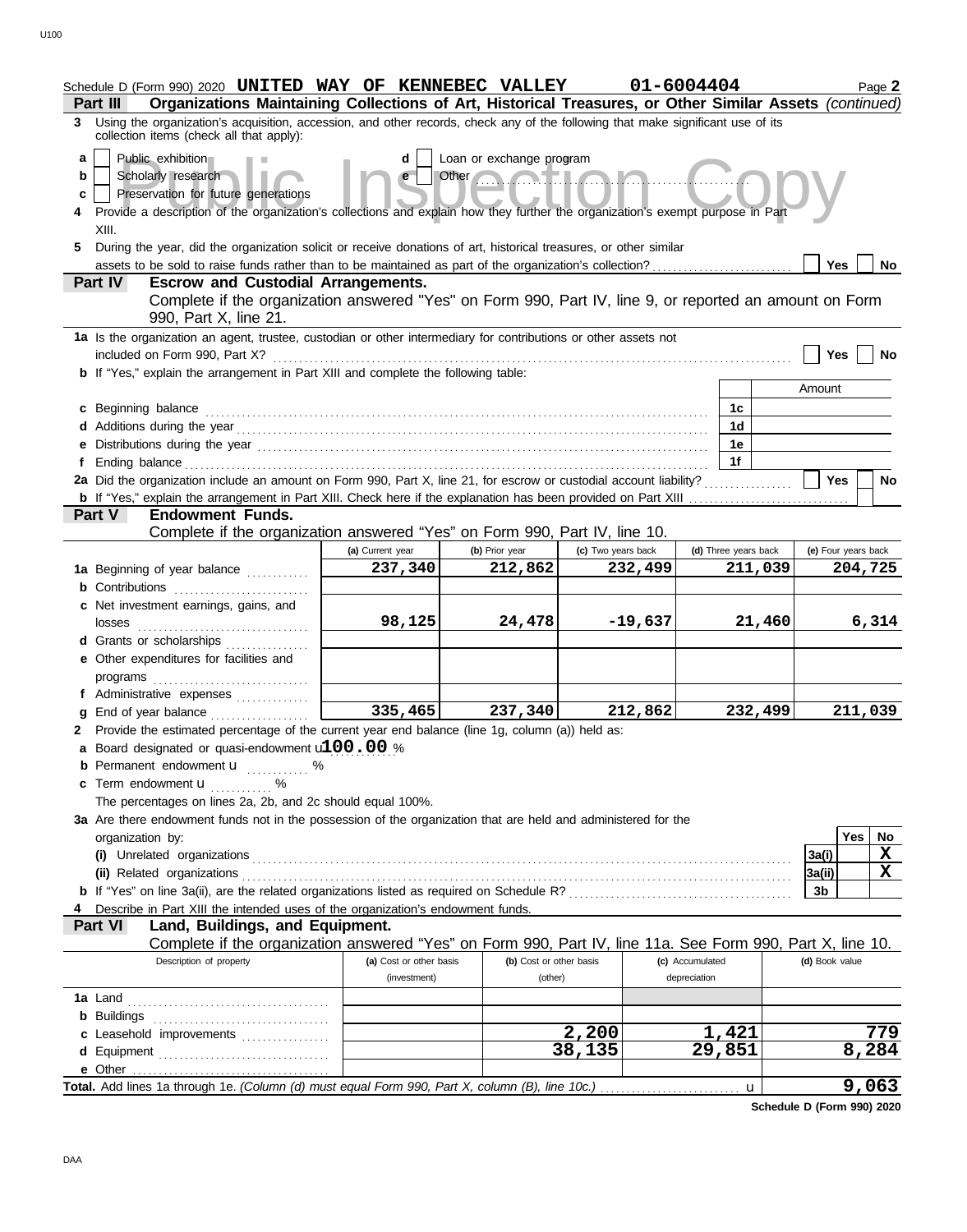Schedule D (Form 990) 2020 **UNITED WAY OF KENNEBEC VALLEY** **01-6004404** Page **2**

**Part III** **Organizations Maintaining Collections of Art, Historical Treasures, or Other Similar Assets** *(continued)*

**3** Using the organization's acquisition, accession, and other records, check any of the following that make significant use of its collection items (check all that apply):

- **a** ☐ Public exhibition
- **b** ☐ Scholarly research
- **c** ☐ Preservation for future generations
- **d** ☐ Loan or exchange program
- **e** ☐ Other ..........

**4** Provide a description of the organization's collections and explain how they further the organization's exempt purpose in Part XIII.

**5** During the year, did the organization solicit or receive donations of art, historical treasures, or other similar assets to be sold to raise funds rather than to be maintained as part of the organization's collection? ☐ Yes ☐ No

**Part IV** **Escrow and Custodial Arrangements.**

Complete if the organization answered "Yes" on Form 990, Part IV, line 9, or reported an amount on Form 990, Part X, line 21.

**1a** Is the organization an agent, trustee, custodian or other intermediary for contributions or other assets not included on Form 990, Part X? ☐ Yes ☐ No

**b** If "Yes," explain the arrangement in Part XIII and complete the following table:

| | | Amount |
|---|---|---|
| **c** Beginning balance | **1c** | |
| **d** Additions during the year | **1d** | |
| **e** Distributions during the year | **1e** | |
| **f** Ending balance | **1f** | |

**2a** Did the organization include an amount on Form 990, Part X, line 21, for escrow or custodial account liability? ☐ Yes ☐ No

**b** If "Yes," explain the arrangement in Part XIII. Check here if the explanation has been provided on Part XIII ☐

**Part V** **Endowment Funds.**

Complete if the organization answered "Yes" on Form 990, Part IV, line 10.

| | (a) Current year | (b) Prior year | (c) Two years back | (d) Three years back | (e) Four years back |
|---|---|---|---|---|---|
| **1a** Beginning of year balance | 237,340 | 212,862 | 232,499 | 211,039 | 204,725 |
| **b** Contributions | | | | | |
| **c** Net investment earnings, gains, and losses | 98,125 | 24,478 | -19,637 | 21,460 | 6,314 |
| **d** Grants or scholarships | | | | | |
| **e** Other expenditures for facilities and programs | | | | | |
| **f** Administrative expenses | | | | | |
| **g** End of year balance | 335,465 | 237,340 | 212,862 | 232,499 | 211,039 |

**2** Provide the estimated percentage of the current year end balance (line 1g, column (a)) held as:

**a** Board designated or quasi-endowment **100.00** %

**b** Permanent endowment ........ %

**c** Term endowment ........ %

The percentages on lines 2a, 2b, and 2c should equal 100%.

**3a** Are there endowment funds not in the possession of the organization that are held and administered for the organization by:

| | | Yes | No |
|---|---|---|---|
| **(i)** Unrelated organizations | **3a(i)** | | **X** |
| **(ii)** Related organizations | **3a(ii)** | | **X** |
| **b** If "Yes" on line 3a(ii), are the related organizations listed as required on Schedule R? | **3b** | | |

**4** Describe in Part XIII the intended uses of the organization's endowment funds.

**Part VI** **Land, Buildings, and Equipment.**

Complete if the organization answered "Yes" on Form 990, Part IV, line 11a. See Form 990, Part X, line 10.

| Description of property | (a) Cost or other basis (investment) | (b) Cost or other basis (other) | (c) Accumulated depreciation | (d) Book value |
|---|---|---|---|---|
| **1a** Land | | | | |
| **b** Buildings | | | | |
| **c** Leasehold improvements | | 2,200 | 1,421 | 779 |
| **d** Equipment | | 38,135 | 29,851 | 8,284 |
| **e** Other | | | | |
| **Total.** Add lines 1a through 1e. *(Column (d) must equal Form 990, Part X, column (B), line 10c.)* | | | | 9,063 |

**Schedule D (Form 990) 2020**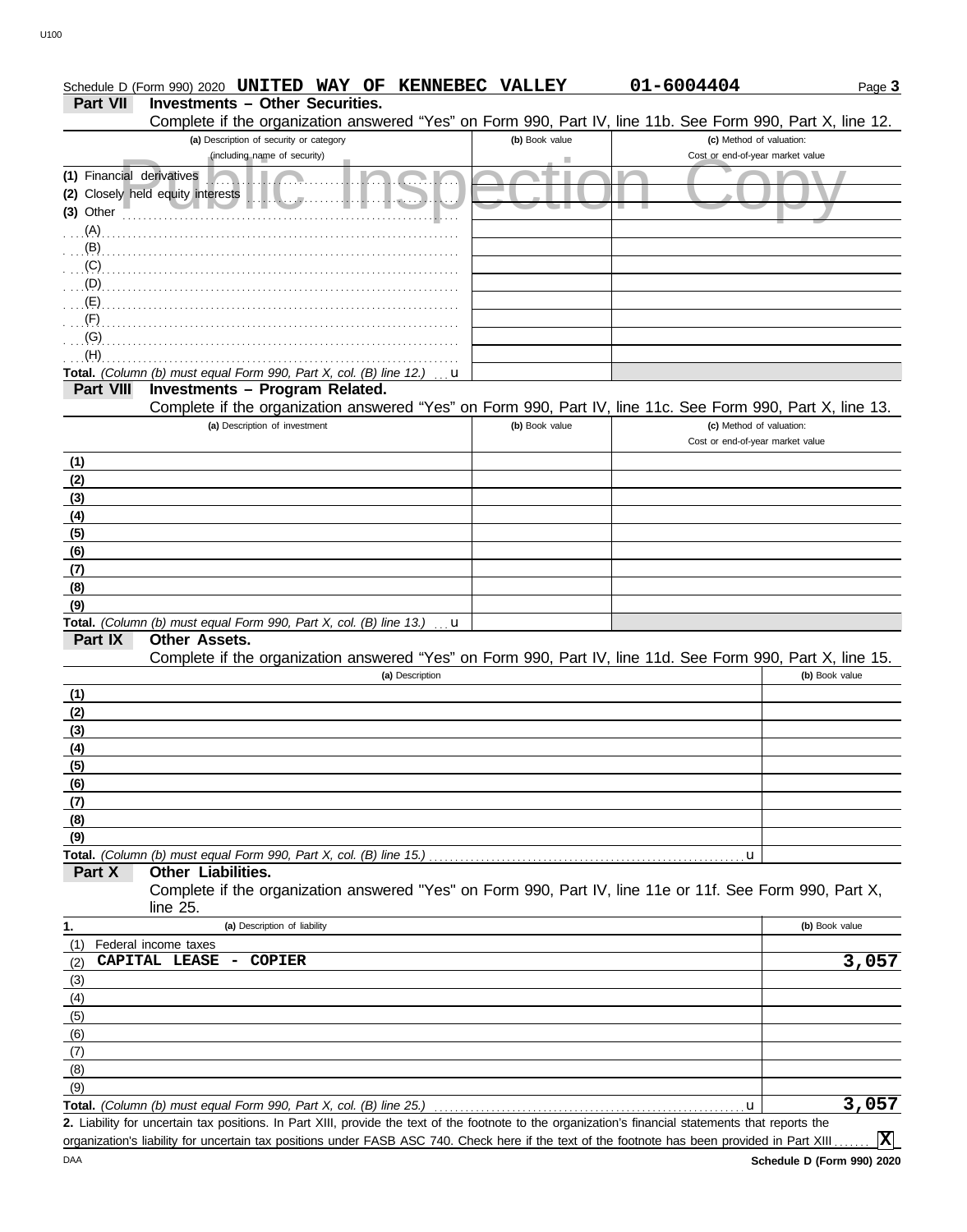Schedule D (Form 990) 2020 **UNITED WAY OF KENNEBEC VALLEY** **01-6004404** Page **3**

## Part VII Investments – Other Securities.

Complete if the organization answered "Yes" on Form 990, Part IV, line 11b. See Form 990, Part X, line 12.

| (a) Description of security or category (including name of security) | (b) Book value | (c) Method of valuation: Cost or end-of-year market value |
|---|---|---|
| (1) Financial derivatives | | |
| (2) Closely held equity interests | | |
| (3) Other | | |
| (A) | | |
| (B) | | |
| (C) | | |
| (D) | | |
| (E) | | |
| (F) | | |
| (G) | | |
| (H) | | |
| **Total.** *(Column (b) must equal Form 990, Part X, col. (B) line 12.)* u | | |

## Part VIII Investments – Program Related.

Complete if the organization answered "Yes" on Form 990, Part IV, line 11c. See Form 990, Part X, line 13.

| (a) Description of investment | (b) Book value | (c) Method of valuation: Cost or end-of-year market value |
|---|---|---|
| (1) | | |
| (2) | | |
| (3) | | |
| (4) | | |
| (5) | | |
| (6) | | |
| (7) | | |
| (8) | | |
| (9) | | |
| **Total.** *(Column (b) must equal Form 990, Part X, col. (B) line 13.)* u | | |

## Part IX Other Assets.

Complete if the organization answered "Yes" on Form 990, Part IV, line 11d. See Form 990, Part X, line 15.

| (a) Description | (b) Book value |
|---|---|
| (1) | |
| (2) | |
| (3) | |
| (4) | |
| (5) | |
| (6) | |
| (7) | |
| (8) | |
| (9) | |
| **Total.** *(Column (b) must equal Form 990, Part X, col. (B) line 15.)* u | |

## Part X Other Liabilities.

Complete if the organization answered "Yes" on Form 990, Part IV, line 11e or 11f. See Form 990, Part X, line 25.

| 1. (a) Description of liability | (b) Book value |
|---|---|
| (1) Federal income taxes | |
| (2) CAPITAL LEASE - COPIER | 3,057 |
| (3) | |
| (4) | |
| (5) | |
| (6) | |
| (7) | |
| (8) | |
| (9) | |
| **Total.** *(Column (b) must equal Form 990, Part X, col. (B) line 25.)* u | 3,057 |

**2.** Liability for uncertain tax positions. In Part XIII, provide the text of the footnote to the organization's financial statements that reports the organization's liability for uncertain tax positions under FASB ASC 740. Check here if the text of the footnote has been provided in Part XIII ....... [X]

DAA **Schedule D (Form 990) 2020**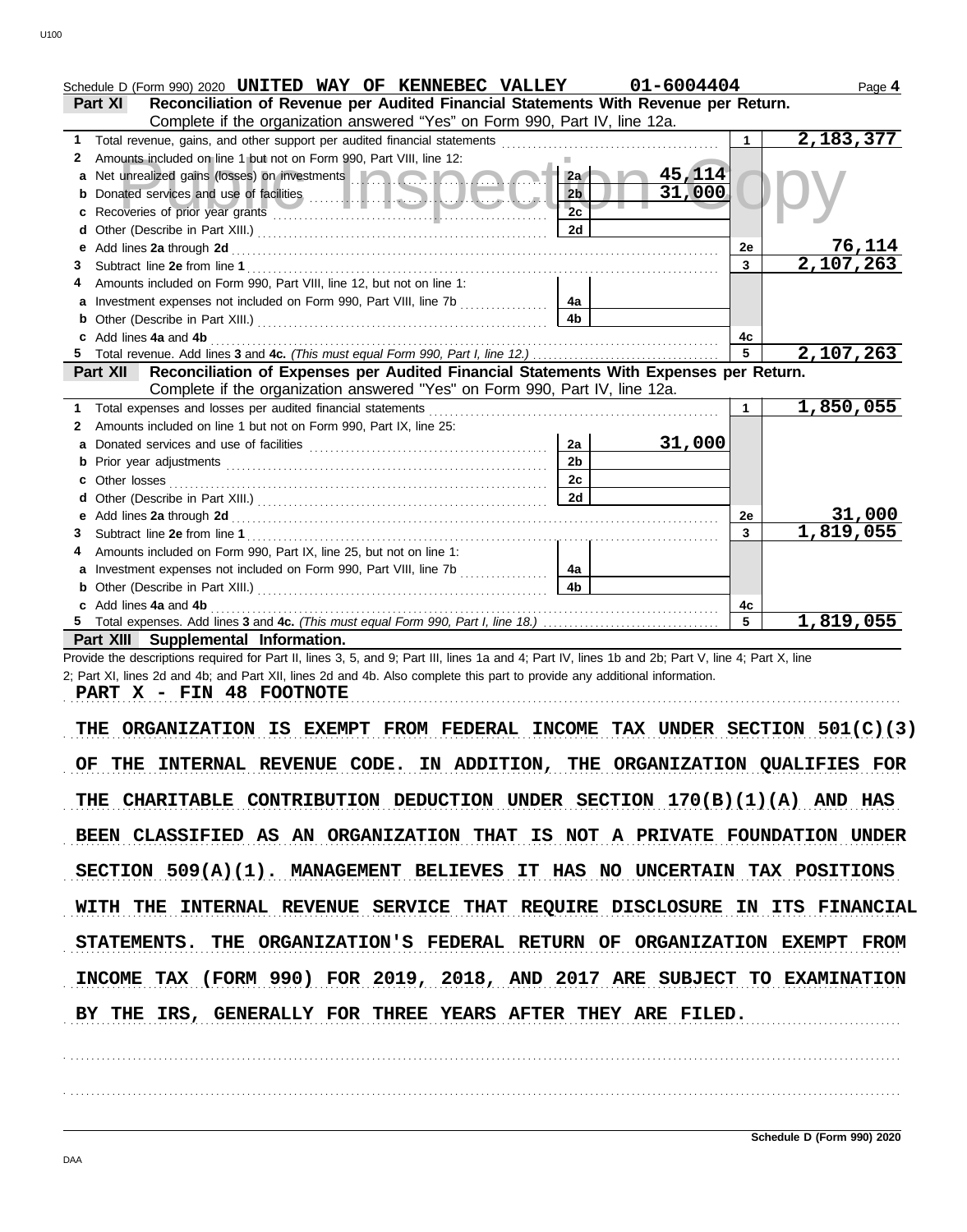Schedule D (Form 990) 2020 **UNITED WAY OF KENNEBEC VALLEY** **01-6004404** Page **4**

**Part XI** **Reconciliation of Revenue per Audited Financial Statements With Revenue per Return.**
Complete if the organization answered "Yes" on Form 990, Part IV, line 12a.

| | | | | | |
|---|---|---|---|---|---|
| **1** | Total revenue, gains, and other support per audited financial statements | | | 1 | 2,183,377 |
| **2** | Amounts included on line 1 but not on Form 990, Part VIII, line 12: | | | | |
| **a** | Net unrealized gains (losses) on investments | 2a | 45,114 | | |
| **b** | Donated services and use of facilities | 2b | 31,000 | | |
| **c** | Recoveries of prior year grants | 2c | | | |
| **d** | Other (Describe in Part XIII.) | 2d | | | |
| **e** | Add lines **2a** through **2d** | | | 2e | 76,114 |
| **3** | Subtract line **2e** from line **1** | | | 3 | 2,107,263 |
| **4** | Amounts included on Form 990, Part VIII, line 12, but not on line 1: | | | | |
| **a** | Investment expenses not included on Form 990, Part VIII, line 7b | 4a | | | |
| **b** | Other (Describe in Part XIII.) | 4b | | | |
| **c** | Add lines **4a** and **4b** | | | 4c | |
| **5** | Total revenue. Add lines **3** and **4c.** *(This must equal Form 990, Part I, line 12.)* | | | 5 | 2,107,263 |

**Part XII** **Reconciliation of Expenses per Audited Financial Statements With Expenses per Return.**
Complete if the organization answered "Yes" on Form 990, Part IV, line 12a.

| | | | | | |
|---|---|---|---|---|---|
| **1** | Total expenses and losses per audited financial statements | | | 1 | 1,850,055 |
| **2** | Amounts included on line 1 but not on Form 990, Part IX, line 25: | | | | |
| **a** | Donated services and use of facilities | 2a | 31,000 | | |
| **b** | Prior year adjustments | 2b | | | |
| **c** | Other losses | 2c | | | |
| **d** | Other (Describe in Part XIII.) | 2d | | | |
| **e** | Add lines **2a** through **2d** | | | 2e | 31,000 |
| **3** | Subtract line **2e** from line **1** | | | 3 | 1,819,055 |
| **4** | Amounts included on Form 990, Part IX, line 25, but not on line 1: | | | | |
| **a** | Investment expenses not included on Form 990, Part VIII, line 7b | 4a | | | |
| **b** | Other (Describe in Part XIII.) | 4b | | | |
| **c** | Add lines **4a** and **4b** | | | 4c | |
| **5** | Total expenses. Add lines **3** and **4c.** *(This must equal Form 990, Part I, line 18.)* | | | 5 | 1,819,055 |

**Part XIII** **Supplemental Information.**

Provide the descriptions required for Part II, lines 3, 5, and 9; Part III, lines 1a and 4; Part IV, lines 1b and 2b; Part V, line 4; Part X, line 2; Part XI, lines 2d and 4b; and Part XII, lines 2d and 4b. Also complete this part to provide any additional information.

PART X - FIN 48 FOOTNOTE

THE ORGANIZATION IS EXEMPT FROM FEDERAL INCOME TAX UNDER SECTION 501(C)(3) OF THE INTERNAL REVENUE CODE. IN ADDITION, THE ORGANIZATION QUALIFIES FOR THE CHARITABLE CONTRIBUTION DEDUCTION UNDER SECTION 170(B)(1)(A) AND HAS BEEN CLASSIFIED AS AN ORGANIZATION THAT IS NOT A PRIVATE FOUNDATION UNDER SECTION 509(A)(1). MANAGEMENT BELIEVES IT HAS NO UNCERTAIN TAX POSITIONS WITH THE INTERNAL REVENUE SERVICE THAT REQUIRE DISCLOSURE IN ITS FINANCIAL STATEMENTS. THE ORGANIZATION'S FEDERAL RETURN OF ORGANIZATION EXEMPT FROM INCOME TAX (FORM 990) FOR 2019, 2018, AND 2017 ARE SUBJECT TO EXAMINATION BY THE IRS, GENERALLY FOR THREE YEARS AFTER THEY ARE FILED.

Schedule D (Form 990) 2020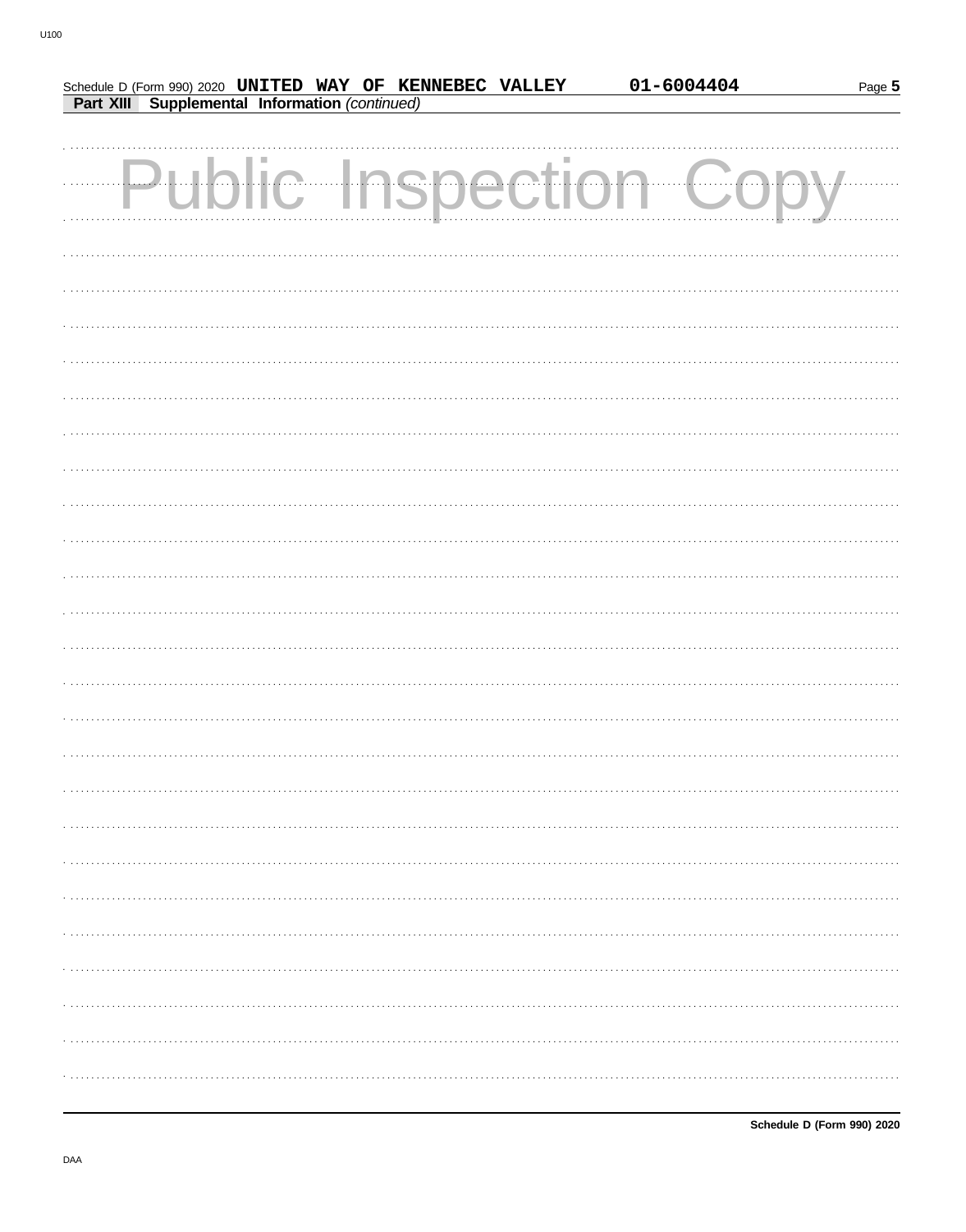Schedule D (Form 990) 2020 **UNITED WAY OF KENNEBEC VALLEY** **01-6004404** Page **5**

**Part XIII Supplemental Information** *(continued)*

Public Inspection Copy

**Schedule D (Form 990) 2020**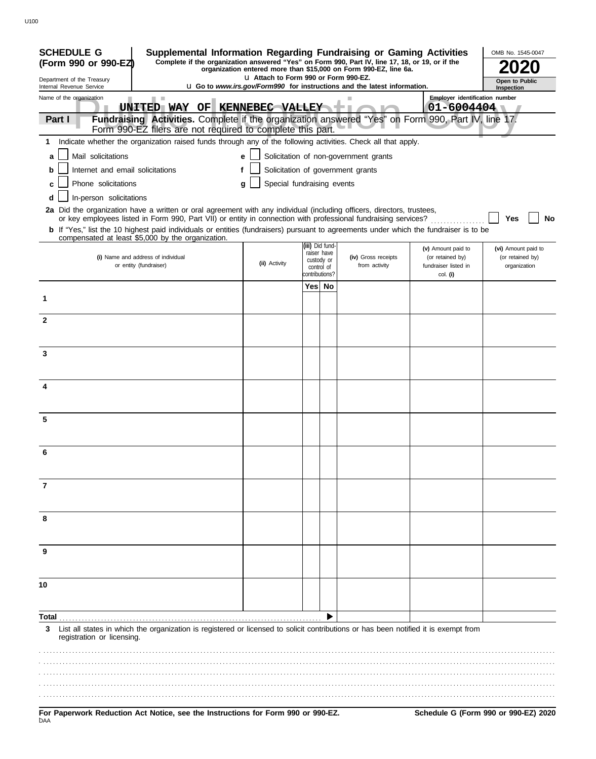**SCHEDULE G (Form 990 or 990-EZ)**

Department of the Treasury
Internal Revenue Service

# Supplemental Information Regarding Fundraising or Gaming Activities

**Complete if the organization answered "Yes" on Form 990, Part IV, line 17, 18, or 19, or if the organization entered more than $15,000 on Form 990-EZ, line 6a.**

u Attach to Form 990 or Form 990-EZ.

u Go to *www.irs.gov/Form990* for instructions and the latest information.

OMB No. 1545-0047

**2020**

**Open to Public Inspection**

Name of the organization: UNITED WAY OF KENNEBEC VALLEY

Employer identification number: 01-6004404

**Part I** **Fundraising Activities.** Complete if the organization answered "Yes" on Form 990, Part IV, line 17. Form 990-EZ filers are not required to complete this part.

**1** Indicate whether the organization raised funds through any of the following activities. Check all that apply.

- **a** ☐ Mail solicitations
- **b** ☐ Internet and email solicitations
- **c** ☐ Phone solicitations
- **d** ☐ In-person solicitations
- **e** ☐ Solicitation of non-government grants
- **f** ☐ Solicitation of government grants
- **g** ☐ Special fundraising events

**2a** Did the organization have a written or oral agreement with any individual (including officers, directors, trustees, or key employees listed in Form 990, Part VII) or entity in connection with professional fundraising services? ☐ **Yes** ☐ **No**

**b** If "Yes," list the 10 highest paid individuals or entities (fundraisers) pursuant to agreements under which the fundraiser is to be compensated at least $5,000 by the organization.

| | (i) Name and address of individual or entity (fundraiser) | (ii) Activity | (iii) Did fundraiser have custody or control of contributions? Yes | No | (iv) Gross receipts from activity | (v) Amount paid to (or retained by) fundraiser listed in col. (i) | (vi) Amount paid to (or retained by) organization |
|---|---|---|---|---|---|---|---|
| 1 | | | | | | | |
| 2 | | | | | | | |
| 3 | | | | | | | |
| 4 | | | | | | | |
| 5 | | | | | | | |
| 6 | | | | | | | |
| 7 | | | | | | | |
| 8 | | | | | | | |
| 9 | | | | | | | |
| 10 | | | | | | | |
| **Total** | | | | ▶ | | | |

**3** List all states in which the organization is registered or licensed to solicit contributions or has been notified it is exempt from registration or licensing.

**For Paperwork Reduction Act Notice, see the Instructions for Form 990 or 990-EZ.**

**Schedule G (Form 990 or 990-EZ) 2020**

DAA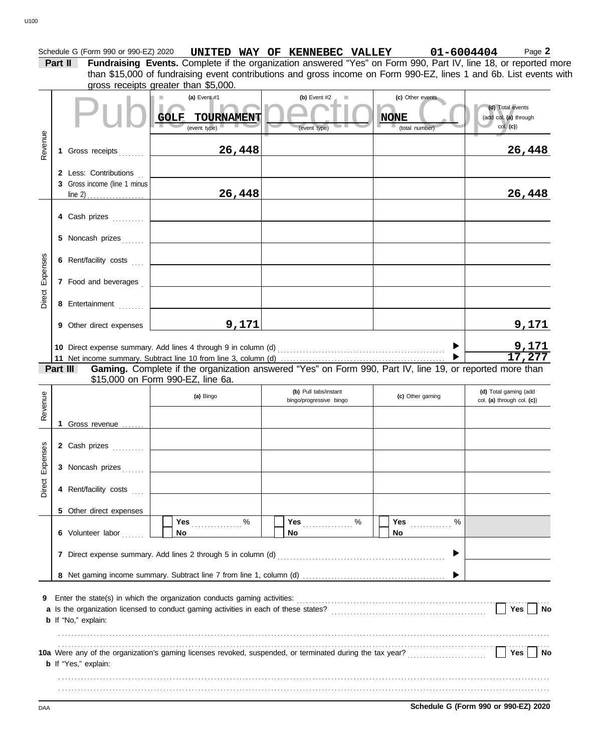Schedule G (Form 990 or 990-EZ) 2020 **UNITED WAY OF KENNEBEC VALLEY** **01-6004404** Page **2**

**Part II** **Fundraising Events.** Complete if the organization answered "Yes" on Form 990, Part IV, line 18, or reported more than $15,000 of fundraising event contributions and gross income on Form 990-EZ, lines 1 and 6b. List events with gross receipts greater than $5,000.

Public Inspection Copy

| | | **(a)** Event #1 | **(b)** Event #2 | **(c)** Other events | **(d)** Total events (add col. **(a)** through col. **(c)**) |
|---|---|---|---|---|---|
| | | **GOLF TOURNAMENT** (event type) | (event type) | **NONE** (total number) | |
| Revenue | **1** Gross receipts | **26,448** | | | **26,448** |
| | **2** Less: Contributions | | | | |
| | **3** Gross income (line 1 minus line 2) | **26,448** | | | **26,448** |
| Direct Expenses | **4** Cash prizes | | | | |
| | **5** Noncash prizes | | | | |
| | **6** Rent/facility costs | | | | |
| | **7** Food and beverages | | | | |
| | **8** Entertainment | | | | |
| | **9** Other direct expenses | **9,171** | | | **9,171** |

**10** Direct expense summary. Add lines 4 through 9 in column (d) ▶ **9,171**

**11** Net income summary. Subtract line 10 from line 3, column (d) ▶ **17,277**

**Part III** **Gaming.** Complete if the organization answered "Yes" on Form 990, Part IV, line 19, or reported more than $15,000 on Form 990-EZ, line 6a.

| | | **(a)** Bingo | **(b)** Pull tabs/instant bingo/progressive bingo | **(c)** Other gaming | **(d)** Total gaming (add col. **(a)** through col. **(c)**) |
|---|---|---|---|---|---|
| Revenue | **1** Gross revenue | | | | |
| Direct Expenses | **2** Cash prizes | | | | |
| | **3** Noncash prizes | | | | |
| | **4** Rent/facility costs | | | | |
| | **5** Other direct expenses | | | | |
| | **6** Volunteer labor | Yes ____ % / No | Yes ____ % / No | Yes ____ % / No | |

**7** Direct expense summary. Add lines 2 through 5 in column (d) ▶

**8** Net gaming income summary. Subtract line 7 from line 1, column (d) ▶

**9** Enter the state(s) in which the organization conducts gaming activities: ....................

**a** Is the organization licensed to conduct gaming activities in each of these states? ☐ **Yes** ☐ **No**

**b** If "No," explain:

..................................................................................

..................................................................................

**10a** Were any of the organization's gaming licenses revoked, suspended, or terminated during the tax year? ☐ **Yes** ☐ **No**

**b** If "Yes," explain:

..................................................................................

..................................................................................

**Schedule G (Form 990 or 990-EZ) 2020**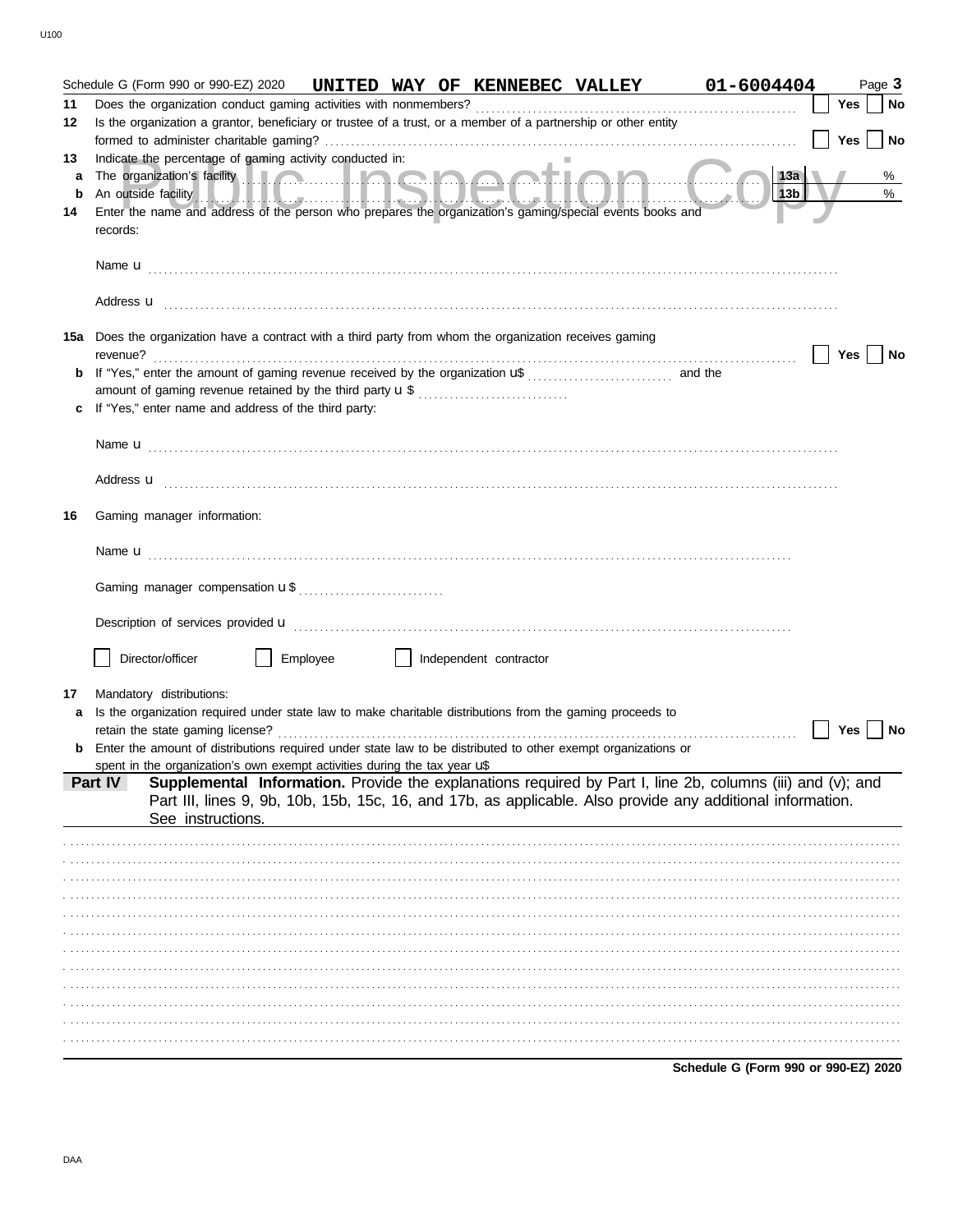Schedule G (Form 990 or 990-EZ) 2020 UNITED WAY OF KENNEBEC VALLEY 01-6004404 Page **3**

Public Inspection Copy

**11** Does the organization conduct gaming activities with nonmembers? ☐ Yes ☐ No

**12** Is the organization a grantor, beneficiary or trustee of a trust, or a member of a partnership or other entity formed to administer charitable gaming? ☐ Yes ☐ No

**13** Indicate the percentage of gaming activity conducted in:

**a** The organization's facility **13a** %

**b** An outside facility **13b** %

**14** Enter the name and address of the person who prepares the organization's gaming/special events books and records:

Name u

Address u

**15a** Does the organization have a contract with a third party from whom the organization receives gaming revenue? ☐ Yes ☐ No

**b** If "Yes," enter the amount of gaming revenue received by the organization u$ and the amount of gaming revenue retained by the third party u $

**c** If "Yes," enter name and address of the third party:

Name u

Address u

**16** Gaming manager information:

Name u

Gaming manager compensation u $

Description of services provided u

☐ Director/officer ☐ Employee ☐ Independent contractor

**17** Mandatory distributions:

**a** Is the organization required under state law to make charitable distributions from the gaming proceeds to retain the state gaming license? ☐ Yes ☐ No

**b** Enter the amount of distributions required under state law to be distributed to other exempt organizations or spent in the organization's own exempt activities during the tax year u$

**Part IV** **Supplemental Information.** Provide the explanations required by Part I, line 2b, columns (iii) and (v); and Part III, lines 9, 9b, 10b, 15b, 15c, 16, and 17b, as applicable. Also provide any additional information. See instructions.

**Schedule G (Form 990 or 990-EZ) 2020**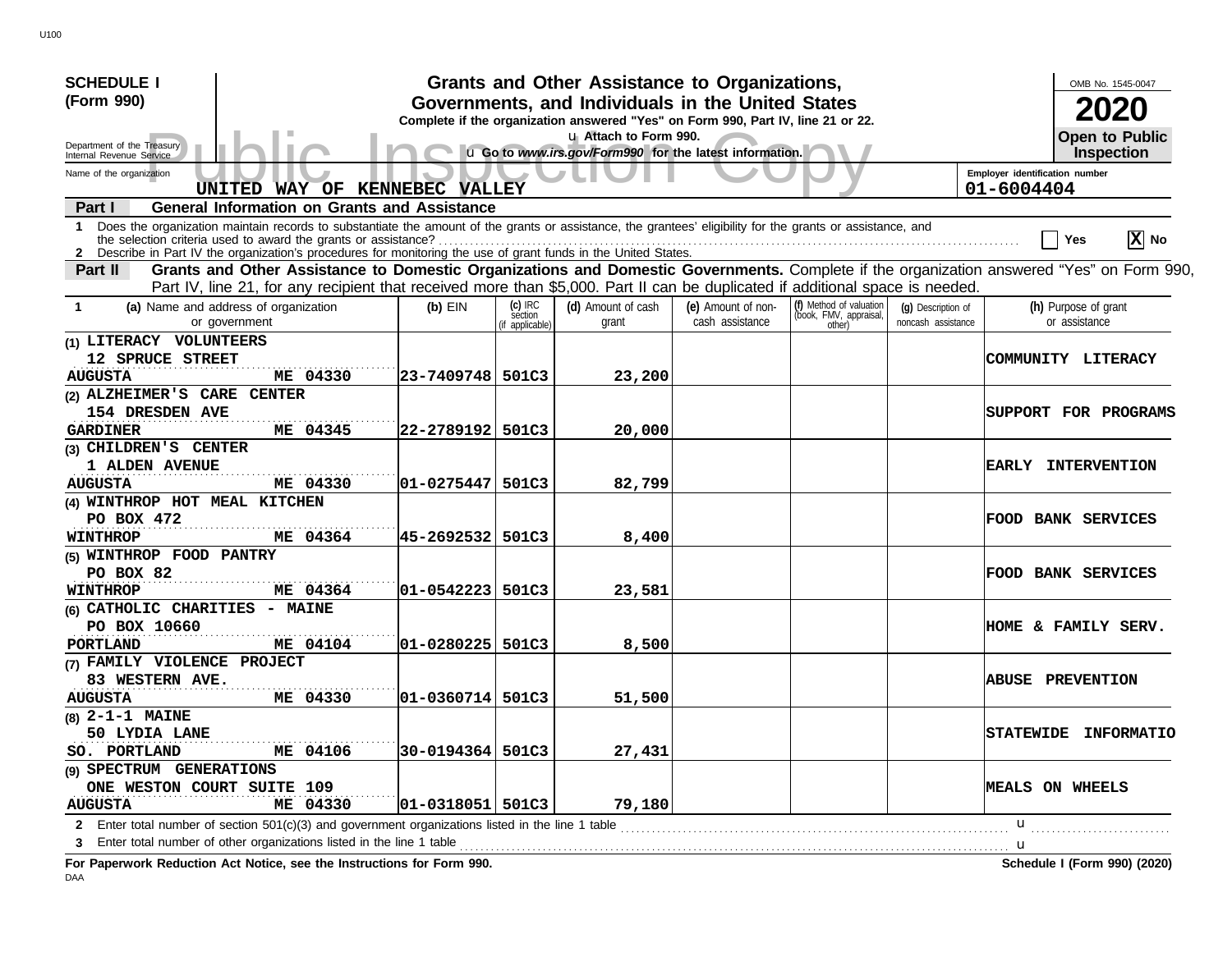**SCHEDULE I (Form 990)**

Department of the Treasury
Internal Revenue Service

# Grants and Other Assistance to Organizations, Governments, and Individuals in the United States

**Complete if the organization answered "Yes" on Form 990, Part IV, line 21 or 22.**
u Attach to Form 990.
u Go to *www.irs.gov/Form990* for the latest information.

OMB No. 1545-0047

**2020**

**Open to Public Inspection**

Name of the organization: UNITED WAY OF KENNEBEC VALLEY

Employer identification number: 01-6004404

## Part I General Information on Grants and Assistance

1 Does the organization maintain records to substantiate the amount of the grants or assistance, the grantees' eligibility for the grants or assistance, and the selection criteria used to award the grants or assistance? ☐ Yes ☒ No

2 Describe in Part IV the organization's procedures for monitoring the use of grant funds in the United States.

## Part II Grants and Other Assistance to Domestic Organizations and Domestic Governments.

Complete if the organization answered "Yes" on Form 990, Part IV, line 21, for any recipient that received more than $5,000. Part II can be duplicated if additional space is needed.

| 1 (a) Name and address of organization or government | (b) EIN | (c) IRC section (if applicable) | (d) Amount of cash grant | (e) Amount of non-cash assistance | (f) Method of valuation (book, FMV, appraisal, other) | (g) Description of noncash assistance | (h) Purpose of grant or assistance |
|---|---|---|---|---|---|---|---|
| (1) LITERACY VOLUNTEERS<br>12 SPRUCE STREET<br>AUGUSTA ME 04330 | 23-7409748 | 501C3 | 23,200 | | | | COMMUNITY LITERACY |
| (2) ALZHEIMER'S CARE CENTER<br>154 DRESDEN AVE<br>GARDINER ME 04345 | 22-2789192 | 501C3 | 20,000 | | | | SUPPORT FOR PROGRAMS |
| (3) CHILDREN'S CENTER<br>1 ALDEN AVENUE<br>AUGUSTA ME 04330 | 01-0275447 | 501C3 | 82,799 | | | | EARLY INTERVENTION |
| (4) WINTHROP HOT MEAL KITCHEN<br>PO BOX 472<br>WINTHROP ME 04364 | 45-2692532 | 501C3 | 8,400 | | | | FOOD BANK SERVICES |
| (5) WINTHROP FOOD PANTRY<br>PO BOX 82<br>WINTHROP ME 04364 | 01-0542223 | 501C3 | 23,581 | | | | FOOD BANK SERVICES |
| (6) CATHOLIC CHARITIES - MAINE<br>PO BOX 10660<br>PORTLAND ME 04104 | 01-0280225 | 501C3 | 8,500 | | | | HOME & FAMILY SERV. |
| (7) FAMILY VIOLENCE PROJECT<br>83 WESTERN AVE.<br>AUGUSTA ME 04330 | 01-0360714 | 501C3 | 51,500 | | | | ABUSE PREVENTION |
| (8) 2-1-1 MAINE<br>50 LYDIA LANE<br>SO. PORTLAND ME 04106 | 30-0194364 | 501C3 | 27,431 | | | | STATEWIDE INFORMATIO |
| (9) SPECTRUM GENERATIONS<br>ONE WESTON COURT SUITE 109<br>AUGUSTA ME 04330 | 01-0318051 | 501C3 | 79,180 | | | | MEALS ON WHEELS |

2 Enter total number of section 501(c)(3) and government organizations listed in the line 1 table u

3 Enter total number of other organizations listed in the line 1 table u

**For Paperwork Reduction Act Notice, see the Instructions for Form 990.** **Schedule I (Form 990) (2020)**

DAA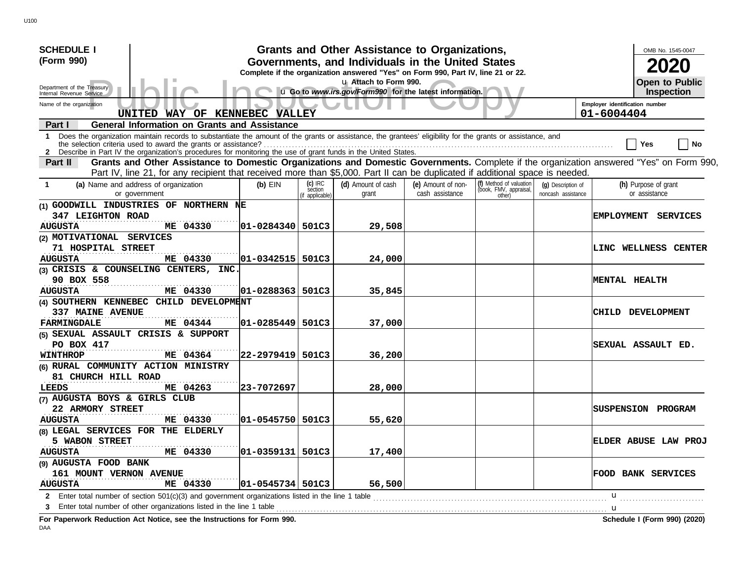**SCHEDULE I (Form 990)**

Department of the Treasury
Internal Revenue Service

# Grants and Other Assistance to Organizations, Governments, and Individuals in the United States

**Complete if the organization answered "Yes" on Form 990, Part IV, line 21 or 22.**

u Attach to Form 990.

u Go to *www.irs.gov/Form990* for the latest information.

OMB No. 1545-0047

**2020**

**Open to Public Inspection**

Public Inspection Copy

Name of the organization: UNITED WAY OF KENNEBEC VALLEY

Employer identification number: 01-6004404

## Part I General Information on Grants and Assistance

1 Does the organization maintain records to substantiate the amount of the grants or assistance, the grantees' eligibility for the grants or assistance, and the selection criteria used to award the grants or assistance? ☐ Yes ☐ No

2 Describe in Part IV the organization's procedures for monitoring the use of grant funds in the United States.

## Part II Grants and Other Assistance to Domestic Organizations and Domestic Governments.

Complete if the organization answered "Yes" on Form 990, Part IV, line 21, for any recipient that received more than $5,000. Part II can be duplicated if additional space is needed.

| 1 (a) Name and address of organization or government | (b) EIN | (c) IRC section (if applicable) | (d) Amount of cash grant | (e) Amount of non-cash assistance | (f) Method of valuation (book, FMV, appraisal, other) | (g) Description of noncash assistance | (h) Purpose of grant or assistance |
|---|---|---|---|---|---|---|---|
| (1) GOODWILL INDUSTRIES OF NORTHERN NE<br>347 LEIGHTON ROAD<br>AUGUSTA ME 04330 | 01-0284340 | 501C3 | 29,508 | | | | EMPLOYMENT SERVICES |
| (2) MOTIVATIONAL SERVICES<br>71 HOSPITAL STREET<br>AUGUSTA ME 04330 | 01-0342515 | 501C3 | 24,000 | | | | LINC WELLNESS CENTER |
| (3) CRISIS & COUNSELING CENTERS, INC.<br>90 BOX 558<br>AUGUSTA ME 04330 | 01-0288363 | 501C3 | 35,845 | | | | MENTAL HEALTH |
| (4) SOUTHERN KENNEBEC CHILD DEVELOPMENT<br>337 MAINE AVENUE<br>FARMINGDALE ME 04344 | 01-0285449 | 501C3 | 37,000 | | | | CHILD DEVELOPMENT |
| (5) SEXUAL ASSAULT CRISIS & SUPPORT<br>PO BOX 417<br>WINTHROP ME 04364 | 22-2979419 | 501C3 | 36,200 | | | | SEXUAL ASSAULT ED. |
| (6) RURAL COMMUNITY ACTION MINISTRY<br>81 CHURCH HILL ROAD<br>LEEDS ME 04263 | 23-7072697 | | 28,000 | | | | |
| (7) AUGUSTA BOYS & GIRLS CLUB<br>22 ARMORY STREET<br>AUGUSTA ME 04330 | 01-0545750 | 501C3 | 55,620 | | | | SUSPENSION PROGRAM |
| (8) LEGAL SERVICES FOR THE ELDERLY<br>5 WABON STREET<br>AUGUSTA ME 04330 | 01-0359131 | 501C3 | 17,400 | | | | ELDER ABUSE LAW PROJ |
| (9) AUGUSTA FOOD BANK<br>161 MOUNT VERNON AVENUE<br>AUGUSTA ME 04330 | 01-0545734 | 501C3 | 56,500 | | | | FOOD BANK SERVICES |

2 Enter total number of section 501(c)(3) and government organizations listed in the line 1 table u

3 Enter total number of other organizations listed in the line 1 table u

**For Paperwork Reduction Act Notice, see the Instructions for Form 990.** **Schedule I (Form 990) (2020)**

DAA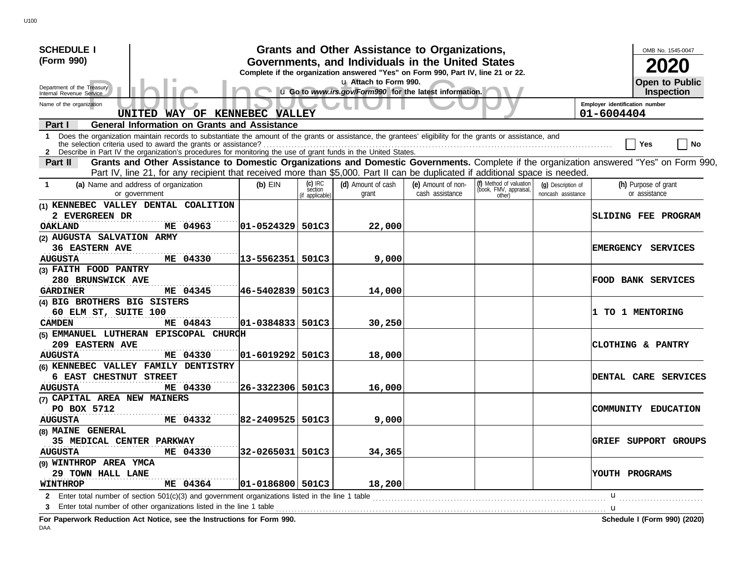**SCHEDULE I (Form 990)**

Department of the Treasury
Internal Revenue Service

# Grants and Other Assistance to Organizations, Governments, and Individuals in the United States

**Complete if the organization answered "Yes" on Form 990, Part IV, line 21 or 22.**

u Attach to Form 990.

u Go to *www.irs.gov/Form990* for the latest information.

OMB No. 1545-0047

**2020**

**Open to Public Inspection**

Public Inspection Copy

Name of the organization: UNITED WAY OF KENNEBEC VALLEY

Employer identification number: 01-6004404

## Part I General Information on Grants and Assistance

1 Does the organization maintain records to substantiate the amount of the grants or assistance, the grantees' eligibility for the grants or assistance, and the selection criteria used to award the grants or assistance? ☐ Yes ☐ No

2 Describe in Part IV the organization's procedures for monitoring the use of grant funds in the United States.

## Part II Grants and Other Assistance to Domestic Organizations and Domestic Governments.

Complete if the organization answered "Yes" on Form 990, Part IV, line 21, for any recipient that received more than $5,000. Part II can be duplicated if additional space is needed.

| 1 (a) Name and address of organization or government | (b) EIN | (c) IRC section (if applicable) | (d) Amount of cash grant | (e) Amount of non-cash assistance | (f) Method of valuation (book, FMV, appraisal, other) | (g) Description of noncash assistance | (h) Purpose of grant or assistance |
|---|---|---|---|---|---|---|---|
| (1) KENNEBEC VALLEY DENTAL COALITION<br>2 EVERGREEN DR<br>OAKLAND ME 04963 | 01-0524329 | 501C3 | 22,000 | | | | SLIDING FEE PROGRAM |
| (2) AUGUSTA SALVATION ARMY<br>36 EASTERN AVE<br>AUGUSTA ME 04330 | 13-5562351 | 501C3 | 9,000 | | | | EMERGENCY SERVICES |
| (3) FAITH FOOD PANTRY<br>280 BRUNSWICK AVE<br>GARDINER ME 04345 | 46-5402839 | 501C3 | 14,000 | | | | FOOD BANK SERVICES |
| (4) BIG BROTHERS BIG SISTERS<br>60 ELM ST, SUITE 100<br>CAMDEN ME 04843 | 01-0384833 | 501C3 | 30,250 | | | | 1 TO 1 MENTORING |
| (5) EMMANUEL LUTHERAN EPISCOPAL CHURCH<br>209 EASTERN AVE<br>AUGUSTA ME 04330 | 01-6019292 | 501C3 | 18,000 | | | | CLOTHING & PANTRY |
| (6) KENNEBEC VALLEY FAMILY DENTISTRY<br>6 EAST CHESTNUT STREET<br>AUGUSTA ME 04330 | 26-3322306 | 501C3 | 16,000 | | | | DENTAL CARE SERVICES |
| (7) CAPITAL AREA NEW MAINERS<br>PO BOX 5712<br>AUGUSTA ME 04332 | 82-2409525 | 501C3 | 9,000 | | | | COMMUNITY EDUCATION |
| (8) MAINE GENERAL<br>35 MEDICAL CENTER PARKWAY<br>AUGUSTA ME 04330 | 32-0265031 | 501C3 | 34,365 | | | | GRIEF SUPPORT GROUPS |
| (9) WINTHROP AREA YMCA<br>29 TOWN HALL LANE<br>WINTHROP ME 04364 | 01-0186800 | 501C3 | 18,200 | | | | YOUTH PROGRAMS |

2 Enter total number of section 501(c)(3) and government organizations listed in the line 1 table u

3 Enter total number of other organizations listed in the line 1 table u

**For Paperwork Reduction Act Notice, see the Instructions for Form 990.** **Schedule I (Form 990) (2020)**

DAA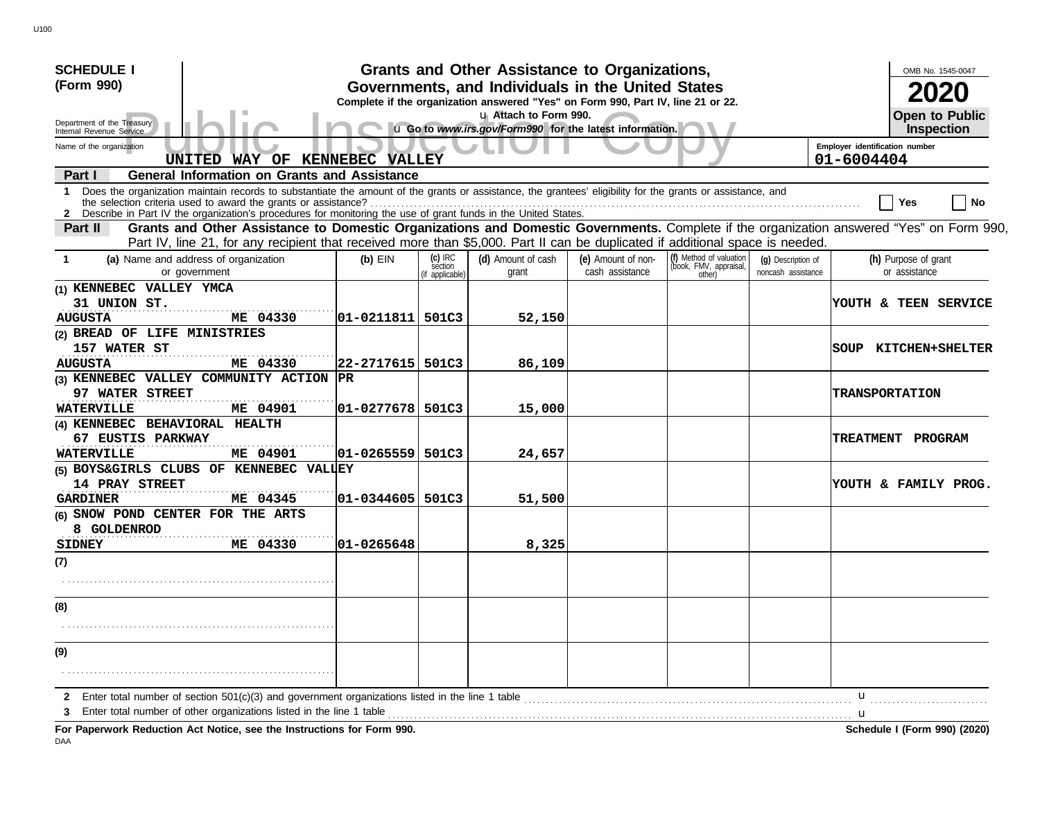**SCHEDULE I (Form 990)**

Department of the Treasury
Internal Revenue Service

# Grants and Other Assistance to Organizations, Governments, and Individuals in the United States

**Complete if the organization answered "Yes" on Form 990, Part IV, line 21 or 22.**
u Attach to Form 990.
u Go to *www.irs.gov/Form990* for the latest information.

OMB No. 1545-0047
**2020**
**Open to Public Inspection**

Public Inspection Copy

Name of the organization: UNITED WAY OF KENNEBEC VALLEY
Employer identification number: 01-6004404

## Part I — General Information on Grants and Assistance

1 Does the organization maintain records to substantiate the amount of the grants or assistance, the grantees' eligibility for the grants or assistance, and the selection criteria used to award the grants or assistance? ☐ Yes ☐ No

2 Describe in Part IV the organization's procedures for monitoring the use of grant funds in the United States.

## Part II — Grants and Other Assistance to Domestic Organizations and Domestic Governments.

Complete if the organization answered "Yes" on Form 990, Part IV, line 21, for any recipient that received more than $5,000. Part II can be duplicated if additional space is needed.

| 1 (a) Name and address of organization or government | (b) EIN | (c) IRC section (if applicable) | (d) Amount of cash grant | (e) Amount of non-cash assistance | (f) Method of valuation (book, FMV, appraisal, other) | (g) Description of noncash assistance | (h) Purpose of grant or assistance |
|---|---|---|---|---|---|---|---|
| (1) KENNEBEC VALLEY YMCA<br>31 UNION ST.<br>AUGUSTA ME 04330 | 01-0211811 | 501C3 | 52,150 | | | | YOUTH & TEEN SERVICE |
| (2) BREAD OF LIFE MINISTRIES<br>157 WATER ST<br>AUGUSTA ME 04330 | 22-2717615 | 501C3 | 86,109 | | | | SOUP KITCHEN+SHELTER |
| (3) KENNEBEC VALLEY COMMUNITY ACTION PR<br>97 WATER STREET<br>WATERVILLE ME 04901 | 01-0277678 | 501C3 | 15,000 | | | | TRANSPORTATION |
| (4) KENNEBEC BEHAVIORAL HEALTH<br>67 EUSTIS PARKWAY<br>WATERVILLE ME 04901 | 01-0265559 | 501C3 | 24,657 | | | | TREATMENT PROGRAM |
| (5) BOYS&GIRLS CLUBS OF KENNEBEC VALLEY<br>14 PRAY STREET<br>GARDINER ME 04345 | 01-0344605 | 501C3 | 51,500 | | | | YOUTH & FAMILY PROG. |
| (6) SNOW POND CENTER FOR THE ARTS<br>8 GOLDENROD<br>SIDNEY ME 04330 | 01-0265648 | | 8,325 | | | | |
| (7) | | | | | | | |
| (8) | | | | | | | |
| (9) | | | | | | | |

2 Enter total number of section 501(c)(3) and government organizations listed in the line 1 table u

3 Enter total number of other organizations listed in the line 1 table u

**For Paperwork Reduction Act Notice, see the Instructions for Form 990.**

**Schedule I (Form 990) (2020)**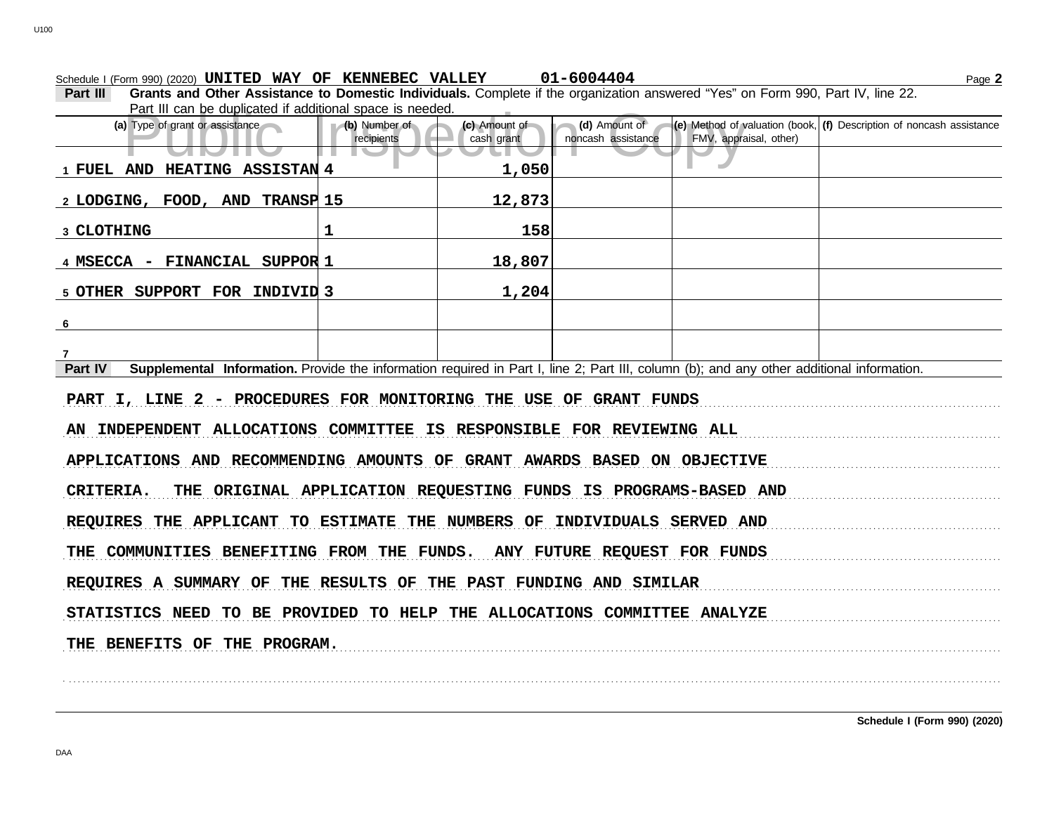Schedule I (Form 990) (2020) UNITED WAY OF KENNEBEC VALLEY 01-6004404

**Part III** **Grants and Other Assistance to Domestic Individuals.** Complete if the organization answered "Yes" on Form 990, Part IV, line 22. Part III can be duplicated if additional space is needed.

| (a) Type of grant or assistance | (b) Number of recipients | (c) Amount of cash grant | (d) Amount of noncash assistance | (e) Method of valuation (book, FMV, appraisal, other) | (f) Description of noncash assistance |
|---|---|---|---|---|---|
| 1 FUEL AND HEATING ASSISTAN | 4 | 1,050 | | | |
| 2 LODGING, FOOD, AND TRANSP | 15 | 12,873 | | | |
| 3 CLOTHING | 1 | 158 | | | |
| 4 MSECCA - FINANCIAL SUPPOR | 1 | 18,807 | | | |
| 5 OTHER SUPPORT FOR INDIVID | 3 | 1,204 | | | |
| 6 | | | | | |
| 7 | | | | | |

**Part IV** **Supplemental Information.** Provide the information required in Part I, line 2; Part III, column (b); and any other additional information.

PART I, LINE 2 - PROCEDURES FOR MONITORING THE USE OF GRANT FUNDS

AN INDEPENDENT ALLOCATIONS COMMITTEE IS RESPONSIBLE FOR REVIEWING ALL APPLICATIONS AND RECOMMENDING AMOUNTS OF GRANT AWARDS BASED ON OBJECTIVE CRITERIA. THE ORIGINAL APPLICATION REQUESTING FUNDS IS PROGRAMS-BASED AND REQUIRES THE APPLICANT TO ESTIMATE THE NUMBERS OF INDIVIDUALS SERVED AND THE COMMUNITIES BENEFITING FROM THE FUNDS. ANY FUTURE REQUEST FOR FUNDS REQUIRES A SUMMARY OF THE RESULTS OF THE PAST FUNDING AND SIMILAR STATISTICS NEED TO BE PROVIDED TO HELP THE ALLOCATIONS COMMITTEE ANALYZE THE BENEFITS OF THE PROGRAM.

Schedule I (Form 990) (2020)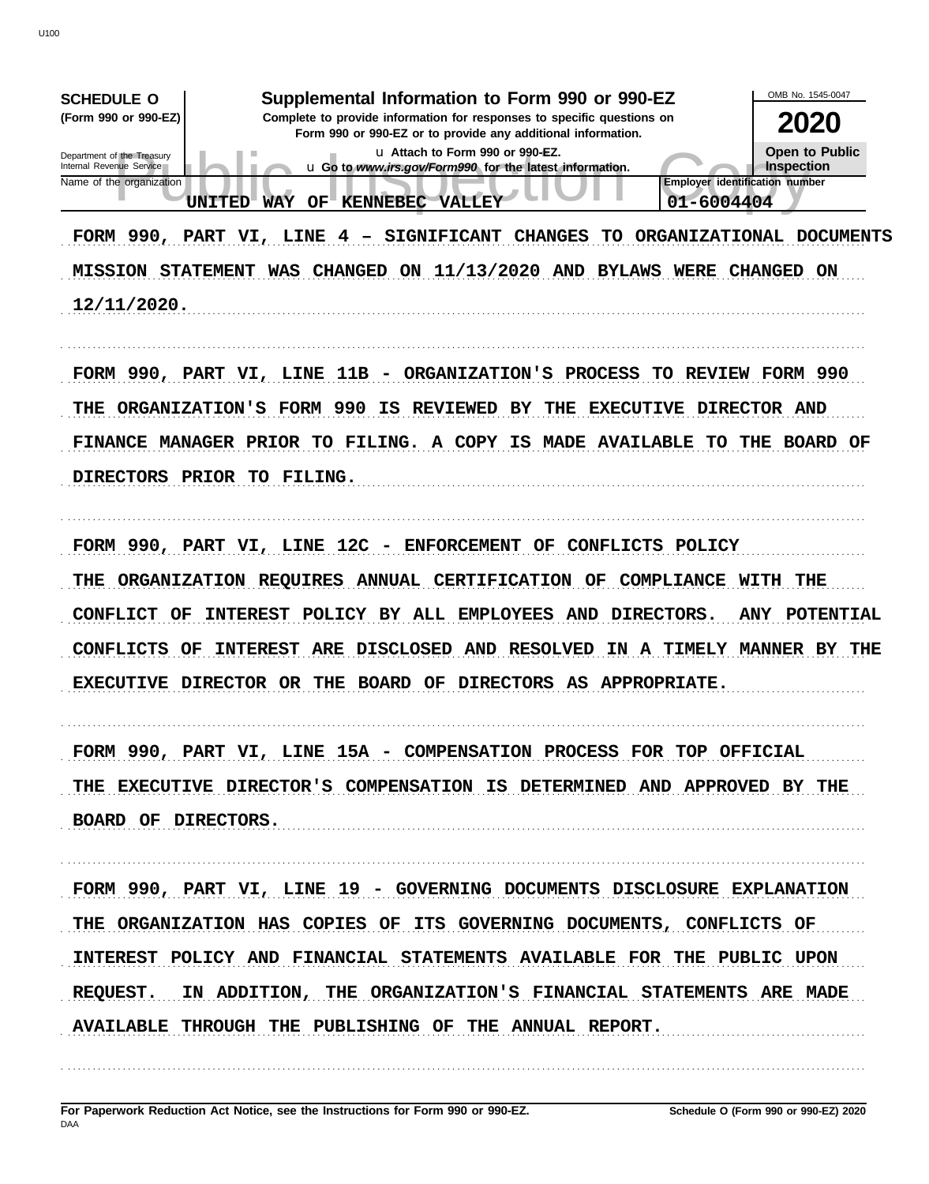**SCHEDULE O**
**(Form 990 or 990-EZ)**

Department of the Treasury
Internal Revenue Service

# Supplemental Information to Form 990 or 990-EZ

**Complete to provide information for responses to specific questions on Form 990 or 990-EZ or to provide any additional information.**

u Attach to Form 990 or 990-EZ.
u Go to *www.irs.gov/Form990* for the latest information.

OMB No. 1545-0047

**2020**

**Open to Public Inspection**

| Name of the organization | Employer identification number |
|---|---|
| UNITED WAY OF KENNEBEC VALLEY | 01-6004404 |

FORM 990, PART VI, LINE 4 – SIGNIFICANT CHANGES TO ORGANIZATIONAL DOCUMENTS

MISSION STATEMENT WAS CHANGED ON 11/13/2020 AND BYLAWS WERE CHANGED ON 12/11/2020.

FORM 990, PART VI, LINE 11B - ORGANIZATION'S PROCESS TO REVIEW FORM 990

THE ORGANIZATION'S FORM 990 IS REVIEWED BY THE EXECUTIVE DIRECTOR AND FINANCE MANAGER PRIOR TO FILING. A COPY IS MADE AVAILABLE TO THE BOARD OF DIRECTORS PRIOR TO FILING.

FORM 990, PART VI, LINE 12C - ENFORCEMENT OF CONFLICTS POLICY

THE ORGANIZATION REQUIRES ANNUAL CERTIFICATION OF COMPLIANCE WITH THE CONFLICT OF INTEREST POLICY BY ALL EMPLOYEES AND DIRECTORS. ANY POTENTIAL CONFLICTS OF INTEREST ARE DISCLOSED AND RESOLVED IN A TIMELY MANNER BY THE EXECUTIVE DIRECTOR OR THE BOARD OF DIRECTORS AS APPROPRIATE.

FORM 990, PART VI, LINE 15A - COMPENSATION PROCESS FOR TOP OFFICIAL

THE EXECUTIVE DIRECTOR'S COMPENSATION IS DETERMINED AND APPROVED BY THE BOARD OF DIRECTORS.

FORM 990, PART VI, LINE 19 - GOVERNING DOCUMENTS DISCLOSURE EXPLANATION

THE ORGANIZATION HAS COPIES OF ITS GOVERNING DOCUMENTS, CONFLICTS OF INTEREST POLICY AND FINANCIAL STATEMENTS AVAILABLE FOR THE PUBLIC UPON REQUEST. IN ADDITION, THE ORGANIZATION'S FINANCIAL STATEMENTS ARE MADE AVAILABLE THROUGH THE PUBLISHING OF THE ANNUAL REPORT.

**For Paperwork Reduction Act Notice, see the Instructions for Form 990 or 990-EZ.** **Schedule O (Form 990 or 990-EZ) 2020**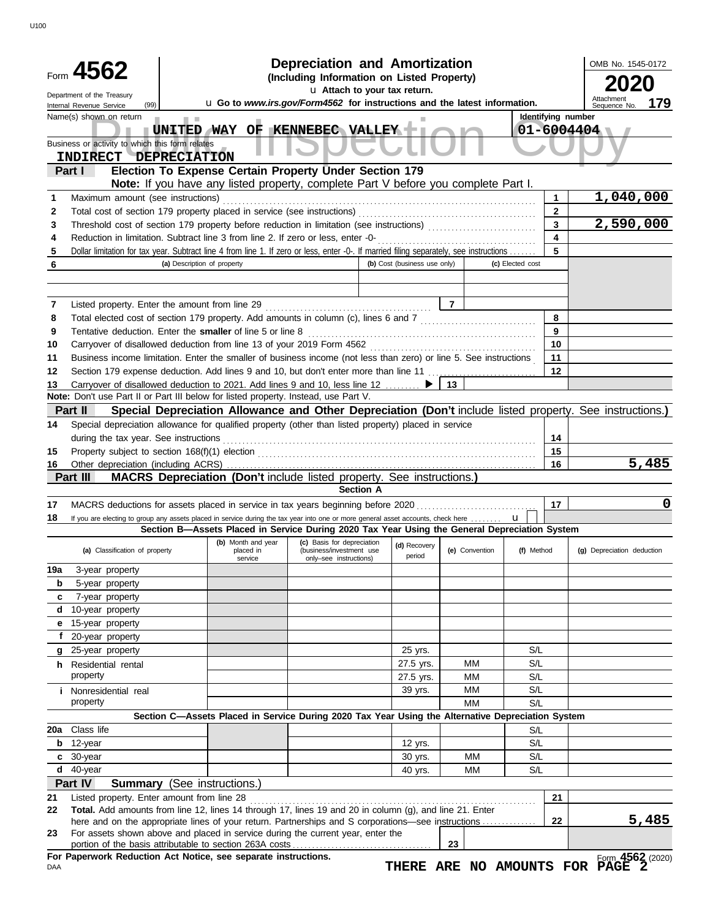U100

Form **4562**

Department of the Treasury
Internal Revenue Service (99)

# Depreciation and Amortization
**(Including Information on Listed Property)**

Attach to your tax return.

Go to *www.irs.gov/Form4562* for instructions and the latest information.

OMB No. 1545-0172

**2020**

Attachment Sequence No. **179**

Public Inspection Copy

Name(s) shown on return: **UNITED WAY OF KENNEBEC VALLEY**

Identifying number: **01-6004404**

Business or activity to which this form relates: **INDIRECT DEPRECIATION**

## Part I Election To Expense Certain Property Under Section 179

**Note:** If you have any listed property, complete Part V before you complete Part I.

| | | | |
|---|---|---|---|
| 1 | Maximum amount (see instructions) | 1 | 1,040,000 |
| 2 | Total cost of section 179 property placed in service (see instructions) | 2 | |
| 3 | Threshold cost of section 179 property before reduction in limitation (see instructions) | 3 | 2,590,000 |
| 4 | Reduction in limitation. Subtract line 3 from line 2. If zero or less, enter -0- | 4 | |
| 5 | Dollar limitation for tax year. Subtract line 4 from line 1. If zero or less, enter -0-. If married filing separately, see instructions | 5 | |

| 6 | (a) Description of property | (b) Cost (business use only) | (c) Elected cost |
|---|---|---|---|
| | | | |
| | | | |

| | | | |
|---|---|---|---|
| 7 | Listed property. Enter the amount from line 29 | 7 | |
| 8 | Total elected cost of section 179 property. Add amounts in column (c), lines 6 and 7 | 8 | |
| 9 | Tentative deduction. Enter the **smaller** of line 5 or line 8 | 9 | |
| 10 | Carryover of disallowed deduction from line 13 of your 2019 Form 4562 | 10 | |
| 11 | Business income limitation. Enter the smaller of business income (not less than zero) or line 5. See instructions | 11 | |
| 12 | Section 179 expense deduction. Add lines 9 and 10, but don't enter more than line 11 | 12 | |
| 13 | Carryover of disallowed deduction to 2021. Add lines 9 and 10, less line 12 | 13 | |

**Note:** Don't use Part II or Part III below for listed property. Instead, use Part V.

## Part II Special Depreciation Allowance and Other Depreciation (Don't include listed property. See instructions.)

| | | | |
|---|---|---|---|
| 14 | Special depreciation allowance for qualified property (other than listed property) placed in service during the tax year. See instructions | 14 | |
| 15 | Property subject to section 168(f)(1) election | 15 | |
| 16 | Other depreciation (including ACRS) | 16 | 5,485 |

## Part III MACRS Depreciation (Don't include listed property. See instructions.)

**Section A**

| | | | |
|---|---|---|---|
| 17 | MACRS deductions for assets placed in service in tax years beginning before 2020 | 17 | 0 |
| 18 | If you are electing to group any assets placed in service during the tax year into one or more general asset accounts, check here | | |

**Section B—Assets Placed in Service During 2020 Tax Year Using the General Depreciation System**

| (a) Classification of property | (b) Month and year placed in service | (c) Basis for depreciation (business/investment use only—see instructions) | (d) Recovery period | (e) Convention | (f) Method | (g) Depreciation deduction |
|---|---|---|---|---|---|---|
| 19a 3-year property | | | | | | |
| b 5-year property | | | | | | |
| c 7-year property | | | | | | |
| d 10-year property | | | | | | |
| e 15-year property | | | | | | |
| f 20-year property | | | | | | |
| g 25-year property | | | 25 yrs. | | S/L | |
| h Residential rental property | | | 27.5 yrs. | MM | S/L | |
| | | | 27.5 yrs. | MM | S/L | |
| i Nonresidential real property | | | 39 yrs. | MM | S/L | |
| | | | | MM | S/L | |

**Section C—Assets Placed in Service During 2020 Tax Year Using the Alternative Depreciation System**

| (a) Classification of property | (b) Month and year placed in service | (c) Basis for depreciation | (d) Recovery period | (e) Convention | (f) Method | (g) Depreciation deduction |
|---|---|---|---|---|---|---|
| 20a Class life | | | | | S/L | |
| b 12-year | | | 12 yrs. | | S/L | |
| c 30-year | | | 30 yrs. | MM | S/L | |
| d 40-year | | | 40 yrs. | MM | S/L | |

## Part IV Summary (See instructions.)

| | | | |
|---|---|---|---|
| 21 | Listed property. Enter amount from line 28 | 21 | |
| 22 | **Total.** Add amounts from line 12, lines 14 through 17, lines 19 and 20 in column (g), and line 21. Enter here and on the appropriate lines of your return. Partnerships and S corporations—see instructions | 22 | 5,485 |
| 23 | For assets shown above and placed in service during the current year, enter the portion of the basis attributable to section 263A costs | 23 | |

**For Paperwork Reduction Act Notice, see separate instructions.**

DAA

**THERE ARE NO AMOUNTS FOR PAGE 2**

Form **4562** (2020)